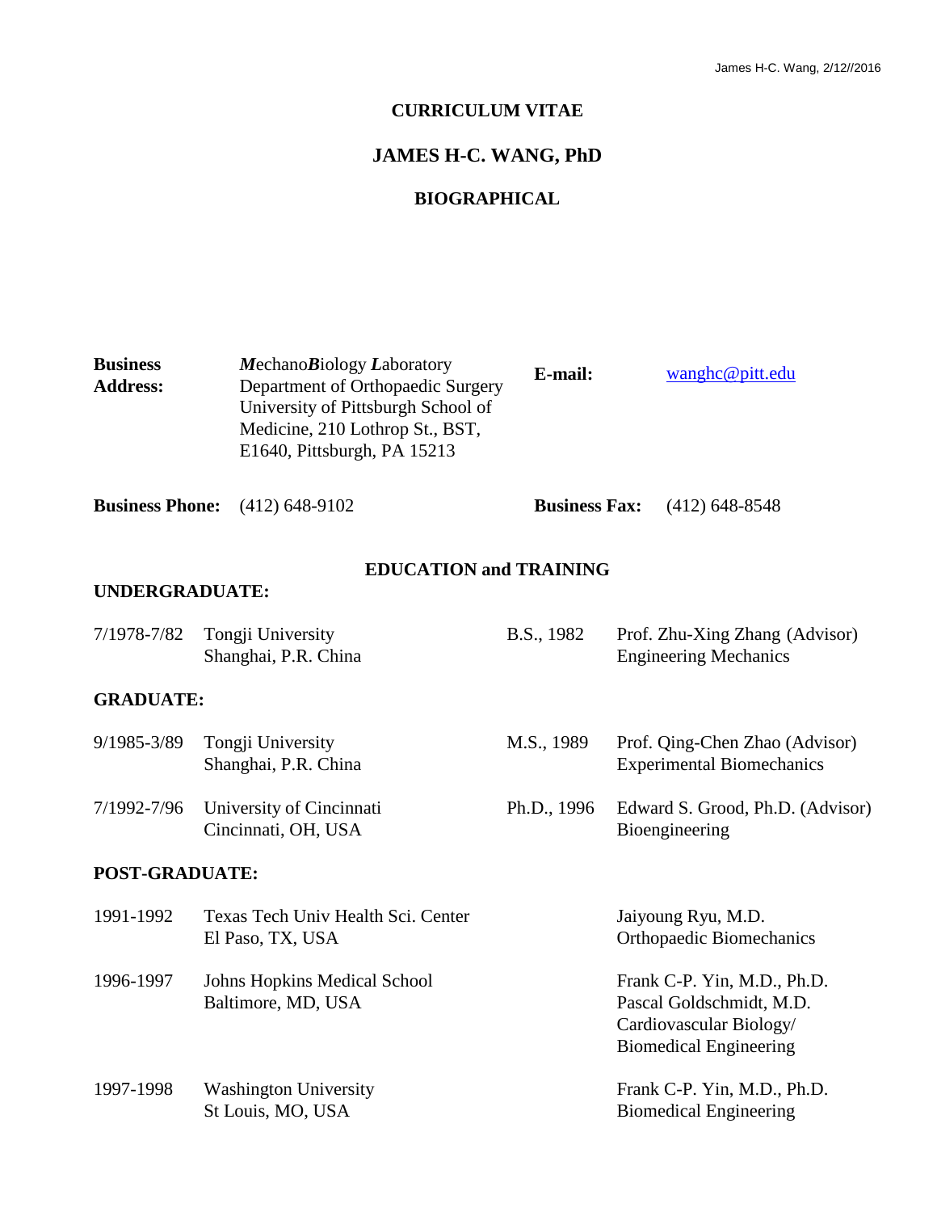# CURRICULUM VITAE

## JAMES H-C. WANG, PhD

## BIOGRAPHICAL

| | | | |
|---|---|---|---|
| **Business Address:** | ***M**echano**B**iology **L**aboratory* Department of Orthopaedic Surgery University of Pittsburgh School of Medicine, 210 Lothrop St., BST, E1640, Pittsburgh, PA 15213 | **E-mail:** | wanghc@pitt.edu |
| **Business Phone:** | (412) 648-9102 | **Business Fax:** | (412) 648-8548 |

## EDUCATION and TRAINING

### UNDERGRADUATE:

| | | | |
|---|---|---|---|
| 7/1978-7/82 | Tongji University<br>Shanghai, P.R. China | B.S., 1982 | Prof. Zhu-Xing Zhang (Advisor)<br>Engineering Mechanics |

### GRADUATE:

| | | | |
|---|---|---|---|
| 9/1985-3/89 | Tongji University<br>Shanghai, P.R. China | M.S., 1989 | Prof. Qing-Chen Zhao (Advisor)<br>Experimental Biomechanics |
| 7/1992-7/96 | University of Cincinnati<br>Cincinnati, OH, USA | Ph.D., 1996 | Edward S. Grood, Ph.D. (Advisor)<br>Bioengineering |

### POST-GRADUATE:

| | | |
|---|---|---|
| 1991-1992 | Texas Tech Univ Health Sci. Center<br>El Paso, TX, USA | Jaiyoung Ryu, M.D.<br>Orthopaedic Biomechanics |
| 1996-1997 | Johns Hopkins Medical School<br>Baltimore, MD, USA | Frank C-P. Yin, M.D., Ph.D.<br>Pascal Goldschmidt, M.D.<br>Cardiovascular Biology/<br>Biomedical Engineering |
| 1997-1998 | Washington University<br>St Louis, MO, USA | Frank C-P. Yin, M.D., Ph.D.<br>Biomedical Engineering |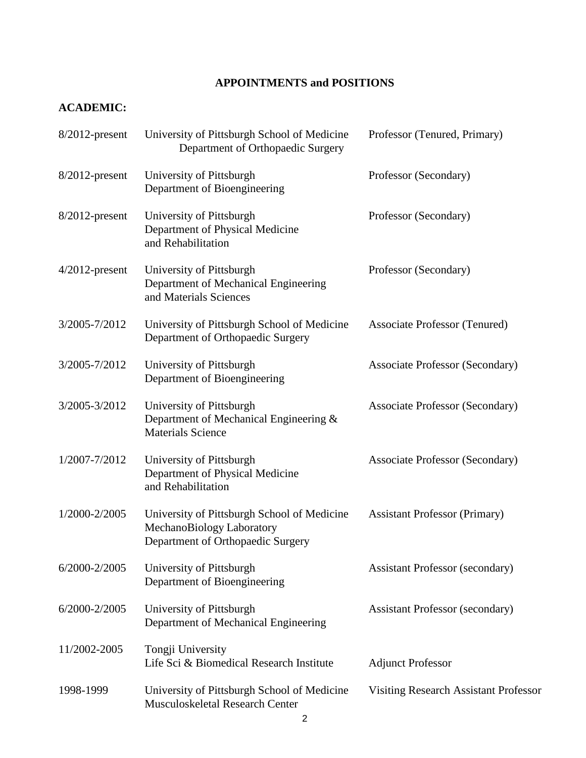## APPOINTMENTS and POSITIONS

### ACADEMIC:

| | | |
|---|---|---|
| 8/2012-present | University of Pittsburgh School of Medicine<br>Department of Orthopaedic Surgery | Professor (Tenured, Primary) |
| 8/2012-present | University of Pittsburgh<br>Department of Bioengineering | Professor (Secondary) |
| 8/2012-present | University of Pittsburgh<br>Department of Physical Medicine and Rehabilitation | Professor (Secondary) |
| 4/2012-present | University of Pittsburgh<br>Department of Mechanical Engineering and Materials Sciences | Professor (Secondary) |
| 3/2005-7/2012 | University of Pittsburgh School of Medicine<br>Department of Orthopaedic Surgery | Associate Professor (Tenured) |
| 3/2005-7/2012 | University of Pittsburgh<br>Department of Bioengineering | Associate Professor (Secondary) |
| 3/2005-3/2012 | University of Pittsburgh<br>Department of Mechanical Engineering & Materials Science | Associate Professor (Secondary) |
| 1/2007-7/2012 | University of Pittsburgh<br>Department of Physical Medicine and Rehabilitation | Associate Professor (Secondary) |
| 1/2000-2/2005 | University of Pittsburgh School of Medicine<br>MechanoBiology Laboratory<br>Department of Orthopaedic Surgery | Assistant Professor (Primary) |
| 6/2000-2/2005 | University of Pittsburgh<br>Department of Bioengineering | Assistant Professor (secondary) |
| 6/2000-2/2005 | University of Pittsburgh<br>Department of Mechanical Engineering | Assistant Professor (secondary) |
| 11/2002-2005 | Tongji University<br>Life Sci & Biomedical Research Institute | Adjunct Professor |
| 1998-1999 | University of Pittsburgh School of Medicine<br>Musculoskeletal Research Center | Visiting Research Assistant Professor |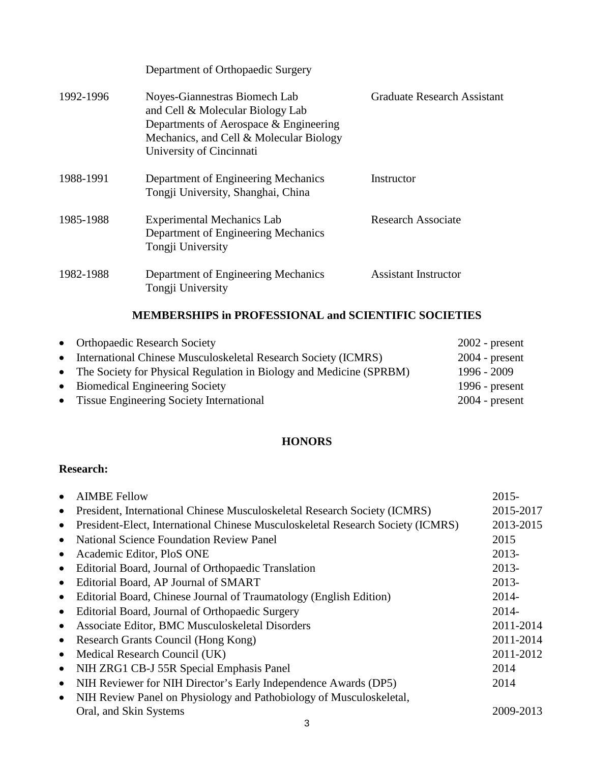| | | |
|---|---|---|
| | Department of Orthopaedic Surgery | |
| 1992-1996 | Noyes-Giannestras Biomech Lab and Cell & Molecular Biology Lab Departments of Aerospace & Engineering Mechanics, and Cell & Molecular Biology University of Cincinnati | Graduate Research Assistant |
| 1988-1991 | Department of Engineering Mechanics Tongji University, Shanghai, China | Instructor |
| 1985-1988 | Experimental Mechanics Lab Department of Engineering Mechanics Tongji University | Research Associate |
| 1982-1988 | Department of Engineering Mechanics Tongji University | Assistant Instructor |

## MEMBERSHIPS in PROFESSIONAL and SCIENTIFIC SOCIETIES

- Orthopaedic Research Society — 2002 - present
- International Chinese Musculoskeletal Research Society (ICMRS) — 2004 - present
- The Society for Physical Regulation in Biology and Medicine (SPRBM) — 1996 - 2009
- Biomedical Engineering Society — 1996 - present
- Tissue Engineering Society International — 2004 - present

## HONORS

**Research:**

- AIMBE Fellow — 2015-
- President, International Chinese Musculoskeletal Research Society (ICMRS) — 2015-2017
- President-Elect, International Chinese Musculoskeletal Research Society (ICMRS) — 2013-2015
- National Science Foundation Review Panel — 2015
- Academic Editor, PloS ONE — 2013-
- Editorial Board, Journal of Orthopaedic Translation — 2013-
- Editorial Board, AP Journal of SMART — 2013-
- Editorial Board, Chinese Journal of Traumatology (English Edition) — 2014-
- Editorial Board, Journal of Orthopaedic Surgery — 2014-
- Associate Editor, BMC Musculoskeletal Disorders — 2011-2014
- Research Grants Council (Hong Kong) — 2011-2014
- Medical Research Council (UK) — 2011-2012
- NIH ZRG1 CB-J 55R Special Emphasis Panel — 2014
- NIH Reviewer for NIH Director's Early Independence Awards (DP5) — 2014
- NIH Review Panel on Physiology and Pathobiology of Musculoskeletal, Oral, and Skin Systems — 2009-2013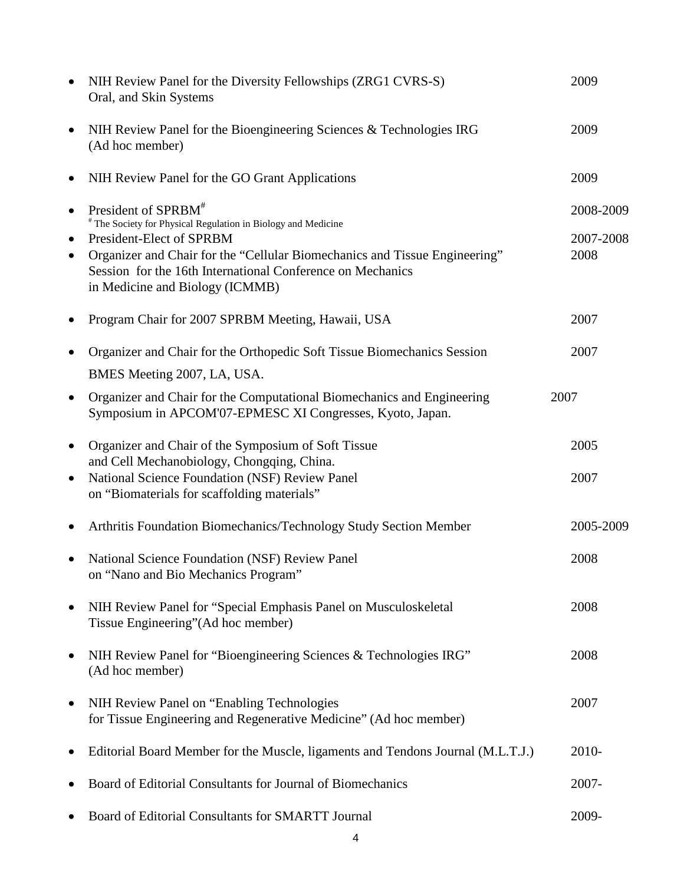- NIH Review Panel for the Diversity Fellowships (ZRG1 CVRS-S) Oral, and Skin Systems — 2009

- NIH Review Panel for the Bioengineering Sciences & Technologies IRG (Ad hoc member) — 2009

- NIH Review Panel for the GO Grant Applications — 2009

- President of SPRBM[#] — 2008-2009

  [#] The Society for Physical Regulation in Biology and Medicine
- President-Elect of SPRBM — 2007-2008
- Organizer and Chair for the "Cellular Biomechanics and Tissue Engineering" Session for the 16th International Conference on Mechanics in Medicine and Biology (ICMMB) — 2008

- Program Chair for 2007 SPRBM Meeting, Hawaii, USA — 2007

- Organizer and Chair for the Orthopedic Soft Tissue Biomechanics Session BMES Meeting 2007, LA, USA. — 2007

- Organizer and Chair for the Computational Biomechanics and Engineering Symposium in APCOM'07-EPMESC XI Congresses, Kyoto, Japan. — 2007

- Organizer and Chair of the Symposium of Soft Tissue and Cell Mechanobiology, Chongqing, China. — 2005
- National Science Foundation (NSF) Review Panel on "Biomaterials for scaffolding materials" — 2007

- Arthritis Foundation Biomechanics/Technology Study Section Member — 2005-2009

- National Science Foundation (NSF) Review Panel on "Nano and Bio Mechanics Program" — 2008

- NIH Review Panel for "Special Emphasis Panel on Musculoskeletal Tissue Engineering"(Ad hoc member) — 2008

- NIH Review Panel for "Bioengineering Sciences & Technologies IRG" (Ad hoc member) — 2008

- NIH Review Panel on "Enabling Technologies for Tissue Engineering and Regenerative Medicine" (Ad hoc member) — 2007

- Editorial Board Member for the Muscle, ligaments and Tendons Journal (M.L.T.J.) — 2010-

- Board of Editorial Consultants for Journal of Biomechanics — 2007-

- Board of Editorial Consultants for SMARTT Journal — 2009-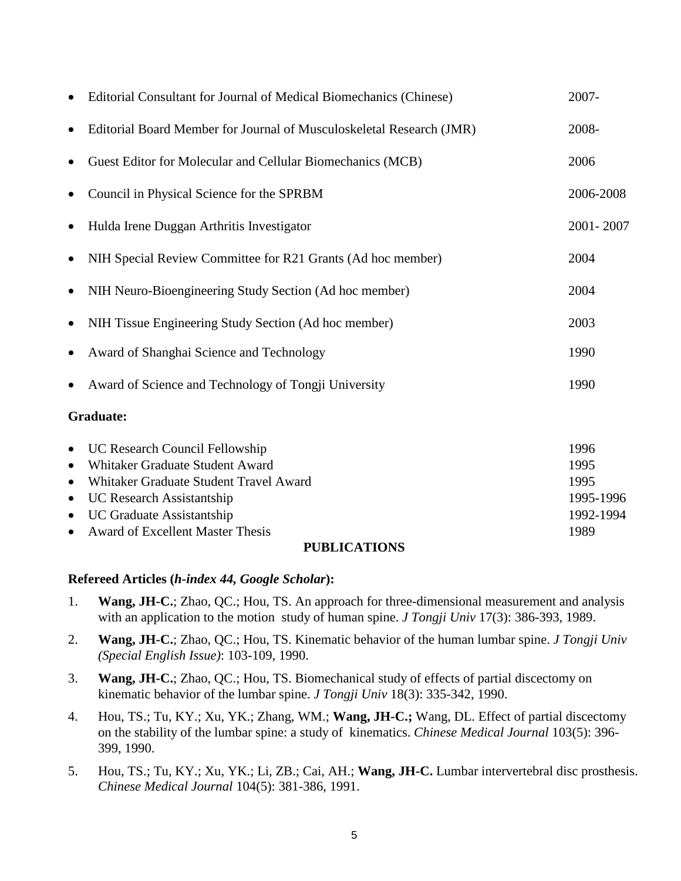- Editorial Consultant for Journal of Medical Biomechanics (Chinese) 2007-
- Editorial Board Member for Journal of Musculoskeletal Research (JMR) 2008-
- Guest Editor for Molecular and Cellular Biomechanics (MCB) 2006
- Council in Physical Science for the SPRBM 2006-2008
- Hulda Irene Duggan Arthritis Investigator 2001- 2007
- NIH Special Review Committee for R21 Grants (Ad hoc member) 2004
- NIH Neuro-Bioengineering Study Section (Ad hoc member) 2004
- NIH Tissue Engineering Study Section (Ad hoc member) 2003
- Award of Shanghai Science and Technology 1990
- Award of Science and Technology of Tongji University 1990

**Graduate:**

- UC Research Council Fellowship 1996
- Whitaker Graduate Student Award 1995
- Whitaker Graduate Student Travel Award 1995
- UC Research Assistantship 1995-1996
- UC Graduate Assistantship 1992-1994
- Award of Excellent Master Thesis 1989

## PUBLICATIONS

**Refereed Articles (*h-index 44, Google Scholar*):**

1. **Wang, JH-C.**; Zhao, QC.; Hou, TS. An approach for three-dimensional measurement and analysis with an application to the motion study of human spine. *J Tongji Univ* 17(3): 386-393, 1989.
2. **Wang, JH-C.**; Zhao, QC.; Hou, TS. Kinematic behavior of the human lumbar spine. *J Tongji Univ (Special English Issue)*: 103-109, 1990.
3. **Wang, JH-C.**; Zhao, QC.; Hou, TS. Biomechanical study of effects of partial discectomy on kinematic behavior of the lumbar spine. *J Tongji Univ* 18(3): 335-342, 1990.
4. Hou, TS.; Tu, KY.; Xu, YK.; Zhang, WM.; **Wang, JH-C.;** Wang, DL. Effect of partial discectomy on the stability of the lumbar spine: a study of kinematics. *Chinese Medical Journal* 103(5): 396-399, 1990.
5. Hou, TS.; Tu, KY.; Xu, YK.; Li, ZB.; Cai, AH.; **Wang, JH-C.** Lumbar intervertebral disc prosthesis. *Chinese Medical Journal* 104(5): 381-386, 1991.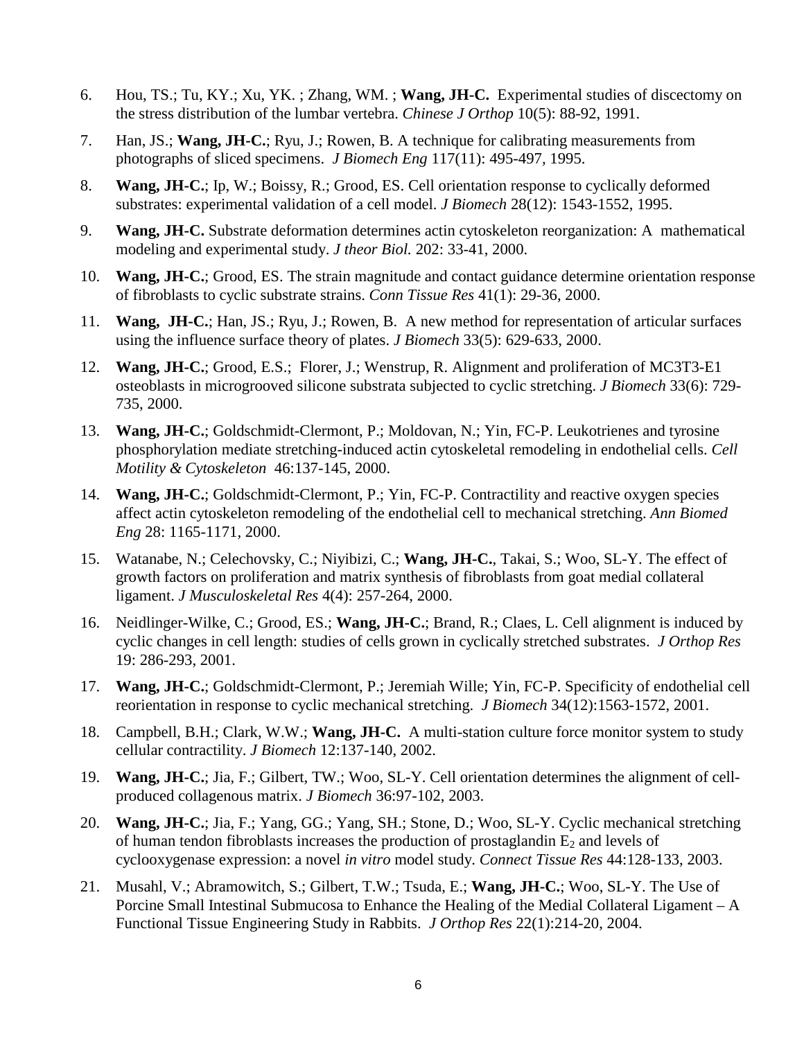6. Hou, TS.; Tu, KY.; Xu, YK. ; Zhang, WM. ; **Wang, JH-C.** Experimental studies of discectomy on the stress distribution of the lumbar vertebra. *Chinese J Orthop* 10(5): 88-92, 1991.

7. Han, JS.; **Wang, JH-C.**; Ryu, J.; Rowen, B. A technique for calibrating measurements from photographs of sliced specimens. *J Biomech Eng* 117(11): 495-497, 1995.

8. **Wang, JH-C.**; Ip, W.; Boissy, R.; Grood, ES. Cell orientation response to cyclically deformed substrates: experimental validation of a cell model. *J Biomech* 28(12): 1543-1552, 1995.

9. **Wang, JH-C.** Substrate deformation determines actin cytoskeleton reorganization: A mathematical modeling and experimental study. *J theor Biol.* 202: 33-41, 2000.

10. **Wang, JH-C.**; Grood, ES. The strain magnitude and contact guidance determine orientation response of fibroblasts to cyclic substrate strains. *Conn Tissue Res* 41(1): 29-36, 2000.

11. **Wang, JH-C.**; Han, JS.; Ryu, J.; Rowen, B. A new method for representation of articular surfaces using the influence surface theory of plates. *J Biomech* 33(5): 629-633, 2000.

12. **Wang, JH-C.**; Grood, E.S.; Florer, J.; Wenstrup, R. Alignment and proliferation of MC3T3-E1 osteoblasts in microgrooved silicone substrata subjected to cyclic stretching. *J Biomech* 33(6): 729-735, 2000.

13. **Wang, JH-C.**; Goldschmidt-Clermont, P.; Moldovan, N.; Yin, FC-P. Leukotrienes and tyrosine phosphorylation mediate stretching-induced actin cytoskeletal remodeling in endothelial cells. *Cell Motility & Cytoskeleton* 46:137-145, 2000.

14. **Wang, JH-C.**; Goldschmidt-Clermont, P.; Yin, FC-P. Contractility and reactive oxygen species affect actin cytoskeleton remodeling of the endothelial cell to mechanical stretching. *Ann Biomed Eng* 28: 1165-1171, 2000.

15. Watanabe, N.; Celechovsky, C.; Niyibizi, C.; **Wang, JH-C.**, Takai, S.; Woo, SL-Y. The effect of growth factors on proliferation and matrix synthesis of fibroblasts from goat medial collateral ligament. *J Musculoskeletal Res* 4(4): 257-264, 2000.

16. Neidlinger-Wilke, C.; Grood, ES.; **Wang, JH-C.**; Brand, R.; Claes, L. Cell alignment is induced by cyclic changes in cell length: studies of cells grown in cyclically stretched substrates. *J Orthop Res* 19: 286-293, 2001.

17. **Wang, JH-C.**; Goldschmidt-Clermont, P.; Jeremiah Wille; Yin, FC-P. Specificity of endothelial cell reorientation in response to cyclic mechanical stretching. *J Biomech* 34(12):1563-1572, 2001.

18. Campbell, B.H.; Clark, W.W.; **Wang, JH-C.** A multi-station culture force monitor system to study cellular contractility. *J Biomech* 12:137-140, 2002.

19. **Wang, JH-C.**; Jia, F.; Gilbert, TW.; Woo, SL-Y. Cell orientation determines the alignment of cell-produced collagenous matrix. *J Biomech* 36:97-102, 2003.

20. **Wang, JH-C.**; Jia, F.; Yang, GG.; Yang, SH.; Stone, D.; Woo, SL-Y. Cyclic mechanical stretching of human tendon fibroblasts increases the production of prostaglandin $E_2$ and levels of cyclooxygenase expression: a novel *in vitro* model study. *Connect Tissue Res* 44:128-133, 2003.

21. Musahl, V.; Abramowitch, S.; Gilbert, T.W.; Tsuda, E.; **Wang, JH-C.**; Woo, SL-Y. The Use of Porcine Small Intestinal Submucosa to Enhance the Healing of the Medial Collateral Ligament – A Functional Tissue Engineering Study in Rabbits. *J Orthop Res* 22(1):214-20, 2004.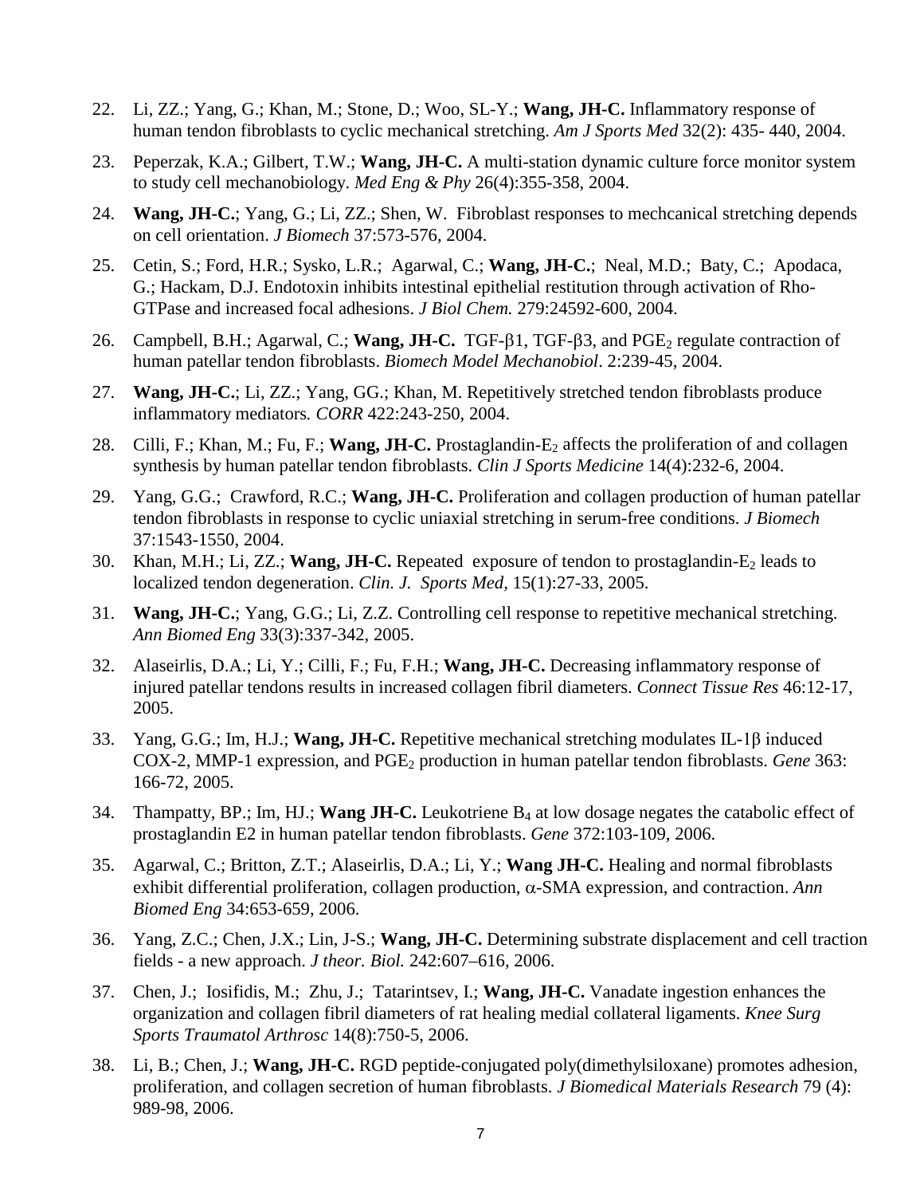22. Li, ZZ.; Yang, G.; Khan, M.; Stone, D.; Woo, SL-Y.; **Wang, JH-C.** Inflammatory response of human tendon fibroblasts to cyclic mechanical stretching. *Am J Sports Med* 32(2): 435- 440, 2004.

23. Peperzak, K.A.; Gilbert, T.W.; **Wang, JH-C.** A multi-station dynamic culture force monitor system to study cell mechanobiology. *Med Eng & Phy* 26(4):355-358, 2004.

24. **Wang, JH-C.**; Yang, G.; Li, ZZ.; Shen, W. Fibroblast responses to mechcanical stretching depends on cell orientation. *J Biomech* 37:573-576, 2004.

25. Cetin, S.; Ford, H.R.; Sysko, L.R.; Agarwal, C.; **Wang, JH-C.**; Neal, M.D.; Baty, C.; Apodaca, G.; Hackam, D.J. Endotoxin inhibits intestinal epithelial restitution through activation of Rho-GTPase and increased focal adhesions. *J Biol Chem.* 279:24592-600, 2004.

26. Campbell, B.H.; Agarwal, C.; **Wang, JH-C.** TGF-β1, TGF-β3, and $PGE_2$ regulate contraction of human patellar tendon fibroblasts. *Biomech Model Mechanobiol*. 2:239-45, 2004.

27. **Wang, JH-C.**; Li, ZZ.; Yang, GG.; Khan, M. Repetitively stretched tendon fibroblasts produce inflammatory mediators. *CORR* 422:243-250, 2004.

28. Cilli, F.; Khan, M.; Fu, F.; **Wang, JH-C.** Prostaglandin-$E_2$ affects the proliferation of and collagen synthesis by human patellar tendon fibroblasts. *Clin J Sports Medicine* 14(4):232-6, 2004.

29. Yang, G.G.; Crawford, R.C.; **Wang, JH-C.** Proliferation and collagen production of human patellar tendon fibroblasts in response to cyclic uniaxial stretching in serum-free conditions. *J Biomech* 37:1543-1550, 2004.

30. Khan, M.H.; Li, ZZ.; **Wang, JH-C.** Repeated exposure of tendon to prostaglandin-$E_2$ leads to localized tendon degeneration. *Clin. J. Sports Med,* 15(1):27-33, 2005.

31. **Wang, JH-C.**; Yang, G.G.; Li, Z.Z. Controlling cell response to repetitive mechanical stretching. *Ann Biomed Eng* 33(3):337-342, 2005.

32. Alaseirlis, D.A.; Li, Y.; Cilli, F.; Fu, F.H.; **Wang, JH-C.** Decreasing inflammatory response of injured patellar tendons results in increased collagen fibril diameters. *Connect Tissue Res* 46:12-17, 2005.

33. Yang, G.G.; Im, H.J.; **Wang, JH-C.** Repetitive mechanical stretching modulates IL-1β induced COX-2, MMP-1 expression, and $PGE_2$ production in human patellar tendon fibroblasts. *Gene* 363: 166-72, 2005.

34. Thampatty, BP.; Im, HJ.; **Wang JH-C.** Leukotriene $B_4$ at low dosage negates the catabolic effect of prostaglandin E2 in human patellar tendon fibroblasts. *Gene* 372:103-109, 2006.

35. Agarwal, C.; Britton, Z.T.; Alaseirlis, D.A.; Li, Y.; **Wang JH-C.** Healing and normal fibroblasts exhibit differential proliferation, collagen production, α-SMA expression, and contraction. *Ann Biomed Eng* 34:653-659, 2006.

36. Yang, Z.C.; Chen, J.X.; Lin, J-S.; **Wang, JH-C.** Determining substrate displacement and cell traction fields - a new approach. *J theor. Biol.* 242:607–616, 2006.

37. Chen, J.; Iosifidis, M.; Zhu, J.; Tatarintsev, I.; **Wang, JH-C.** Vanadate ingestion enhances the organization and collagen fibril diameters of rat healing medial collateral ligaments. *Knee Surg Sports Traumatol Arthrosc* 14(8):750-5, 2006.

38. Li, B.; Chen, J.; **Wang, JH-C.** RGD peptide-conjugated poly(dimethylsiloxane) promotes adhesion, proliferation, and collagen secretion of human fibroblasts. *J Biomedical Materials Research* 79 (4): 989-98, 2006.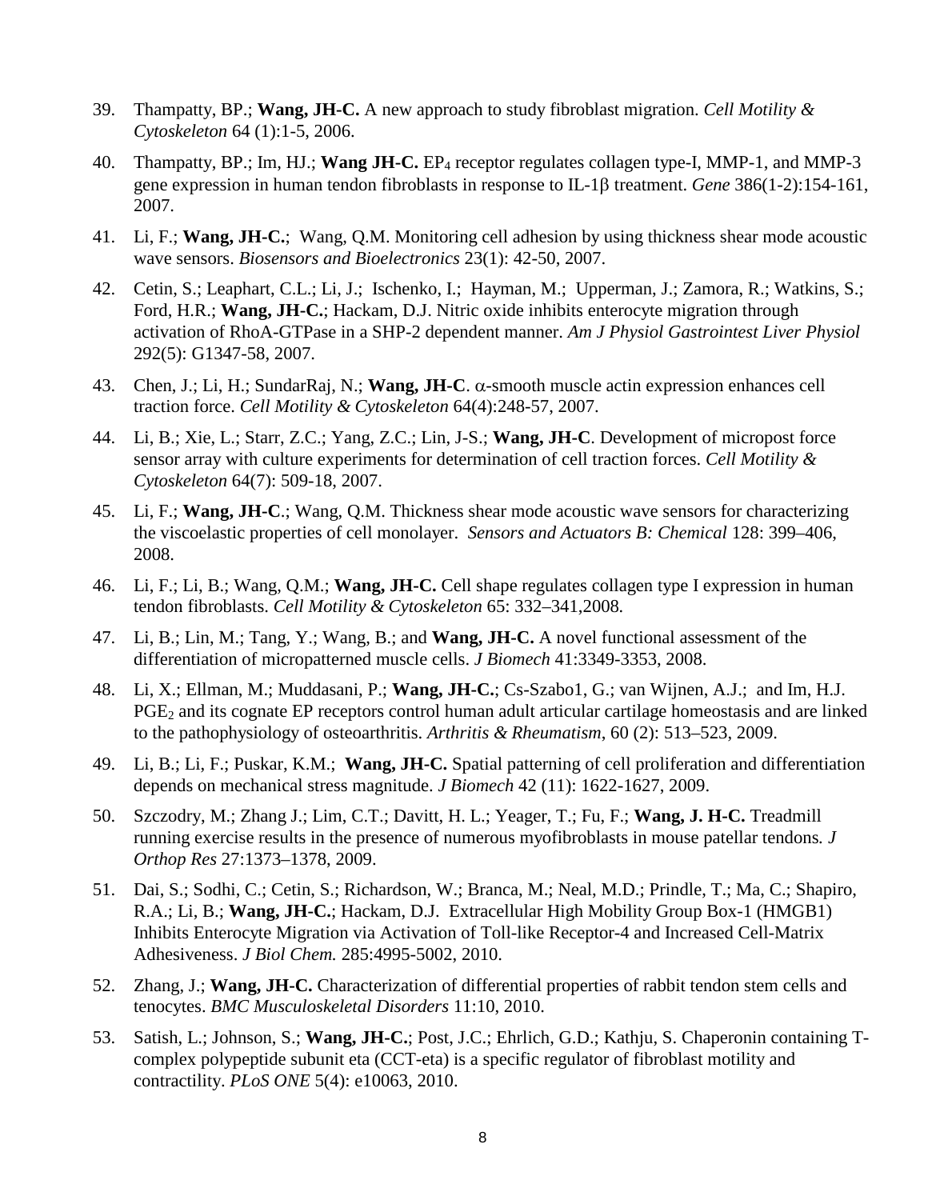39. Thampatty, BP.; **Wang, JH-C.** A new approach to study fibroblast migration. *Cell Motility & Cytoskeleton* 64 (1):1-5, 2006.

40. Thampatty, BP.; Im, HJ.; **Wang JH-C.** $EP_4$ receptor regulates collagen type-I, MMP-1, and MMP-3 gene expression in human tendon fibroblasts in response to IL-1$\beta$ treatment. *Gene* 386(1-2):154-161, 2007.

41. Li, F.; **Wang, JH-C.**; Wang, Q.M. Monitoring cell adhesion by using thickness shear mode acoustic wave sensors. *Biosensors and Bioelectronics* 23(1): 42-50, 2007.

42. Cetin, S.; Leaphart, C.L.; Li, J.; Ischenko, I.; Hayman, M.; Upperman, J.; Zamora, R.; Watkins, S.; Ford, H.R.; **Wang, JH-C.**; Hackam, D.J. Nitric oxide inhibits enterocyte migration through activation of RhoA-GTPase in a SHP-2 dependent manner. *Am J Physiol Gastrointest Liver Physiol* 292(5): G1347-58, 2007.

43. Chen, J.; Li, H.; SundarRaj, N.; **Wang, JH-C**. $\alpha$-smooth muscle actin expression enhances cell traction force. *Cell Motility & Cytoskeleton* 64(4):248-57, 2007.

44. Li, B.; Xie, L.; Starr, Z.C.; Yang, Z.C.; Lin, J-S.; **Wang, JH-C**. Development of micropost force sensor array with culture experiments for determination of cell traction forces. *Cell Motility & Cytoskeleton* 64(7): 509-18, 2007.

45. Li, F.; **Wang, JH-C**.; Wang, Q.M. Thickness shear mode acoustic wave sensors for characterizing the viscoelastic properties of cell monolayer. *Sensors and Actuators B: Chemical* 128: 399–406, 2008.

46. Li, F.; Li, B.; Wang, Q.M.; **Wang, JH-C.** Cell shape regulates collagen type I expression in human tendon fibroblasts. *Cell Motility & Cytoskeleton* 65: 332–341,2008.

47. Li, B.; Lin, M.; Tang, Y.; Wang, B.; and **Wang, JH-C.** A novel functional assessment of the differentiation of micropatterned muscle cells. *J Biomech* 41:3349-3353, 2008.

48. Li, X.; Ellman, M.; Muddasani, P.; **Wang, JH-C.**; Cs-Szabo1, G.; van Wijnen, A.J.; and Im, H.J. $PGE_2$ and its cognate EP receptors control human adult articular cartilage homeostasis and are linked to the pathophysiology of osteoarthritis. *Arthritis & Rheumatism*, 60 (2): 513–523, 2009.

49. Li, B.; Li, F.; Puskar, K.M.; **Wang, JH-C.** Spatial patterning of cell proliferation and differentiation depends on mechanical stress magnitude. *J Biomech* 42 (11): 1622-1627, 2009.

50. Szczodry, M.; Zhang J.; Lim, C.T.; Davitt, H. L.; Yeager, T.; Fu, F.; **Wang, J. H-C.** Treadmill running exercise results in the presence of numerous myofibroblasts in mouse patellar tendons. *J Orthop Res* 27:1373–1378, 2009.

51. Dai, S.; Sodhi, C.; Cetin, S.; Richardson, W.; Branca, M.; Neal, M.D.; Prindle, T.; Ma, C.; Shapiro, R.A.; Li, B.; **Wang, JH-C.**; Hackam, D.J. Extracellular High Mobility Group Box-1 (HMGB1) Inhibits Enterocyte Migration via Activation of Toll-like Receptor-4 and Increased Cell-Matrix Adhesiveness. *J Biol Chem.* 285:4995-5002, 2010.

52. Zhang, J.; **Wang, JH-C.** Characterization of differential properties of rabbit tendon stem cells and tenocytes. *BMC Musculoskeletal Disorders* 11:10, 2010.

53. Satish, L.; Johnson, S.; **Wang, JH-C.**; Post, J.C.; Ehrlich, G.D.; Kathju, S. Chaperonin containing T-complex polypeptide subunit eta (CCT-eta) is a specific regulator of fibroblast motility and contractility. *PLoS ONE* 5(4): e10063, 2010.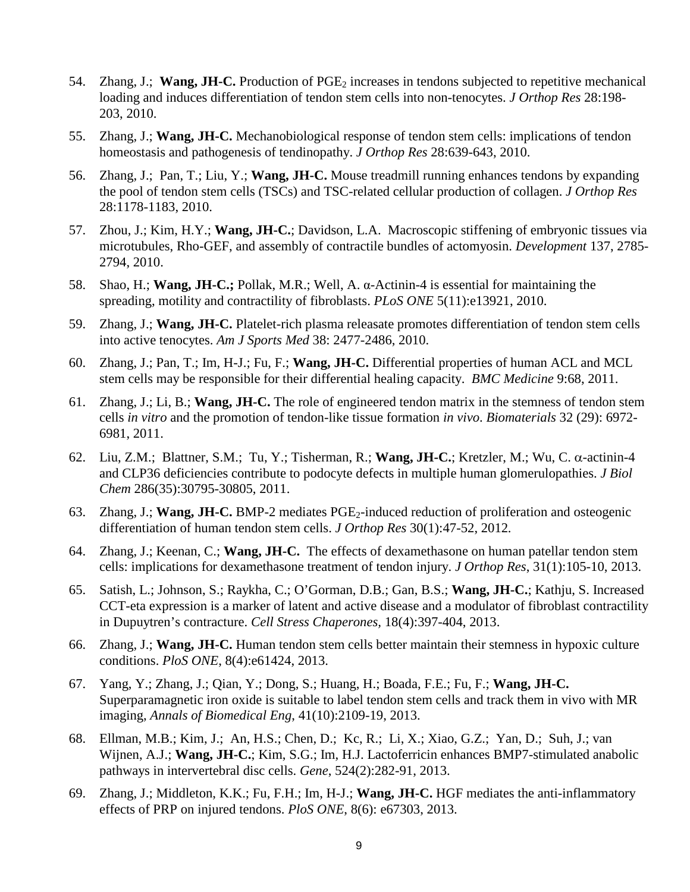54. Zhang, J.; **Wang, JH-C.** Production of $PGE_2$ increases in tendons subjected to repetitive mechanical loading and induces differentiation of tendon stem cells into non-tenocytes. *J Orthop Res* 28:198-203, 2010.

55. Zhang, J.; **Wang, JH-C.** Mechanobiological response of tendon stem cells: implications of tendon homeostasis and pathogenesis of tendinopathy. *J Orthop Res* 28:639-643, 2010.

56. Zhang, J.; Pan, T.; Liu, Y.; **Wang, JH-C.** Mouse treadmill running enhances tendons by expanding the pool of tendon stem cells (TSCs) and TSC-related cellular production of collagen. *J Orthop Res* 28:1178-1183, 2010.

57. Zhou, J.; Kim, H.Y.; **Wang, JH-C.**; Davidson, L.A. Macroscopic stiffening of embryonic tissues via microtubules, Rho-GEF, and assembly of contractile bundles of actomyosin. *Development* 137, 2785-2794, 2010.

58. Shao, H.; **Wang, JH-C.;** Pollak, M.R.; Well, A. α-Actinin-4 is essential for maintaining the spreading, motility and contractility of fibroblasts. *PLoS ONE* 5(11):e13921, 2010.

59. Zhang, J.; **Wang, JH-C.** Platelet-rich plasma releasate promotes differentiation of tendon stem cells into active tenocytes. *Am J Sports Med* 38: 2477-2486, 2010.

60. Zhang, J.; Pan, T.; Im, H-J.; Fu, F.; **Wang, JH-C.** Differential properties of human ACL and MCL stem cells may be responsible for their differential healing capacity. *BMC Medicine* 9:68, 2011.

61. Zhang, J.; Li, B.; **Wang, JH-C.** The role of engineered tendon matrix in the stemness of tendon stem cells *in vitro* and the promotion of tendon-like tissue formation *in vivo*. *Biomaterials* 32 (29): 6972-6981, 2011.

62. Liu, Z.M.; Blattner, S.M.; Tu, Y.; Tisherman, R.; **Wang, JH-C.**; Kretzler, M.; Wu, C. α-actinin-4 and CLP36 deficiencies contribute to podocyte defects in multiple human glomerulopathies. *J Biol Chem* 286(35):30795-30805, 2011.

63. Zhang, J.; **Wang, JH-C.** BMP-2 mediates $PGE_2$-induced reduction of proliferation and osteogenic differentiation of human tendon stem cells. *J Orthop Res* 30(1):47-52, 2012.

64. Zhang, J.; Keenan, C.; **Wang, JH-C.** The effects of dexamethasone on human patellar tendon stem cells: implications for dexamethasone treatment of tendon injury. *J Orthop Res*, 31(1):105-10, 2013.

65. Satish, L.; Johnson, S.; Raykha, C.; O'Gorman, D.B.; Gan, B.S.; **Wang, JH-C.**; Kathju, S. Increased CCT-eta expression is a marker of latent and active disease and a modulator of fibroblast contractility in Dupuytren's contracture. *Cell Stress Chaperones*, 18(4):397-404, 2013.

66. Zhang, J.; **Wang, JH-C.** Human tendon stem cells better maintain their stemness in hypoxic culture conditions. *PloS ONE*, 8(4):e61424, 2013.

67. Yang, Y.; Zhang, J.; Qian, Y.; Dong, S.; Huang, H.; Boada, F.E.; Fu, F.; **Wang, JH-C.** Superparamagnetic iron oxide is suitable to label tendon stem cells and track them in vivo with MR imaging, *Annals of Biomedical Eng*, 41(10):2109-19, 2013.

68. Ellman, M.B.; Kim, J.; An, H.S.; Chen, D.; Kc, R.; Li, X.; Xiao, G.Z.; Yan, D.; Suh, J.; van Wijnen, A.J.; **Wang, JH-C.**; Kim, S.G.; Im, H.J. Lactoferricin enhances BMP7-stimulated anabolic pathways in intervertebral disc cells. *Gene*, 524(2):282-91, 2013.

69. Zhang, J.; Middleton, K.K.; Fu, F.H.; Im, H-J.; **Wang, JH-C.** HGF mediates the anti-inflammatory effects of PRP on injured tendons. *PloS ONE*, 8(6): e67303, 2013.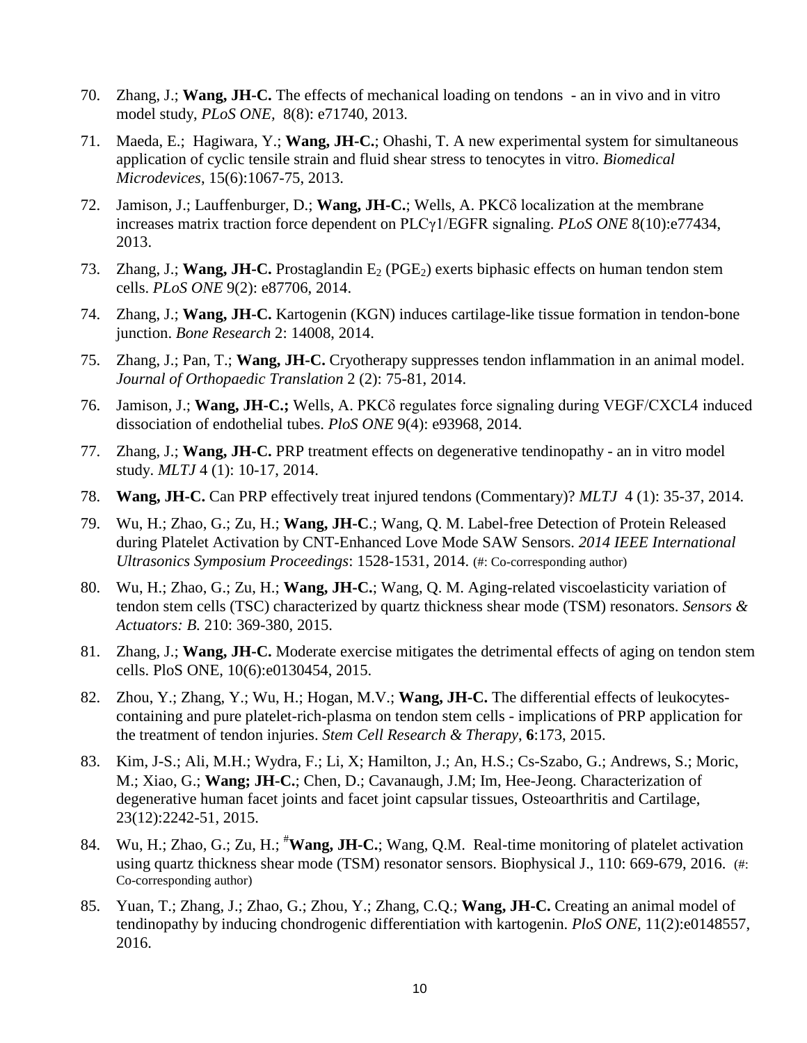70. Zhang, J.; **Wang, JH-C.** The effects of mechanical loading on tendons - an in vivo and in vitro model study, *PLoS ONE*, 8(8): e71740, 2013.

71. Maeda, E.; Hagiwara, Y.; **Wang, JH-C.**; Ohashi, T. A new experimental system for simultaneous application of cyclic tensile strain and fluid shear stress to tenocytes in vitro. *Biomedical Microdevices*, 15(6):1067-75, 2013.

72. Jamison, J.; Lauffenburger, D.; **Wang, JH-C.**; Wells, A. PKCδ localization at the membrane increases matrix traction force dependent on PLCγ1/EGFR signaling. *PLoS ONE* 8(10):e77434, 2013.

73. Zhang, J.; **Wang, JH-C.** Prostaglandin $E_2$ ($PGE_2$) exerts biphasic effects on human tendon stem cells. *PLoS ONE* 9(2): e87706, 2014.

74. Zhang, J.; **Wang, JH-C.** Kartogenin (KGN) induces cartilage-like tissue formation in tendon-bone junction. *Bone Research* 2: 14008, 2014.

75. Zhang, J.; Pan, T.; **Wang, JH-C.** Cryotherapy suppresses tendon inflammation in an animal model. *Journal of Orthopaedic Translation* 2 (2): 75-81, 2014.

76. Jamison, J.; **Wang, JH-C.;** Wells, A. PKCδ regulates force signaling during VEGF/CXCL4 induced dissociation of endothelial tubes. *PloS ONE* 9(4): e93968, 2014.

77. Zhang, J.; **Wang, JH-C.** PRP treatment effects on degenerative tendinopathy - an in vitro model study. *MLTJ* 4 (1): 10-17, 2014.

78. **Wang, JH-C.** Can PRP effectively treat injured tendons (Commentary)? *MLTJ* 4 (1): 35-37, 2014.

79. Wu, H.; Zhao, G.; Zu, H.; **Wang, JH-C**.; Wang, Q. M. Label-free Detection of Protein Released during Platelet Activation by CNT-Enhanced Love Mode SAW Sensors. *2014 IEEE International Ultrasonics Symposium Proceedings*: 1528-1531, 2014. (#: Co-corresponding author)

80. Wu, H.; Zhao, G.; Zu, H.; **Wang, JH-C.**; Wang, Q. M. Aging-related viscoelasticity variation of tendon stem cells (TSC) characterized by quartz thickness shear mode (TSM) resonators. *Sensors & Actuators: B.* 210: 369-380, 2015.

81. Zhang, J.; **Wang, JH-C.** Moderate exercise mitigates the detrimental effects of aging on tendon stem cells. PloS ONE, 10(6):e0130454, 2015.

82. Zhou, Y.; Zhang, Y.; Wu, H.; Hogan, M.V.; **Wang, JH-C.** The differential effects of leukocytes-containing and pure platelet-rich-plasma on tendon stem cells - implications of PRP application for the treatment of tendon injuries. *Stem Cell Research & Therapy*, **6**:173, 2015.

83. Kim, J-S.; Ali, M.H.; Wydra, F.; Li, X; Hamilton, J.; An, H.S.; Cs-Szabo, G.; Andrews, S.; Moric, M.; Xiao, G.; **Wang; JH-C.**; Chen, D.; Cavanaugh, J.M; Im, Hee-Jeong. Characterization of degenerative human facet joints and facet joint capsular tissues, Osteoarthritis and Cartilage, 23(12):2242-51, 2015.

84. Wu, H.; Zhao, G.; Zu, H.; #**Wang, JH-C.**; Wang, Q.M. Real-time monitoring of platelet activation using quartz thickness shear mode (TSM) resonator sensors. Biophysical J., 110: 669-679, 2016. (#: Co-corresponding author)

85. Yuan, T.; Zhang, J.; Zhao, G.; Zhou, Y.; Zhang, C.Q.; **Wang, JH-C.** Creating an animal model of tendinopathy by inducing chondrogenic differentiation with kartogenin. *PloS ONE*, 11(2):e0148557, 2016.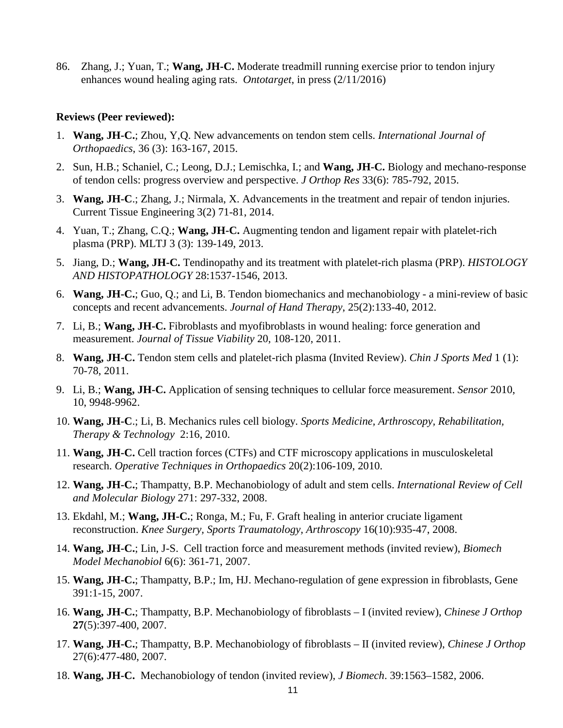86. Zhang, J.; Yuan, T.; **Wang, JH-C.** Moderate treadmill running exercise prior to tendon injury enhances wound healing aging rats. *Ontotarget*, in press (2/11/2016)

**Reviews (Peer reviewed):**

1. **Wang, JH-C.**; Zhou, Y,Q. New advancements on tendon stem cells. *International Journal of Orthopaedics*, 36 (3): 163-167, 2015.
2. Sun, H.B.; Schaniel, C.; Leong, D.J.; Lemischka, I.; and **Wang, JH-C.** Biology and mechano-response of tendon cells: progress overview and perspective. *J Orthop Res* 33(6): 785-792, 2015.
3. **Wang, JH-C**.; Zhang, J.; Nirmala, X. Advancements in the treatment and repair of tendon injuries. Current Tissue Engineering 3(2) 71-81, 2014.
4. Yuan, T.; Zhang, C.Q.; **Wang, JH-C.** Augmenting tendon and ligament repair with platelet-rich plasma (PRP). MLTJ 3 (3): 139-149, 2013.
5. Jiang, D.; **Wang, JH-C.** Tendinopathy and its treatment with platelet-rich plasma (PRP). *HISTOLOGY AND HISTOPATHOLOGY* 28:1537-1546, 2013.
6. **Wang, JH-C.**; Guo, Q.; and Li, B. Tendon biomechanics and mechanobiology - a mini-review of basic concepts and recent advancements. *Journal of Hand Therapy*, 25(2):133-40, 2012.
7. Li, B.; **Wang, JH-C.** Fibroblasts and myofibroblasts in wound healing: force generation and measurement. *Journal of Tissue Viability* 20, 108-120, 2011.
8. **Wang, JH-C.** Tendon stem cells and platelet-rich plasma (Invited Review). *Chin J Sports Med* 1 (1): 70-78, 2011.
9. Li, B.; **Wang, JH-C.** Application of sensing techniques to cellular force measurement. *Sensor* 2010, 10, 9948-9962.
10. **Wang, JH-C**.; Li, B. Mechanics rules cell biology. *Sports Medicine, Arthroscopy, Rehabilitation, Therapy & Technology* 2:16, 2010.
11. **Wang, JH-C.** Cell traction forces (CTFs) and CTF microscopy applications in musculoskeletal research. *Operative Techniques in Orthopaedics* 20(2):106-109, 2010.
12. **Wang, JH-C.**; Thampatty, B.P. Mechanobiology of adult and stem cells. *International Review of Cell and Molecular Biology* 271: 297-332, 2008.
13. Ekdahl, M.; **Wang, JH-C.**; Ronga, M.; Fu, F. Graft healing in anterior cruciate ligament reconstruction. *Knee Surgery, Sports Traumatology, Arthroscopy* 16(10):935-47, 2008.
14. **Wang, JH-C.**; Lin, J-S. Cell traction force and measurement methods (invited review), *Biomech Model Mechanobiol* 6(6): 361-71, 2007.
15. **Wang, JH-C.**; Thampatty, B.P.; Im, HJ. Mechano-regulation of gene expression in fibroblasts, Gene 391:1-15, 2007.
16. **Wang, JH-C.**; Thampatty, B.P. Mechanobiology of fibroblasts – I (invited review), *Chinese J Orthop* **27**(5):397-400, 2007.
17. **Wang, JH-C.**; Thampatty, B.P. Mechanobiology of fibroblasts – II (invited review), *Chinese J Orthop* 27(6):477-480, 2007.
18. **Wang, JH-C.** Mechanobiology of tendon (invited review), *J Biomech*. 39:1563–1582, 2006.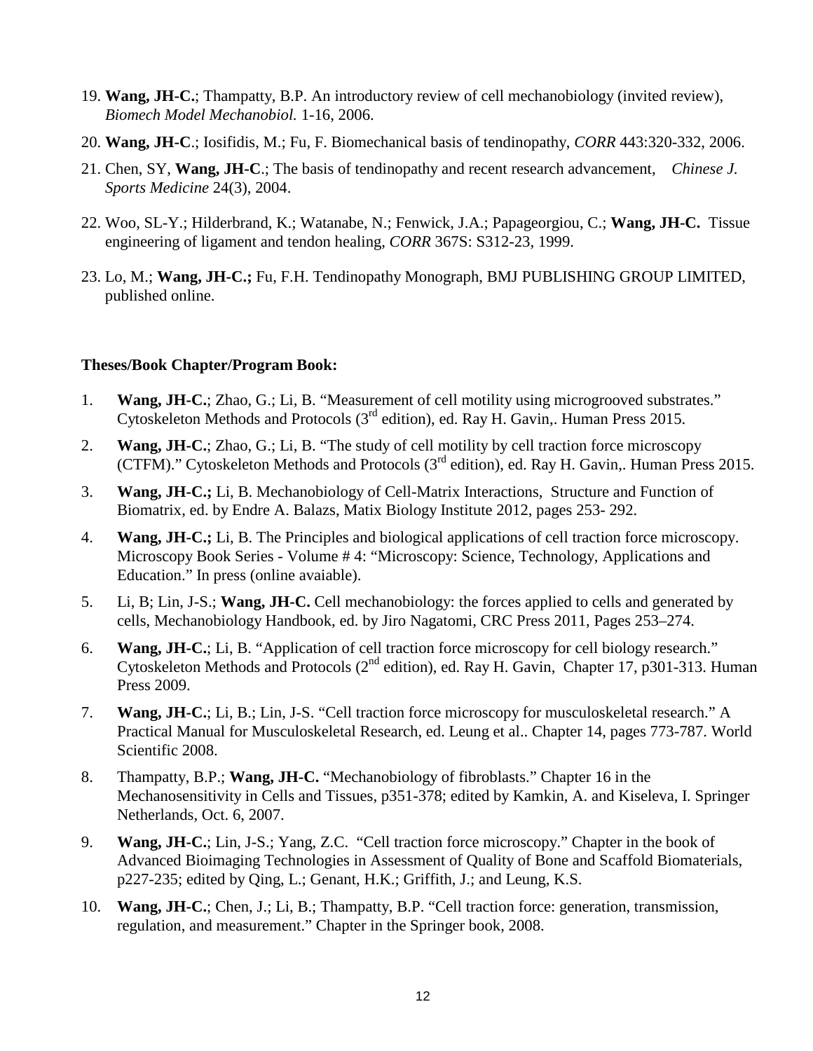19. **Wang, JH-C.**; Thampatty, B.P. An introductory review of cell mechanobiology (invited review), *Biomech Model Mechanobiol.* 1-16, 2006.

20. **Wang, JH-C**.; Iosifidis, M.; Fu, F. Biomechanical basis of tendinopathy, *CORR* 443:320-332, 2006.

21. Chen, SY, **Wang, JH-C**.; The basis of tendinopathy and recent research advancement, *Chinese J. Sports Medicine* 24(3), 2004.

22. Woo, SL-Y.; Hilderbrand, K.; Watanabe, N.; Fenwick, J.A.; Papageorgiou, C.; **Wang, JH-C.** Tissue engineering of ligament and tendon healing, *CORR* 367S: S312-23, 1999.

23. Lo, M.; **Wang, JH-C.;** Fu, F.H. Tendinopathy Monograph, BMJ PUBLISHING GROUP LIMITED, published online.

**Theses/Book Chapter/Program Book:**

1. **Wang, JH-C.**; Zhao, G.; Li, B. "Measurement of cell motility using microgrooved substrates." Cytoskeleton Methods and Protocols (3rd edition), ed. Ray H. Gavin,. Human Press 2015.

2. **Wang, JH-C.**; Zhao, G.; Li, B. "The study of cell motility by cell traction force microscopy (CTFM)." Cytoskeleton Methods and Protocols (3rd edition), ed. Ray H. Gavin,. Human Press 2015.

3. **Wang, JH-C.;** Li, B. Mechanobiology of Cell-Matrix Interactions, Structure and Function of Biomatrix, ed. by Endre A. Balazs, Matix Biology Institute 2012, pages 253- 292.

4. **Wang, JH-C.;** Li, B. The Principles and biological applications of cell traction force microscopy. Microscopy Book Series - Volume # 4: "Microscopy: Science, Technology, Applications and Education." In press (online avaiable).

5. Li, B; Lin, J-S.; **Wang, JH-C.** Cell mechanobiology: the forces applied to cells and generated by cells, Mechanobiology Handbook, ed. by Jiro Nagatomi, CRC Press 2011, Pages 253–274.

6. **Wang, JH-C.**; Li, B. "Application of cell traction force microscopy for cell biology research." Cytoskeleton Methods and Protocols (2nd edition), ed. Ray H. Gavin, Chapter 17, p301-313. Human Press 2009.

7. **Wang, JH-C.**; Li, B.; Lin, J-S. "Cell traction force microscopy for musculoskeletal research." A Practical Manual for Musculoskeletal Research, ed. Leung et al.. Chapter 14, pages 773-787. World Scientific 2008.

8. Thampatty, B.P.; **Wang, JH-C.** "Mechanobiology of fibroblasts." Chapter 16 in the Mechanosensitivity in Cells and Tissues, p351-378; edited by Kamkin, A. and Kiseleva, I. Springer Netherlands, Oct. 6, 2007.

9. **Wang, JH-C.**; Lin, J-S.; Yang, Z.C. "Cell traction force microscopy." Chapter in the book of Advanced Bioimaging Technologies in Assessment of Quality of Bone and Scaffold Biomaterials, p227-235; edited by Qing, L.; Genant, H.K.; Griffith, J.; and Leung, K.S.

10. **Wang, JH-C.**; Chen, J.; Li, B.; Thampatty, B.P. "Cell traction force: generation, transmission, regulation, and measurement." Chapter in the Springer book, 2008.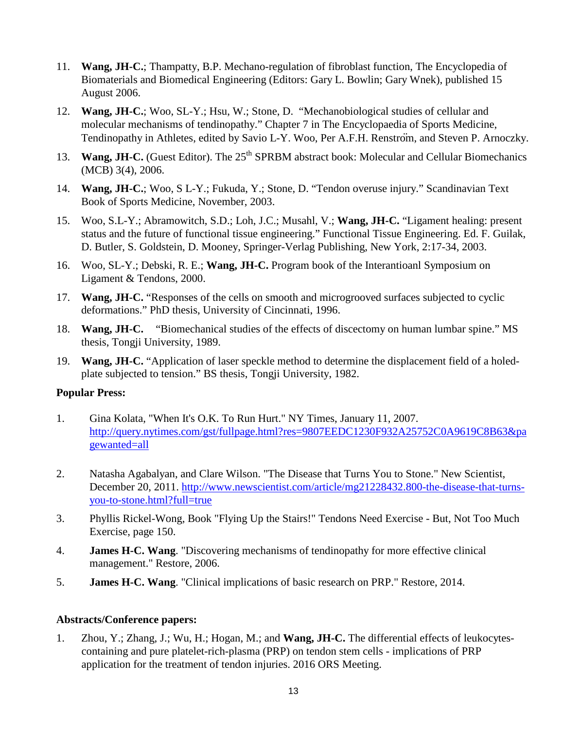11. **Wang, JH-C.**; Thampatty, B.P. Mechano-regulation of fibroblast function, The Encyclopedia of Biomaterials and Biomedical Engineering (Editors: Gary L. Bowlin; Gary Wnek), published 15 August 2006.

12. **Wang, JH-C.**; Woo, SL-Y.; Hsu, W.; Stone, D. "Mechanobiological studies of cellular and molecular mechanisms of tendinopathy." Chapter 7 in The Encyclopaedia of Sports Medicine, Tendinopathy in Athletes, edited by Savio L-Y. Woo, Per A.F.H. Renström, and Steven P. Arnoczky.

13. **Wang, JH-C.** (Guest Editor). The 25th SPRBM abstract book: Molecular and Cellular Biomechanics (MCB) 3(4), 2006.

14. **Wang, JH-C.**; Woo, S L-Y.; Fukuda, Y.; Stone, D. "Tendon overuse injury." Scandinavian Text Book of Sports Medicine, November, 2003.

15. Woo, S.L-Y.; Abramowitch, S.D.; Loh, J.C.; Musahl, V.; **Wang, JH-C.** "Ligament healing: present status and the future of functional tissue engineering." Functional Tissue Engineering. Ed. F. Guilak, D. Butler, S. Goldstein, D. Mooney, Springer-Verlag Publishing, New York, 2:17-34, 2003.

16. Woo, SL-Y.; Debski, R. E.; **Wang, JH-C.** Program book of the Interantioanl Symposium on Ligament & Tendons, 2000.

17. **Wang, JH-C.** "Responses of the cells on smooth and microgrooved surfaces subjected to cyclic deformations." PhD thesis, University of Cincinnati, 1996.

18. **Wang, JH-C.** "Biomechanical studies of the effects of discectomy on human lumbar spine." MS thesis, Tongji University, 1989.

19. **Wang, JH-C.** "Application of laser speckle method to determine the displacement field of a holed-plate subjected to tension." BS thesis, Tongji University, 1982.

**Popular Press:**

1. Gina Kolata, "When It's O.K. To Run Hurt." NY Times, January 11, 2007. http://query.nytimes.com/gst/fullpage.html?res=9807EEDC1230F932A25752C0A9619C8B63&pagewanted=all

2. Natasha Agabalyan, and Clare Wilson. "The Disease that Turns You to Stone." New Scientist, December 20, 2011. http://www.newscientist.com/article/mg21228432.800-the-disease-that-turns-you-to-stone.html?full=true

3. Phyllis Rickel-Wong, Book "Flying Up the Stairs!" Tendons Need Exercise - But, Not Too Much Exercise, page 150.

4. **James H-C. Wang**. "Discovering mechanisms of tendinopathy for more effective clinical management." Restore, 2006.

5. **James H-C. Wang**. "Clinical implications of basic research on PRP." Restore, 2014.

**Abstracts/Conference papers:**

1. Zhou, Y.; Zhang, J.; Wu, H.; Hogan, M.; and **Wang, JH-C.** The differential effects of leukocytes-containing and pure platelet-rich-plasma (PRP) on tendon stem cells - implications of PRP application for the treatment of tendon injuries. 2016 ORS Meeting.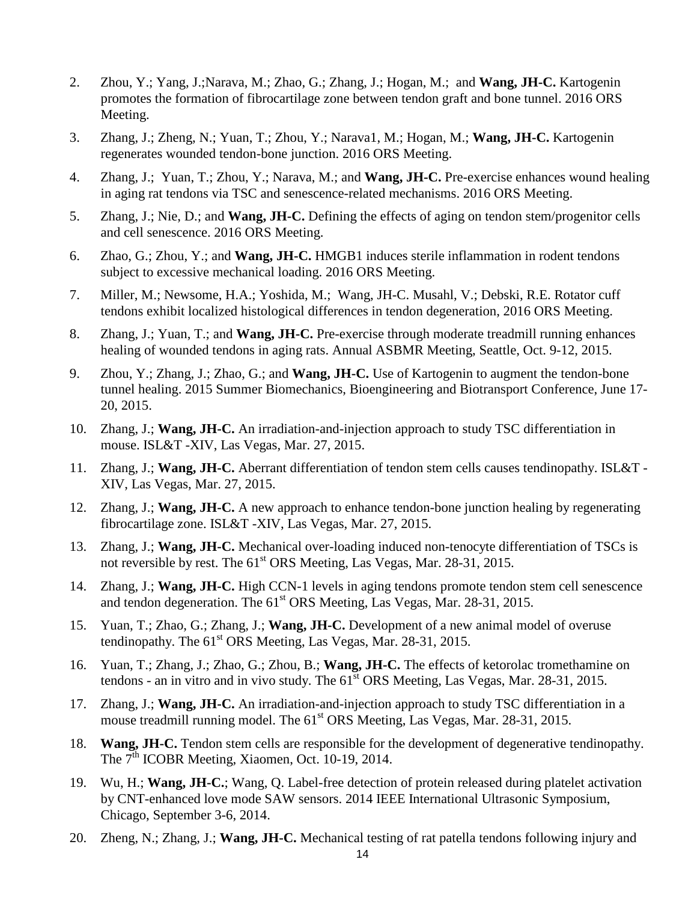2. Zhou, Y.; Yang, J.;Narava, M.; Zhao, G.; Zhang, J.; Hogan, M.; and **Wang, JH-C.** Kartogenin promotes the formation of fibrocartilage zone between tendon graft and bone tunnel. 2016 ORS Meeting.

3. Zhang, J.; Zheng, N.; Yuan, T.; Zhou, Y.; Narava1, M.; Hogan, M.; **Wang, JH-C.** Kartogenin regenerates wounded tendon-bone junction. 2016 ORS Meeting.

4. Zhang, J.; Yuan, T.; Zhou, Y.; Narava, M.; and **Wang, JH-C.** Pre-exercise enhances wound healing in aging rat tendons via TSC and senescence-related mechanisms. 2016 ORS Meeting.

5. Zhang, J.; Nie, D.; and **Wang, JH-C.** Defining the effects of aging on tendon stem/progenitor cells and cell senescence. 2016 ORS Meeting.

6. Zhao, G.; Zhou, Y.; and **Wang, JH-C.** HMGB1 induces sterile inflammation in rodent tendons subject to excessive mechanical loading. 2016 ORS Meeting.

7. Miller, M.; Newsome, H.A.; Yoshida, M.; Wang, JH-C. Musahl, V.; Debski, R.E. Rotator cuff tendons exhibit localized histological differences in tendon degeneration, 2016 ORS Meeting.

8. Zhang, J.; Yuan, T.; and **Wang, JH-C.** Pre-exercise through moderate treadmill running enhances healing of wounded tendons in aging rats. Annual ASBMR Meeting, Seattle, Oct. 9-12, 2015.

9. Zhou, Y.; Zhang, J.; Zhao, G.; and **Wang, JH-C.** Use of Kartogenin to augment the tendon-bone tunnel healing. 2015 Summer Biomechanics, Bioengineering and Biotransport Conference, June 17-20, 2015.

10. Zhang, J.; **Wang, JH-C.** An irradiation-and-injection approach to study TSC differentiation in mouse. ISL&T -XIV, Las Vegas, Mar. 27, 2015.

11. Zhang, J.; **Wang, JH-C.** Aberrant differentiation of tendon stem cells causes tendinopathy. ISL&T -XIV, Las Vegas, Mar. 27, 2015.

12. Zhang, J.; **Wang, JH-C.** A new approach to enhance tendon-bone junction healing by regenerating fibrocartilage zone. ISL&T -XIV, Las Vegas, Mar. 27, 2015.

13. Zhang, J.; **Wang, JH-C.** Mechanical over-loading induced non-tenocyte differentiation of TSCs is not reversible by rest. The 61st ORS Meeting, Las Vegas, Mar. 28-31, 2015.

14. Zhang, J.; **Wang, JH-C.** High CCN-1 levels in aging tendons promote tendon stem cell senescence and tendon degeneration. The 61st ORS Meeting, Las Vegas, Mar. 28-31, 2015.

15. Yuan, T.; Zhao, G.; Zhang, J.; **Wang, JH-C.** Development of a new animal model of overuse tendinopathy. The 61st ORS Meeting, Las Vegas, Mar. 28-31, 2015.

16. Yuan, T.; Zhang, J.; Zhao, G.; Zhou, B.; **Wang, JH-C.** The effects of ketorolac tromethamine on tendons - an in vitro and in vivo study. The 61st ORS Meeting, Las Vegas, Mar. 28-31, 2015.

17. Zhang, J.; **Wang, JH-C.** An irradiation-and-injection approach to study TSC differentiation in a mouse treadmill running model. The 61st ORS Meeting, Las Vegas, Mar. 28-31, 2015.

18. **Wang, JH-C.** Tendon stem cells are responsible for the development of degenerative tendinopathy. The 7th ICOBR Meeting, Xiaomen, Oct. 10-19, 2014.

19. Wu, H.; **Wang, JH-C.**; Wang, Q. Label-free detection of protein released during platelet activation by CNT-enhanced love mode SAW sensors. 2014 IEEE International Ultrasonic Symposium, Chicago, September 3-6, 2014.

20. Zheng, N.; Zhang, J.; **Wang, JH-C.** Mechanical testing of rat patella tendons following injury and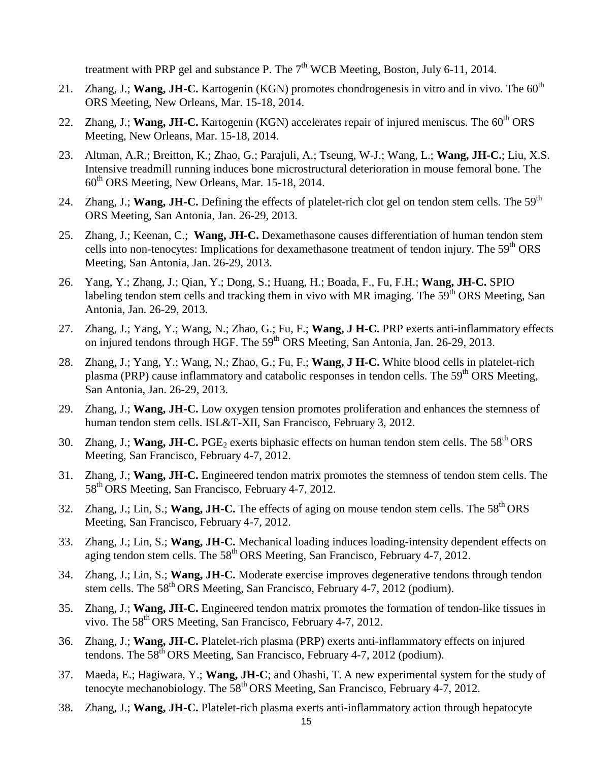treatment with PRP gel and substance P. The 7th WCB Meeting, Boston, July 6-11, 2014.

21. Zhang, J.; **Wang, JH-C.** Kartogenin (KGN) promotes chondrogenesis in vitro and in vivo. The 60th ORS Meeting, New Orleans, Mar. 15-18, 2014.

22. Zhang, J.; **Wang, JH-C.** Kartogenin (KGN) accelerates repair of injured meniscus. The 60th ORS Meeting, New Orleans, Mar. 15-18, 2014.

23. Altman, A.R.; Breitton, K.; Zhao, G.; Parajuli, A.; Tseung, W-J.; Wang, L.; **Wang, JH-C.**; Liu, X.S. Intensive treadmill running induces bone microstructural deterioration in mouse femoral bone. The 60th ORS Meeting, New Orleans, Mar. 15-18, 2014.

24. Zhang, J.; **Wang, JH-C.** Defining the effects of platelet-rich clot gel on tendon stem cells. The 59th ORS Meeting, San Antonia, Jan. 26-29, 2013.

25. Zhang, J.; Keenan, C.; **Wang, JH-C.** Dexamethasone causes differentiation of human tendon stem cells into non-tenocytes: Implications for dexamethasone treatment of tendon injury. The 59th ORS Meeting, San Antonia, Jan. 26-29, 2013.

26. Yang, Y.; Zhang, J.; Qian, Y.; Dong, S.; Huang, H.; Boada, F., Fu, F.H.; **Wang, JH-C.** SPIO labeling tendon stem cells and tracking them in vivo with MR imaging. The 59th ORS Meeting, San Antonia, Jan. 26-29, 2013.

27. Zhang, J.; Yang, Y.; Wang, N.; Zhao, G.; Fu, F.; **Wang, J H-C.** PRP exerts anti-inflammatory effects on injured tendons through HGF. The 59th ORS Meeting, San Antonia, Jan. 26-29, 2013.

28. Zhang, J.; Yang, Y.; Wang, N.; Zhao, G.; Fu, F.; **Wang, J H-C.** White blood cells in platelet-rich plasma (PRP) cause inflammatory and catabolic responses in tendon cells. The 59th ORS Meeting, San Antonia, Jan. 26-29, 2013.

29. Zhang, J.; **Wang, JH-C.** Low oxygen tension promotes proliferation and enhances the stemness of human tendon stem cells. ISL&T-XII, San Francisco, February 3, 2012.

30. Zhang, J.; **Wang, JH-C.** $PGE_2$ exerts biphasic effects on human tendon stem cells. The 58th ORS Meeting, San Francisco, February 4-7, 2012.

31. Zhang, J.; **Wang, JH-C.** Engineered tendon matrix promotes the stemness of tendon stem cells. The 58th ORS Meeting, San Francisco, February 4-7, 2012.

32. Zhang, J.; Lin, S.; **Wang, JH-C.** The effects of aging on mouse tendon stem cells. The 58th ORS Meeting, San Francisco, February 4-7, 2012.

33. Zhang, J.; Lin, S.; **Wang, JH-C.** Mechanical loading induces loading-intensity dependent effects on aging tendon stem cells. The 58th ORS Meeting, San Francisco, February 4-7, 2012.

34. Zhang, J.; Lin, S.; **Wang, JH-C.** Moderate exercise improves degenerative tendons through tendon stem cells. The 58th ORS Meeting, San Francisco, February 4-7, 2012 (podium).

35. Zhang, J.; **Wang, JH-C.** Engineered tendon matrix promotes the formation of tendon-like tissues in vivo. The 58th ORS Meeting, San Francisco, February 4-7, 2012.

36. Zhang, J.; **Wang, JH-C.** Platelet-rich plasma (PRP) exerts anti-inflammatory effects on injured tendons. The 58th ORS Meeting, San Francisco, February 4-7, 2012 (podium).

37. Maeda, E.; Hagiwara, Y.; **Wang, JH-C**; and Ohashi, T. A new experimental system for the study of tenocyte mechanobiology. The 58th ORS Meeting, San Francisco, February 4-7, 2012.

38. Zhang, J.; **Wang, JH-C.** Platelet-rich plasma exerts anti-inflammatory action through hepatocyte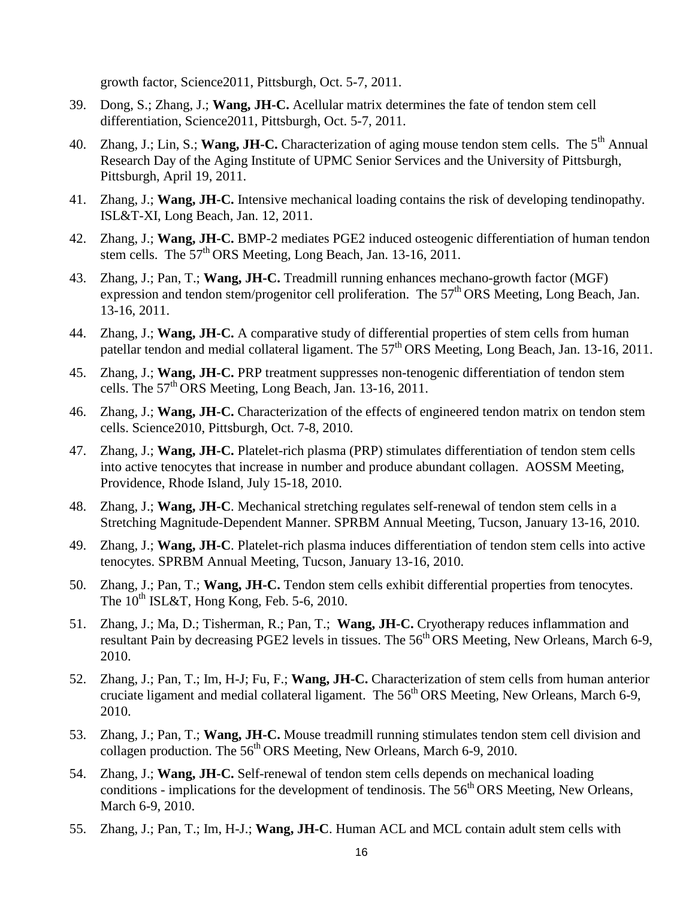growth factor, Science2011, Pittsburgh, Oct. 5-7, 2011.

39. Dong, S.; Zhang, J.; **Wang, JH-C.** Acellular matrix determines the fate of tendon stem cell differentiation, Science2011, Pittsburgh, Oct. 5-7, 2011.

40. Zhang, J.; Lin, S.; **Wang, JH-C.** Characterization of aging mouse tendon stem cells. The 5th Annual Research Day of the Aging Institute of UPMC Senior Services and the University of Pittsburgh, Pittsburgh, April 19, 2011.

41. Zhang, J.; **Wang, JH-C.** Intensive mechanical loading contains the risk of developing tendinopathy. ISL&T-XI, Long Beach, Jan. 12, 2011.

42. Zhang, J.; **Wang, JH-C.** BMP-2 mediates PGE2 induced osteogenic differentiation of human tendon stem cells. The 57th ORS Meeting, Long Beach, Jan. 13-16, 2011.

43. Zhang, J.; Pan, T.; **Wang, JH-C.** Treadmill running enhances mechano-growth factor (MGF) expression and tendon stem/progenitor cell proliferation. The 57th ORS Meeting, Long Beach, Jan. 13-16, 2011.

44. Zhang, J.; **Wang, JH-C.** A comparative study of differential properties of stem cells from human patellar tendon and medial collateral ligament. The 57th ORS Meeting, Long Beach, Jan. 13-16, 2011.

45. Zhang, J.; **Wang, JH-C.** PRP treatment suppresses non-tenogenic differentiation of tendon stem cells. The 57th ORS Meeting, Long Beach, Jan. 13-16, 2011.

46. Zhang, J.; **Wang, JH-C.** Characterization of the effects of engineered tendon matrix on tendon stem cells. Science2010, Pittsburgh, Oct. 7-8, 2010.

47. Zhang, J.; **Wang, JH-C.** Platelet-rich plasma (PRP) stimulates differentiation of tendon stem cells into active tenocytes that increase in number and produce abundant collagen. AOSSM Meeting, Providence, Rhode Island, July 15-18, 2010.

48. Zhang, J.; **Wang, JH-C**. Mechanical stretching regulates self-renewal of tendon stem cells in a Stretching Magnitude-Dependent Manner. SPRBM Annual Meeting, Tucson, January 13-16, 2010.

49. Zhang, J.; **Wang, JH-C**. Platelet-rich plasma induces differentiation of tendon stem cells into active tenocytes. SPRBM Annual Meeting, Tucson, January 13-16, 2010.

50. Zhang, J.; Pan, T.; **Wang, JH-C.** Tendon stem cells exhibit differential properties from tenocytes. The 10th ISL&T, Hong Kong, Feb. 5-6, 2010.

51. Zhang, J.; Ma, D.; Tisherman, R.; Pan, T.; **Wang, JH-C.** Cryotherapy reduces inflammation and resultant Pain by decreasing PGE2 levels in tissues. The 56th ORS Meeting, New Orleans, March 6-9, 2010.

52. Zhang, J.; Pan, T.; Im, H-J; Fu, F.; **Wang, JH-C.** Characterization of stem cells from human anterior cruciate ligament and medial collateral ligament. The 56th ORS Meeting, New Orleans, March 6-9, 2010.

53. Zhang, J.; Pan, T.; **Wang, JH-C.** Mouse treadmill running stimulates tendon stem cell division and collagen production. The 56th ORS Meeting, New Orleans, March 6-9, 2010.

54. Zhang, J.; **Wang, JH-C.** Self-renewal of tendon stem cells depends on mechanical loading conditions - implications for the development of tendinosis. The 56th ORS Meeting, New Orleans, March 6-9, 2010.

55. Zhang, J.; Pan, T.; Im, H-J.; **Wang, JH-C**. Human ACL and MCL contain adult stem cells with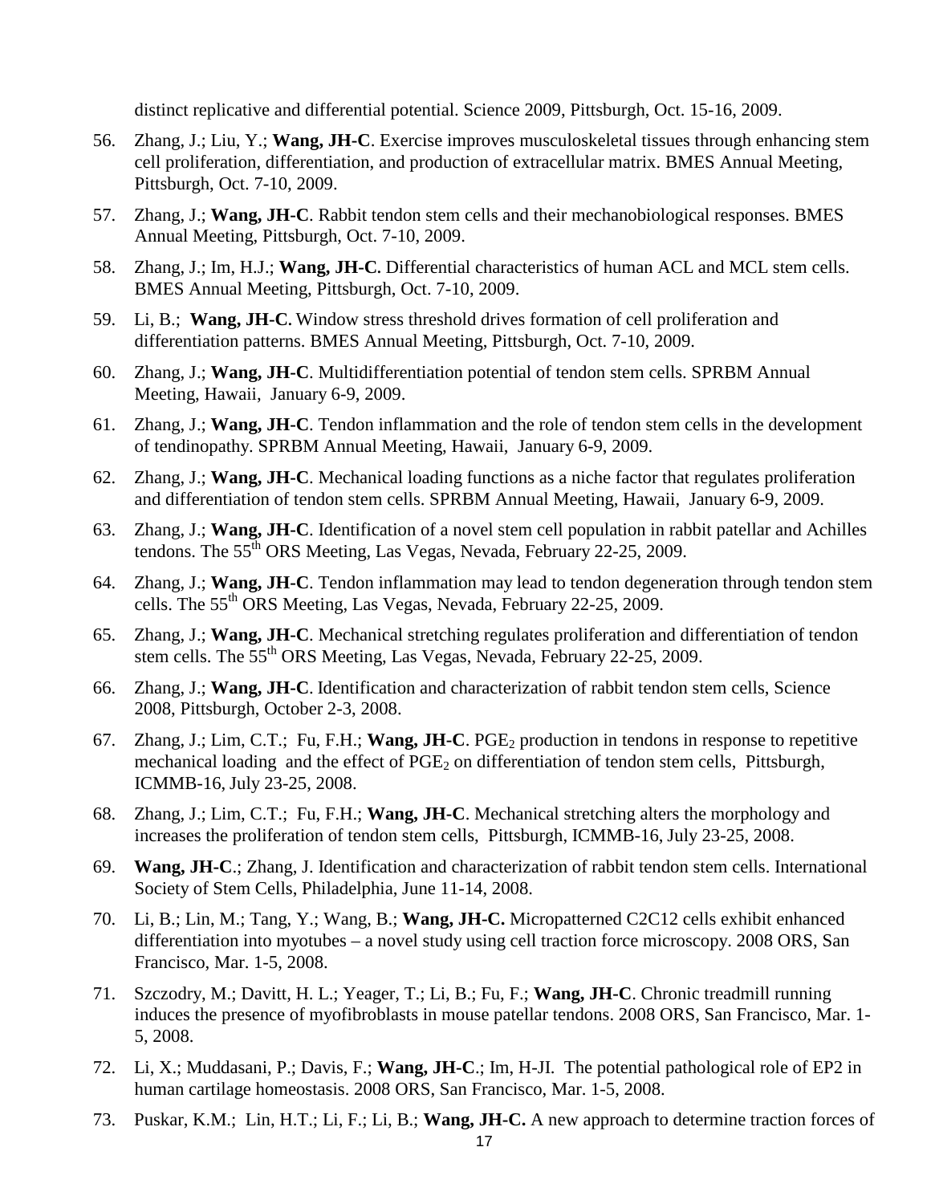distinct replicative and differential potential. Science 2009, Pittsburgh, Oct. 15-16, 2009.

56. Zhang, J.; Liu, Y.; **Wang, JH-C**. Exercise improves musculoskeletal tissues through enhancing stem cell proliferation, differentiation, and production of extracellular matrix. BMES Annual Meeting, Pittsburgh, Oct. 7-10, 2009.

57. Zhang, J.; **Wang, JH-C**. Rabbit tendon stem cells and their mechanobiological responses. BMES Annual Meeting, Pittsburgh, Oct. 7-10, 2009.

58. Zhang, J.; Im, H.J.; **Wang, JH-C.** Differential characteristics of human ACL and MCL stem cells. BMES Annual Meeting, Pittsburgh, Oct. 7-10, 2009.

59. Li, B.; **Wang, JH-C.** Window stress threshold drives formation of cell proliferation and differentiation patterns. BMES Annual Meeting, Pittsburgh, Oct. 7-10, 2009.

60. Zhang, J.; **Wang, JH-C**. Multidifferentiation potential of tendon stem cells. SPRBM Annual Meeting, Hawaii, January 6-9, 2009.

61. Zhang, J.; **Wang, JH-C**. Tendon inflammation and the role of tendon stem cells in the development of tendinopathy. SPRBM Annual Meeting, Hawaii, January 6-9, 2009.

62. Zhang, J.; **Wang, JH-C**. Mechanical loading functions as a niche factor that regulates proliferation and differentiation of tendon stem cells. SPRBM Annual Meeting, Hawaii, January 6-9, 2009.

63. Zhang, J.; **Wang, JH-C**. Identification of a novel stem cell population in rabbit patellar and Achilles tendons. The 55th ORS Meeting, Las Vegas, Nevada, February 22-25, 2009.

64. Zhang, J.; **Wang, JH-C**. Tendon inflammation may lead to tendon degeneration through tendon stem cells. The 55th ORS Meeting, Las Vegas, Nevada, February 22-25, 2009.

65. Zhang, J.; **Wang, JH-C**. Mechanical stretching regulates proliferation and differentiation of tendon stem cells. The 55th ORS Meeting, Las Vegas, Nevada, February 22-25, 2009.

66. Zhang, J.; **Wang, JH-C**. Identification and characterization of rabbit tendon stem cells, Science 2008, Pittsburgh, October 2-3, 2008.

67. Zhang, J.; Lim, C.T.; Fu, F.H.; **Wang, JH-C**. $PGE_2$ production in tendons in response to repetitive mechanical loading and the effect of $PGE_2$ on differentiation of tendon stem cells, Pittsburgh, ICMMB-16, July 23-25, 2008.

68. Zhang, J.; Lim, C.T.; Fu, F.H.; **Wang, JH-C**. Mechanical stretching alters the morphology and increases the proliferation of tendon stem cells, Pittsburgh, ICMMB-16, July 23-25, 2008.

69. **Wang, JH-C**.; Zhang, J. Identification and characterization of rabbit tendon stem cells. International Society of Stem Cells, Philadelphia, June 11-14, 2008.

70. Li, B.; Lin, M.; Tang, Y.; Wang, B.; **Wang, JH-C.** Micropatterned C2C12 cells exhibit enhanced differentiation into myotubes – a novel study using cell traction force microscopy. 2008 ORS, San Francisco, Mar. 1-5, 2008.

71. Szczodry, M.; Davitt, H. L.; Yeager, T.; Li, B.; Fu, F.; **Wang, JH-C**. Chronic treadmill running induces the presence of myofibroblasts in mouse patellar tendons. 2008 ORS, San Francisco, Mar. 1-5, 2008.

72. Li, X.; Muddasani, P.; Davis, F.; **Wang, JH-C**.; Im, H-JI. The potential pathological role of EP2 in human cartilage homeostasis. 2008 ORS, San Francisco, Mar. 1-5, 2008.

73. Puskar, K.M.; Lin, H.T.; Li, F.; Li, B.; **Wang, JH-C.** A new approach to determine traction forces of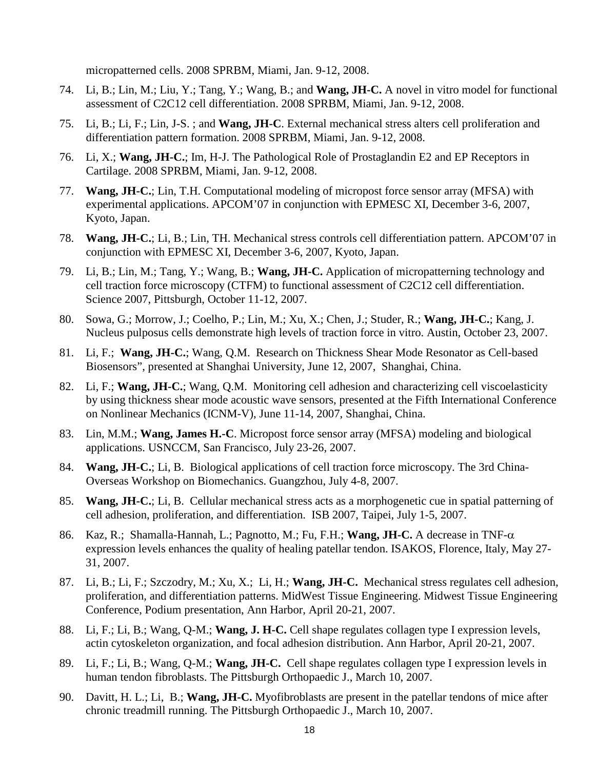micropatterned cells. 2008 SPRBM, Miami, Jan. 9-12, 2008.

74. Li, B.; Lin, M.; Liu, Y.; Tang, Y.; Wang, B.; and **Wang, JH-C.** A novel in vitro model for functional assessment of C2C12 cell differentiation. 2008 SPRBM, Miami, Jan. 9-12, 2008.

75. Li, B.; Li, F.; Lin, J-S. ; and **Wang, JH-C**. External mechanical stress alters cell proliferation and differentiation pattern formation. 2008 SPRBM, Miami, Jan. 9-12, 2008.

76. Li, X.; **Wang, JH-C.**; Im, H-J. The Pathological Role of Prostaglandin E2 and EP Receptors in Cartilage. 2008 SPRBM, Miami, Jan. 9-12, 2008.

77. **Wang, JH-C.**; Lin, T.H. Computational modeling of micropost force sensor array (MFSA) with experimental applications. APCOM'07 in conjunction with EPMESC XI, December 3-6, 2007, Kyoto, Japan.

78. **Wang, JH-C.**; Li, B.; Lin, TH. Mechanical stress controls cell differentiation pattern. APCOM'07 in conjunction with EPMESC XI, December 3-6, 2007, Kyoto, Japan.

79. Li, B.; Lin, M.; Tang, Y.; Wang, B.; **Wang, JH-C.** Application of micropatterning technology and cell traction force microscopy (CTFM) to functional assessment of C2C12 cell differentiation. Science 2007, Pittsburgh, October 11-12, 2007.

80. Sowa, G.; Morrow, J.; Coelho, P.; Lin, M.; Xu, X.; Chen, J.; Studer, R.; **Wang, JH-C.**; Kang, J. Nucleus pulposus cells demonstrate high levels of traction force in vitro. Austin, October 23, 2007.

81. Li, F.; **Wang, JH-C.**; Wang, Q.M. Research on Thickness Shear Mode Resonator as Cell-based Biosensors", presented at Shanghai University, June 12, 2007, Shanghai, China.

82. Li, F.; **Wang, JH-C.**; Wang, Q.M. Monitoring cell adhesion and characterizing cell viscoelasticity by using thickness shear mode acoustic wave sensors, presented at the Fifth International Conference on Nonlinear Mechanics (ICNM-V), June 11-14, 2007, Shanghai, China.

83. Lin, M.M.; **Wang, James H.-C**. Micropost force sensor array (MFSA) modeling and biological applications. USNCCM, San Francisco, July 23-26, 2007.

84. **Wang, JH-C.**; Li, B. Biological applications of cell traction force microscopy. The 3rd China-Overseas Workshop on Biomechanics. Guangzhou, July 4-8, 2007.

85. **Wang, JH-C.**; Li, B. Cellular mechanical stress acts as a morphogenetic cue in spatial patterning of cell adhesion, proliferation, and differentiation. ISB 2007, Taipei, July 1-5, 2007.

86. Kaz, R.; Shamalla-Hannah, L.; Pagnotto, M.; Fu, F.H.; **Wang, JH-C.** A decrease in TNF-$\alpha$ expression levels enhances the quality of healing patellar tendon. ISAKOS, Florence, Italy, May 27-31, 2007.

87. Li, B.; Li, F.; Szczodry, M.; Xu, X.; Li, H.; **Wang, JH-C.** Mechanical stress regulates cell adhesion, proliferation, and differentiation patterns. MidWest Tissue Engineering. Midwest Tissue Engineering Conference, Podium presentation, Ann Harbor, April 20-21, 2007.

88. Li, F.; Li, B.; Wang, Q-M.; **Wang, J. H-C.** Cell shape regulates collagen type I expression levels, actin cytoskeleton organization, and focal adhesion distribution. Ann Harbor, April 20-21, 2007.

89. Li, F.; Li, B.; Wang, Q-M.; **Wang, JH-C.** Cell shape regulates collagen type I expression levels in human tendon fibroblasts. The Pittsburgh Orthopaedic J., March 10, 2007.

90. Davitt, H. L.; Li, B.; **Wang, JH-C.** Myofibroblasts are present in the patellar tendons of mice after chronic treadmill running. The Pittsburgh Orthopaedic J., March 10, 2007.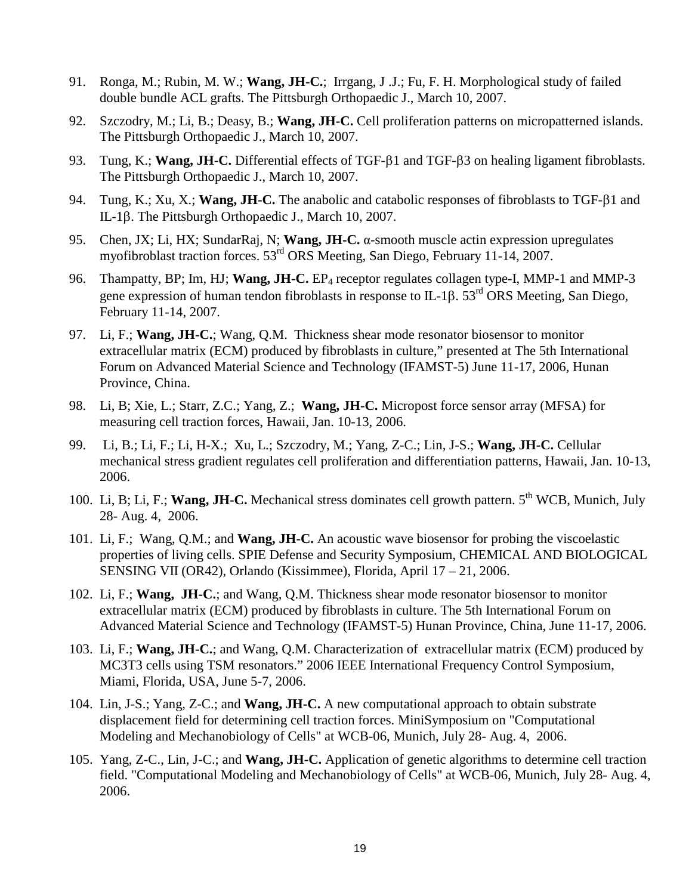91. Ronga, M.; Rubin, M. W.; **Wang, JH-C.**; Irrgang, J .J.; Fu, F. H. Morphological study of failed double bundle ACL grafts. The Pittsburgh Orthopaedic J., March 10, 2007.

92. Szczodry, M.; Li, B.; Deasy, B.; **Wang, JH-C.** Cell proliferation patterns on micropatterned islands. The Pittsburgh Orthopaedic J., March 10, 2007.

93. Tung, K.; **Wang, JH-C.** Differential effects of TGF-$\beta$1 and TGF-$\beta$3 on healing ligament fibroblasts. The Pittsburgh Orthopaedic J., March 10, 2007.

94. Tung, K.; Xu, X.; **Wang, JH-C.** The anabolic and catabolic responses of fibroblasts to TGF-$\beta$1 and IL-1$\beta$. The Pittsburgh Orthopaedic J., March 10, 2007.

95. Chen, JX; Li, HX; SundarRaj, N; **Wang, JH-C.** $\alpha$-smooth muscle actin expression upregulates myofibroblast traction forces. 53rd ORS Meeting, San Diego, February 11-14, 2007.

96. Thampatty, BP; Im, HJ; **Wang, JH-C.** $EP_4$ receptor regulates collagen type-I, MMP-1 and MMP-3 gene expression of human tendon fibroblasts in response to IL-1$\beta$. 53rd ORS Meeting, San Diego, February 11-14, 2007.

97. Li, F.; **Wang, JH-C.**; Wang, Q.M. Thickness shear mode resonator biosensor to monitor extracellular matrix (ECM) produced by fibroblasts in culture," presented at The 5th International Forum on Advanced Material Science and Technology (IFAMST-5) June 11-17, 2006, Hunan Province, China.

98. Li, B; Xie, L.; Starr, Z.C.; Yang, Z.; **Wang, JH-C.** Micropost force sensor array (MFSA) for measuring cell traction forces, Hawaii, Jan. 10-13, 2006.

99. Li, B.; Li, F.; Li, H-X.; Xu, L.; Szczodry, M.; Yang, Z-C.; Lin, J-S.; **Wang, JH-C.** Cellular mechanical stress gradient regulates cell proliferation and differentiation patterns, Hawaii, Jan. 10-13, 2006.

100. Li, B; Li, F.; **Wang, JH-C.** Mechanical stress dominates cell growth pattern. 5th WCB, Munich, July 28- Aug. 4, 2006.

101. Li, F.; Wang, Q.M.; and **Wang, JH-C.** An acoustic wave biosensor for probing the viscoelastic properties of living cells. SPIE Defense and Security Symposium, CHEMICAL AND BIOLOGICAL SENSING VII (OR42), Orlando (Kissimmee), Florida, April 17 – 21, 2006.

102. Li, F.; **Wang, JH-C.**; and Wang, Q.M. Thickness shear mode resonator biosensor to monitor extracellular matrix (ECM) produced by fibroblasts in culture. The 5th International Forum on Advanced Material Science and Technology (IFAMST-5) Hunan Province, China, June 11-17, 2006.

103. Li, F.; **Wang, JH-C.**; and Wang, Q.M. Characterization of extracellular matrix (ECM) produced by MC3T3 cells using TSM resonators." 2006 IEEE International Frequency Control Symposium, Miami, Florida, USA, June 5-7, 2006.

104. Lin, J-S.; Yang, Z-C.; and **Wang, JH-C.** A new computational approach to obtain substrate displacement field for determining cell traction forces. MiniSymposium on "Computational Modeling and Mechanobiology of Cells" at WCB-06, Munich, July 28- Aug. 4, 2006.

105. Yang, Z-C., Lin, J-C.; and **Wang, JH-C.** Application of genetic algorithms to determine cell traction field. "Computational Modeling and Mechanobiology of Cells" at WCB-06, Munich, July 28- Aug. 4, 2006.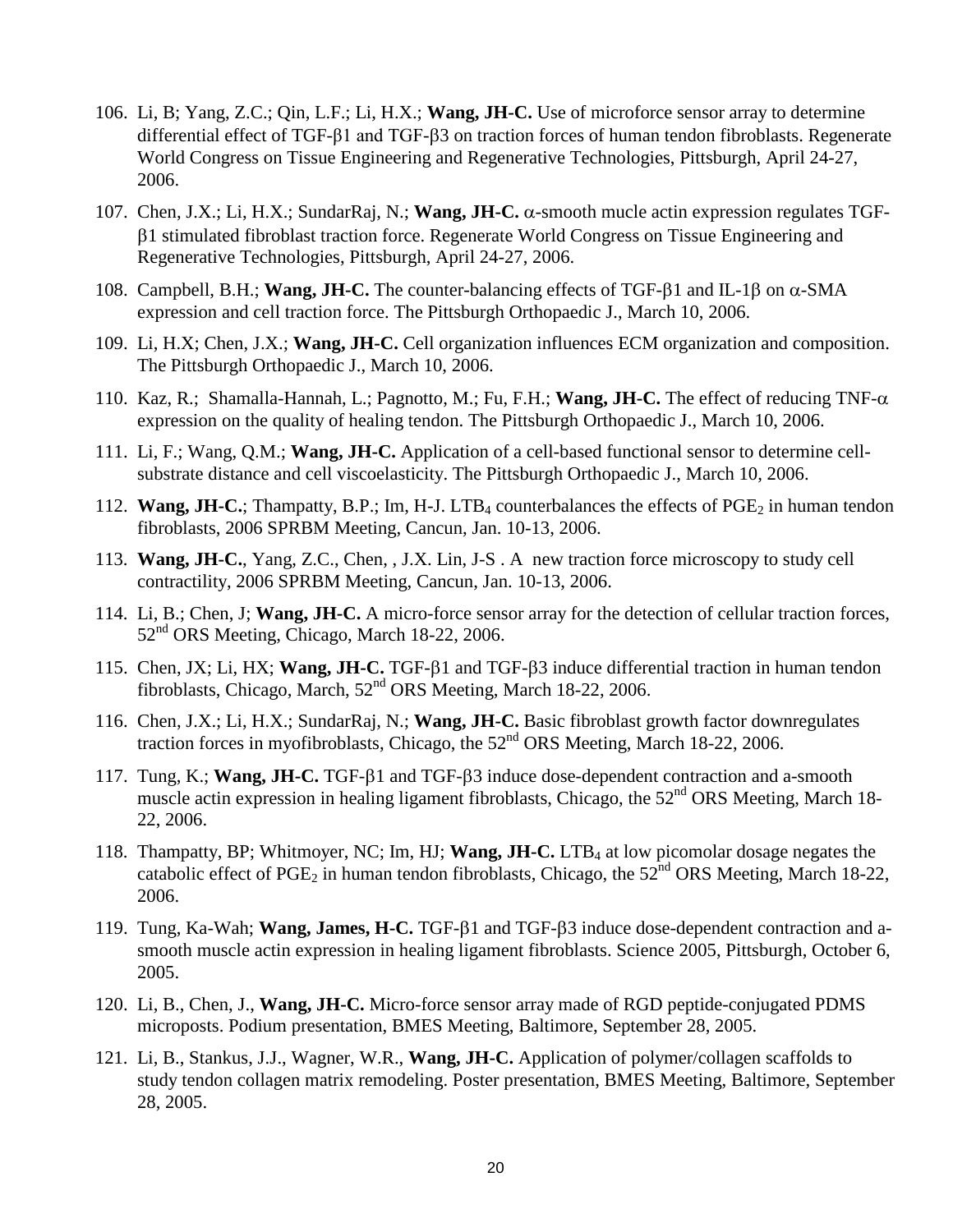106. Li, B; Yang, Z.C.; Qin, L.F.; Li, H.X.; **Wang, JH-C.** Use of microforce sensor array to determine differential effect of TGF-β1 and TGF-β3 on traction forces of human tendon fibroblasts. Regenerate World Congress on Tissue Engineering and Regenerative Technologies, Pittsburgh, April 24-27, 2006.

107. Chen, J.X.; Li, H.X.; SundarRaj, N.; **Wang, JH-C.** α-smooth mucle actin expression regulates TGF-β1 stimulated fibroblast traction force. Regenerate World Congress on Tissue Engineering and Regenerative Technologies, Pittsburgh, April 24-27, 2006.

108. Campbell, B.H.; **Wang, JH-C.** The counter-balancing effects of TGF-β1 and IL-1β on α-SMA expression and cell traction force. The Pittsburgh Orthopaedic J., March 10, 2006.

109. Li, H.X; Chen, J.X.; **Wang, JH-C.** Cell organization influences ECM organization and composition. The Pittsburgh Orthopaedic J., March 10, 2006.

110. Kaz, R.; Shamalla-Hannah, L.; Pagnotto, M.; Fu, F.H.; **Wang, JH-C.** The effect of reducing TNF-α expression on the quality of healing tendon. The Pittsburgh Orthopaedic J., March 10, 2006.

111. Li, F.; Wang, Q.M.; **Wang, JH-C.** Application of a cell-based functional sensor to determine cell-substrate distance and cell viscoelasticity. The Pittsburgh Orthopaedic J., March 10, 2006.

112. **Wang, JH-C.**; Thampatty, B.P.; Im, H-J. $LTB_4$ counterbalances the effects of $PGE_2$ in human tendon fibroblasts, 2006 SPRBM Meeting, Cancun, Jan. 10-13, 2006.

113. **Wang, JH-C.**, Yang, Z.C., Chen, , J.X. Lin, J-S . A new traction force microscopy to study cell contractility, 2006 SPRBM Meeting, Cancun, Jan. 10-13, 2006.

114. Li, B.; Chen, J; **Wang, JH-C.** A micro-force sensor array for the detection of cellular traction forces, 52nd ORS Meeting, Chicago, March 18-22, 2006.

115. Chen, JX; Li, HX; **Wang, JH-C.** TGF-β1 and TGF-β3 induce differential traction in human tendon fibroblasts, Chicago, March, 52nd ORS Meeting, March 18-22, 2006.

116. Chen, J.X.; Li, H.X.; SundarRaj, N.; **Wang, JH-C.** Basic fibroblast growth factor downregulates traction forces in myofibroblasts, Chicago, the 52nd ORS Meeting, March 18-22, 2006.

117. Tung, K.; **Wang, JH-C.** TGF-β1 and TGF-β3 induce dose-dependent contraction and a-smooth muscle actin expression in healing ligament fibroblasts, Chicago, the 52nd ORS Meeting, March 18-22, 2006.

118. Thampatty, BP; Whitmoyer, NC; Im, HJ; **Wang, JH-C.** $LTB_4$ at low picomolar dosage negates the catabolic effect of $PGE_2$ in human tendon fibroblasts, Chicago, the 52nd ORS Meeting, March 18-22, 2006.

119. Tung, Ka-Wah; **Wang, James, H-C.** TGF-β1 and TGF-β3 induce dose-dependent contraction and a-smooth muscle actin expression in healing ligament fibroblasts. Science 2005, Pittsburgh, October 6, 2005.

120. Li, B., Chen, J., **Wang, JH-C.** Micro-force sensor array made of RGD peptide-conjugated PDMS microposts. Podium presentation, BMES Meeting, Baltimore, September 28, 2005.

121. Li, B., Stankus, J.J., Wagner, W.R., **Wang, JH-C.** Application of polymer/collagen scaffolds to study tendon collagen matrix remodeling. Poster presentation, BMES Meeting, Baltimore, September 28, 2005.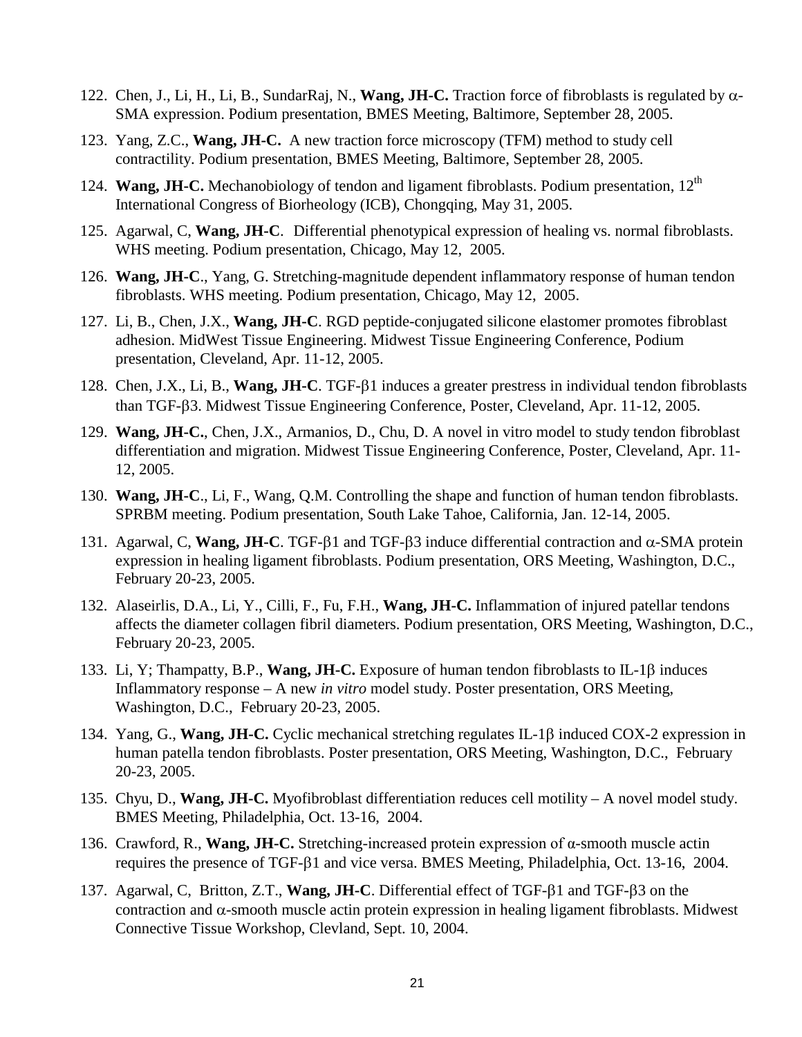122. Chen, J., Li, H., Li, B., SundarRaj, N., **Wang, JH-C.** Traction force of fibroblasts is regulated by $\alpha$-SMA expression. Podium presentation, BMES Meeting, Baltimore, September 28, 2005.

123. Yang, Z.C., **Wang, JH-C.** A new traction force microscopy (TFM) method to study cell contractility. Podium presentation, BMES Meeting, Baltimore, September 28, 2005.

124. **Wang, JH-C.** Mechanobiology of tendon and ligament fibroblasts. Podium presentation, 12$^{th}$ International Congress of Biorheology (ICB), Chongqing, May 31, 2005.

125. Agarwal, C, **Wang, JH-C**. Differential phenotypical expression of healing vs. normal fibroblasts. WHS meeting. Podium presentation, Chicago, May 12, 2005.

126. **Wang, JH-C**., Yang, G. Stretching-magnitude dependent inflammatory response of human tendon fibroblasts. WHS meeting. Podium presentation, Chicago, May 12, 2005.

127. Li, B., Chen, J.X., **Wang, JH-C**. RGD peptide-conjugated silicone elastomer promotes fibroblast adhesion. MidWest Tissue Engineering. Midwest Tissue Engineering Conference, Podium presentation, Cleveland, Apr. 11-12, 2005.

128. Chen, J.X., Li, B., **Wang, JH-C**. TGF-$\beta$1 induces a greater prestress in individual tendon fibroblasts than TGF-$\beta$3. Midwest Tissue Engineering Conference, Poster, Cleveland, Apr. 11-12, 2005.

129. **Wang, JH-C.**, Chen, J.X., Armanios, D., Chu, D. A novel in vitro model to study tendon fibroblast differentiation and migration. Midwest Tissue Engineering Conference, Poster, Cleveland, Apr. 11-12, 2005.

130. **Wang, JH-C**., Li, F., Wang, Q.M. Controlling the shape and function of human tendon fibroblasts. SPRBM meeting. Podium presentation, South Lake Tahoe, California, Jan. 12-14, 2005.

131. Agarwal, C, **Wang, JH-C**. TGF-$\beta$1 and TGF-$\beta$3 induce differential contraction and $\alpha$-SMA protein expression in healing ligament fibroblasts. Podium presentation, ORS Meeting, Washington, D.C., February 20-23, 2005.

132. Alaseirlis, D.A., Li, Y., Cilli, F., Fu, F.H., **Wang, JH-C.** Inflammation of injured patellar tendons affects the diameter collagen fibril diameters. Podium presentation, ORS Meeting, Washington, D.C., February 20-23, 2005.

133. Li, Y; Thampatty, B.P., **Wang, JH-C.** Exposure of human tendon fibroblasts to IL-1$\beta$ induces Inflammatory response – A new *in vitro* model study. Poster presentation, ORS Meeting, Washington, D.C., February 20-23, 2005.

134. Yang, G., **Wang, JH-C.** Cyclic mechanical stretching regulates IL-1$\beta$ induced COX-2 expression in human patella tendon fibroblasts. Poster presentation, ORS Meeting, Washington, D.C., February 20-23, 2005.

135. Chyu, D., **Wang, JH-C.** Myofibroblast differentiation reduces cell motility – A novel model study. BMES Meeting, Philadelphia, Oct. 13-16, 2004.

136. Crawford, R., **Wang, JH-C.** Stretching-increased protein expression of $\alpha$-smooth muscle actin requires the presence of TGF-$\beta$1 and vice versa. BMES Meeting, Philadelphia, Oct. 13-16, 2004.

137. Agarwal, C, Britton, Z.T., **Wang, JH-C**. Differential effect of TGF-$\beta$1 and TGF-$\beta$3 on the contraction and $\alpha$-smooth muscle actin protein expression in healing ligament fibroblasts. Midwest Connective Tissue Workshop, Clevland, Sept. 10, 2004.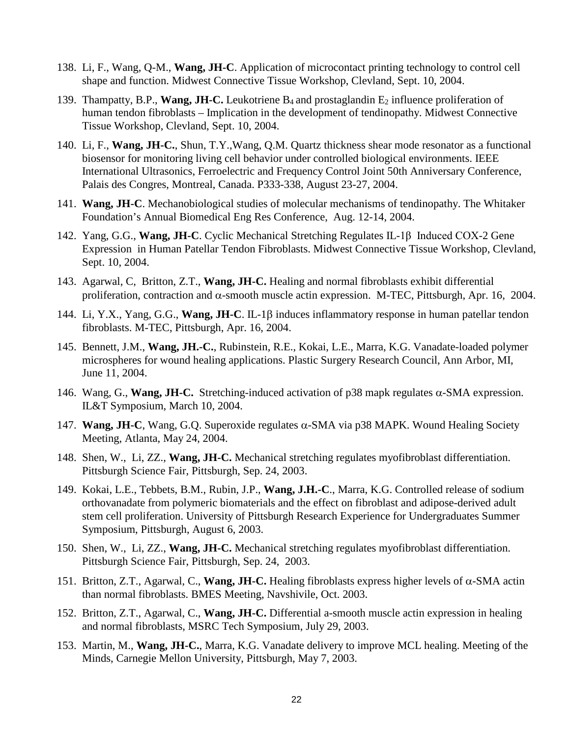138. Li, F., Wang, Q-M., **Wang, JH-C**. Application of microcontact printing technology to control cell shape and function. Midwest Connective Tissue Workshop, Clevland, Sept. 10, 2004.

139. Thampatty, B.P., **Wang, JH-C.** Leukotriene $B_4$ and prostaglandin $E_2$ influence proliferation of human tendon fibroblasts – Implication in the development of tendinopathy. Midwest Connective Tissue Workshop, Clevland, Sept. 10, 2004.

140. Li, F., **Wang, JH-C.**, Shun, T.Y.,Wang, Q.M. Quartz thickness shear mode resonator as a functional biosensor for monitoring living cell behavior under controlled biological environments. IEEE International Ultrasonics, Ferroelectric and Frequency Control Joint 50th Anniversary Conference, Palais des Congres, Montreal, Canada. P333-338, August 23-27, 2004.

141. **Wang, JH-C**. Mechanobiological studies of molecular mechanisms of tendinopathy. The Whitaker Foundation's Annual Biomedical Eng Res Conference, Aug. 12-14, 2004.

142. Yang, G.G., **Wang, JH-C**. Cyclic Mechanical Stretching Regulates IL-1$\beta$ Induced COX-2 Gene Expression in Human Patellar Tendon Fibroblasts. Midwest Connective Tissue Workshop, Clevland, Sept. 10, 2004.

143. Agarwal, C, Britton, Z.T., **Wang, JH-C.** Healing and normal fibroblasts exhibit differential proliferation, contraction and $\alpha$-smooth muscle actin expression. M-TEC, Pittsburgh, Apr. 16, 2004.

144. Li, Y.X., Yang, G.G., **Wang, JH-C**. IL-1$\beta$ induces inflammatory response in human patellar tendon fibroblasts. M-TEC, Pittsburgh, Apr. 16, 2004.

145. Bennett, J.M., **Wang, JH.-C.**, Rubinstein, R.E., Kokai, L.E., Marra, K.G. Vanadate-loaded polymer microspheres for wound healing applications. Plastic Surgery Research Council, Ann Arbor, MI, June 11, 2004.

146. Wang, G., **Wang, JH-C.** Stretching-induced activation of p38 mapk regulates $\alpha$-SMA expression. IL&T Symposium, March 10, 2004.

147. **Wang, JH-C**, Wang, G.Q. Superoxide regulates $\alpha$-SMA via p38 MAPK. Wound Healing Society Meeting, Atlanta, May 24, 2004.

148. Shen, W., Li, ZZ., **Wang, JH-C.** Mechanical stretching regulates myofibroblast differentiation. Pittsburgh Science Fair, Pittsburgh, Sep. 24, 2003.

149. Kokai, L.E., Tebbets, B.M., Rubin, J.P., **Wang, J.H.-C**., Marra, K.G. Controlled release of sodium orthovanadate from polymeric biomaterials and the effect on fibroblast and adipose-derived adult stem cell proliferation. University of Pittsburgh Research Experience for Undergraduates Summer Symposium, Pittsburgh, August 6, 2003.

150. Shen, W., Li, ZZ., **Wang, JH-C.** Mechanical stretching regulates myofibroblast differentiation. Pittsburgh Science Fair, Pittsburgh, Sep. 24, 2003.

151. Britton, Z.T., Agarwal, C., **Wang, JH-C.** Healing fibroblasts express higher levels of $\alpha$-SMA actin than normal fibroblasts. BMES Meeting, Navshivile, Oct. 2003.

152. Britton, Z.T., Agarwal, C., **Wang, JH-C.** Differential a-smooth muscle actin expression in healing and normal fibroblasts, MSRC Tech Symposium, July 29, 2003.

153. Martin, M., **Wang, JH-C.**, Marra, K.G. Vanadate delivery to improve MCL healing. Meeting of the Minds, Carnegie Mellon University, Pittsburgh, May 7, 2003.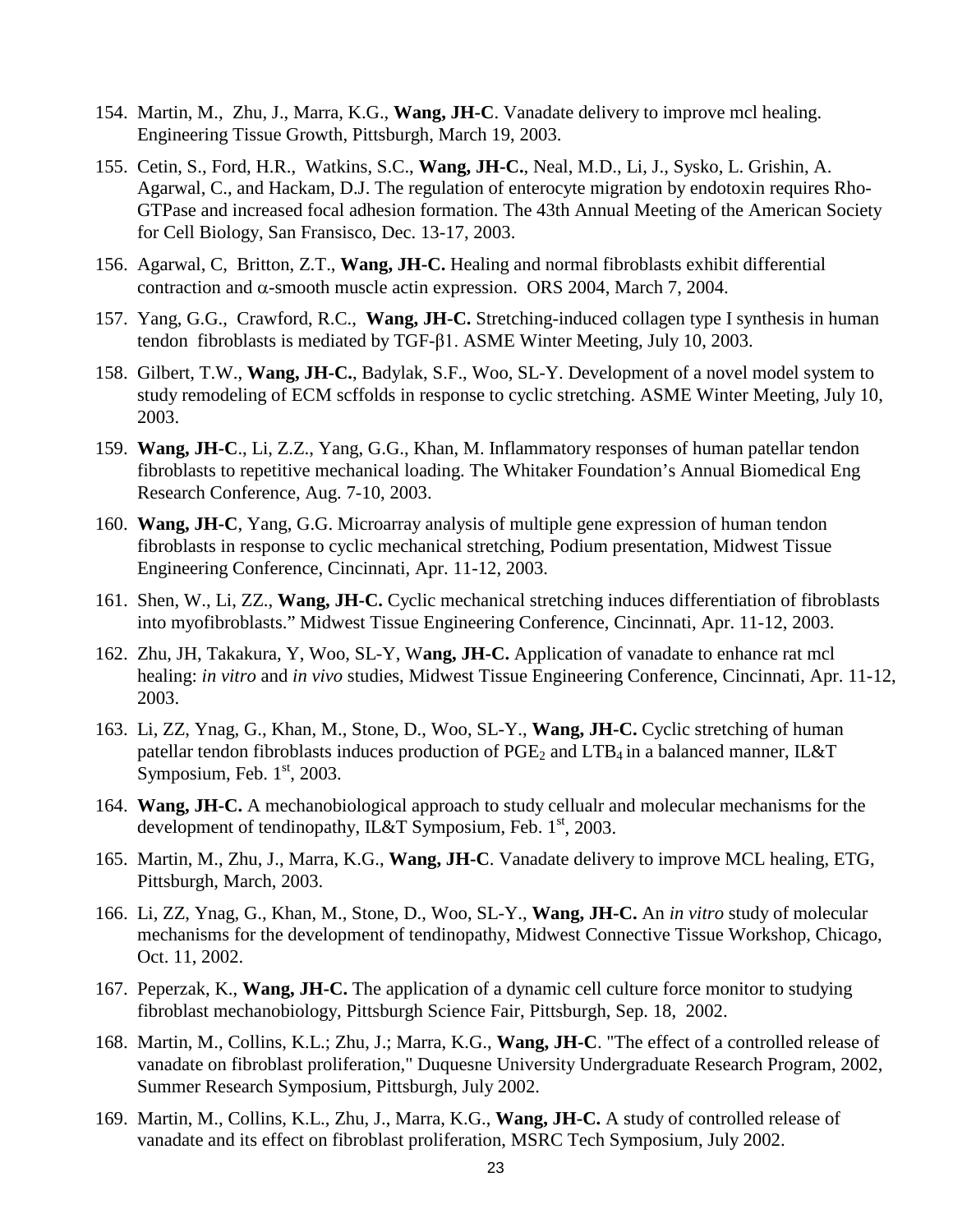154. Martin, M., Zhu, J., Marra, K.G., **Wang, JH-C**. Vanadate delivery to improve mcl healing. Engineering Tissue Growth, Pittsburgh, March 19, 2003.

155. Cetin, S., Ford, H.R., Watkins, S.C., **Wang, JH-C.**, Neal, M.D., Li, J., Sysko, L. Grishin, A. Agarwal, C., and Hackam, D.J. The regulation of enterocyte migration by endotoxin requires Rho-GTPase and increased focal adhesion formation. The 43th Annual Meeting of the American Society for Cell Biology, San Fransisco, Dec. 13-17, 2003.

156. Agarwal, C, Britton, Z.T., **Wang, JH-C.** Healing and normal fibroblasts exhibit differential contraction and $\alpha$-smooth muscle actin expression. ORS 2004, March 7, 2004.

157. Yang, G.G., Crawford, R.C., **Wang, JH-C.** Stretching-induced collagen type I synthesis in human tendon fibroblasts is mediated by TGF-$\beta$1. ASME Winter Meeting, July 10, 2003.

158. Gilbert, T.W., **Wang, JH-C.**, Badylak, S.F., Woo, SL-Y. Development of a novel model system to study remodeling of ECM scffolds in response to cyclic stretching. ASME Winter Meeting, July 10, 2003.

159. **Wang, JH-C**., Li, Z.Z., Yang, G.G., Khan, M. Inflammatory responses of human patellar tendon fibroblasts to repetitive mechanical loading. The Whitaker Foundation's Annual Biomedical Eng Research Conference, Aug. 7-10, 2003.

160. **Wang, JH-C**, Yang, G.G. Microarray analysis of multiple gene expression of human tendon fibroblasts in response to cyclic mechanical stretching, Podium presentation, Midwest Tissue Engineering Conference, Cincinnati, Apr. 11-12, 2003.

161. Shen, W., Li, ZZ., **Wang, JH-C.** Cyclic mechanical stretching induces differentiation of fibroblasts into myofibroblasts." Midwest Tissue Engineering Conference, Cincinnati, Apr. 11-12, 2003.

162. Zhu, JH, Takakura, Y, Woo, SL-Y, W**ang, JH-C.** Application of vanadate to enhance rat mcl healing: *in vitro* and *in vivo* studies, Midwest Tissue Engineering Conference, Cincinnati, Apr. 11-12, 2003.

163. Li, ZZ, Ynag, G., Khan, M., Stone, D., Woo, SL-Y., **Wang, JH-C.** Cyclic stretching of human patellar tendon fibroblasts induces production of $PGE_2$ and $LTB_4$ in a balanced manner, IL&T Symposium, Feb. 1st, 2003.

164. **Wang, JH-C.** A mechanobiological approach to study cellualr and molecular mechanisms for the development of tendinopathy, IL&T Symposium, Feb. 1st, 2003.

165. Martin, M., Zhu, J., Marra, K.G., **Wang, JH-C**. Vanadate delivery to improve MCL healing, ETG, Pittsburgh, March, 2003.

166. Li, ZZ, Ynag, G., Khan, M., Stone, D., Woo, SL-Y., **Wang, JH-C.** An *in vitro* study of molecular mechanisms for the development of tendinopathy, Midwest Connective Tissue Workshop, Chicago, Oct. 11, 2002.

167. Peperzak, K., **Wang, JH-C.** The application of a dynamic cell culture force monitor to studying fibroblast mechanobiology, Pittsburgh Science Fair, Pittsburgh, Sep. 18, 2002.

168. Martin, M., Collins, K.L.; Zhu, J.; Marra, K.G., **Wang, JH-C**. "The effect of a controlled release of vanadate on fibroblast proliferation," Duquesne University Undergraduate Research Program, 2002, Summer Research Symposium, Pittsburgh, July 2002.

169. Martin, M., Collins, K.L., Zhu, J., Marra, K.G., **Wang, JH-C.** A study of controlled release of vanadate and its effect on fibroblast proliferation, MSRC Tech Symposium, July 2002.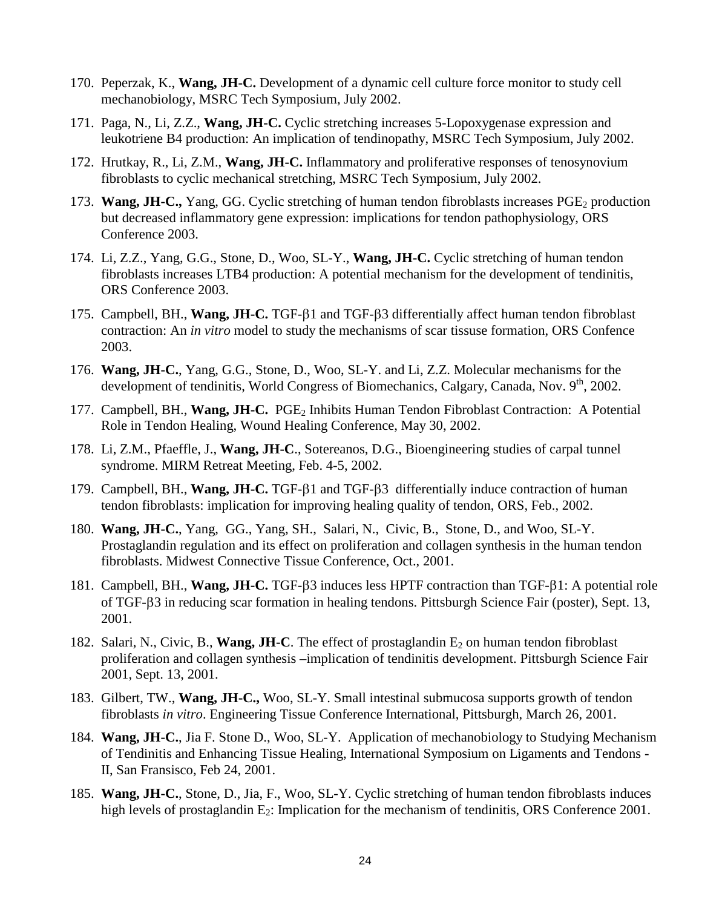170. Peperzak, K., **Wang, JH-C.** Development of a dynamic cell culture force monitor to study cell mechanobiology, MSRC Tech Symposium, July 2002.

171. Paga, N., Li, Z.Z., **Wang, JH-C.** Cyclic stretching increases 5-Lopoxygenase expression and leukotriene B4 production: An implication of tendinopathy, MSRC Tech Symposium, July 2002.

172. Hrutkay, R., Li, Z.M., **Wang, JH-C.** Inflammatory and proliferative responses of tenosynovium fibroblasts to cyclic mechanical stretching, MSRC Tech Symposium, July 2002.

173. **Wang, JH-C.,** Yang, GG. Cyclic stretching of human tendon fibroblasts increases $PGE_2$ production but decreased inflammatory gene expression: implications for tendon pathophysiology, ORS Conference 2003.

174. Li, Z.Z., Yang, G.G., Stone, D., Woo, SL-Y., **Wang, JH-C.** Cyclic stretching of human tendon fibroblasts increases LTB4 production: A potential mechanism for the development of tendinitis, ORS Conference 2003.

175. Campbell, BH., **Wang, JH-C.** TGF-β1 and TGF-β3 differentially affect human tendon fibroblast contraction: An *in vitro* model to study the mechanisms of scar tissuse formation, ORS Confence 2003.

176. **Wang, JH-C.**, Yang, G.G., Stone, D., Woo, SL-Y. and Li, Z.Z. Molecular mechanisms for the development of tendinitis, World Congress of Biomechanics, Calgary, Canada, Nov. 9th, 2002.

177. Campbell, BH., **Wang, JH-C.** $PGE_2$ Inhibits Human Tendon Fibroblast Contraction: A Potential Role in Tendon Healing, Wound Healing Conference, May 30, 2002.

178. Li, Z.M., Pfaeffle, J., **Wang, JH-C**., Sotereanos, D.G., Bioengineering studies of carpal tunnel syndrome. MIRM Retreat Meeting, Feb. 4-5, 2002.

179. Campbell, BH., **Wang, JH-C.** TGF-β1 and TGF-β3 differentially induce contraction of human tendon fibroblasts: implication for improving healing quality of tendon, ORS, Feb., 2002.

180. **Wang, JH-C.**, Yang, GG., Yang, SH., Salari, N., Civic, B., Stone, D., and Woo, SL-Y. Prostaglandin regulation and its effect on proliferation and collagen synthesis in the human tendon fibroblasts. Midwest Connective Tissue Conference, Oct., 2001.

181. Campbell, BH., **Wang, JH-C.** TGF-β3 induces less HPTF contraction than TGF-β1: A potential role of TGF-β3 in reducing scar formation in healing tendons. Pittsburgh Science Fair (poster), Sept. 13, 2001.

182. Salari, N., Civic, B., **Wang, JH-C**. The effect of prostaglandin $E_2$ on human tendon fibroblast proliferation and collagen synthesis –implication of tendinitis development. Pittsburgh Science Fair 2001, Sept. 13, 2001.

183. Gilbert, TW., **Wang, JH-C.,** Woo, SL-Y. Small intestinal submucosa supports growth of tendon fibroblasts *in vitro*. Engineering Tissue Conference International, Pittsburgh, March 26, 2001.

184. **Wang, JH-C.**, Jia F. Stone D., Woo, SL-Y. Application of mechanobiology to Studying Mechanism of Tendinitis and Enhancing Tissue Healing, International Symposium on Ligaments and Tendons -II, San Fransisco, Feb 24, 2001.

185. **Wang, JH-C.**, Stone, D., Jia, F., Woo, SL-Y. Cyclic stretching of human tendon fibroblasts induces high levels of prostaglandin $E_2$: Implication for the mechanism of tendinitis, ORS Conference 2001.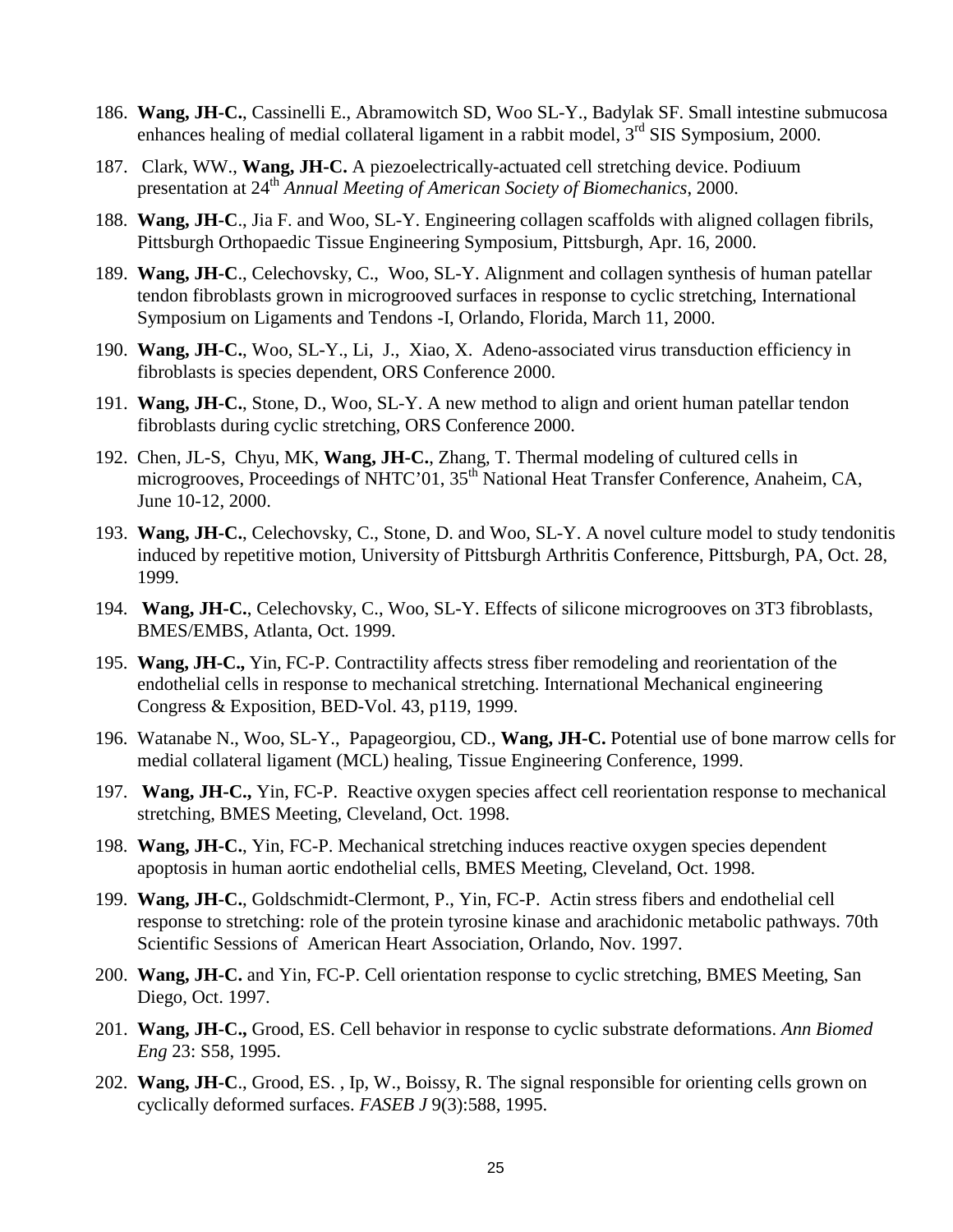186. **Wang, JH-C.**, Cassinelli E., Abramowitch SD, Woo SL-Y., Badylak SF. Small intestine submucosa enhances healing of medial collateral ligament in a rabbit model, 3rd SIS Symposium, 2000.

187. Clark, WW., **Wang, JH-C.** A piezoelectrically-actuated cell stretching device. Podiuum presentation at 24th *Annual Meeting of American Society of Biomechanics*, 2000.

188. **Wang, JH-C**., Jia F. and Woo, SL-Y. Engineering collagen scaffolds with aligned collagen fibrils, Pittsburgh Orthopaedic Tissue Engineering Symposium, Pittsburgh, Apr. 16, 2000.

189. **Wang, JH-C**., Celechovsky, C., Woo, SL-Y. Alignment and collagen synthesis of human patellar tendon fibroblasts grown in microgrooved surfaces in response to cyclic stretching, International Symposium on Ligaments and Tendons -I, Orlando, Florida, March 11, 2000.

190. **Wang, JH-C.**, Woo, SL-Y., Li, J., Xiao, X. Adeno-associated virus transduction efficiency in fibroblasts is species dependent, ORS Conference 2000.

191. **Wang, JH-C.**, Stone, D., Woo, SL-Y. A new method to align and orient human patellar tendon fibroblasts during cyclic stretching, ORS Conference 2000.

192. Chen, JL-S, Chyu, MK, **Wang, JH-C.**, Zhang, T. Thermal modeling of cultured cells in microgrooves, Proceedings of NHTC'01, 35th National Heat Transfer Conference, Anaheim, CA, June 10-12, 2000.

193. **Wang, JH-C.**, Celechovsky, C., Stone, D. and Woo, SL-Y. A novel culture model to study tendonitis induced by repetitive motion, University of Pittsburgh Arthritis Conference, Pittsburgh, PA, Oct. 28, 1999.

194. **Wang, JH-C.**, Celechovsky, C., Woo, SL-Y. Effects of silicone microgrooves on 3T3 fibroblasts, BMES/EMBS, Atlanta, Oct. 1999.

195. **Wang, JH-C.,** Yin, FC-P. Contractility affects stress fiber remodeling and reorientation of the endothelial cells in response to mechanical stretching. International Mechanical engineering Congress & Exposition, BED-Vol. 43, p119, 1999.

196. Watanabe N., Woo, SL-Y., Papageorgiou, CD., **Wang, JH-C.** Potential use of bone marrow cells for medial collateral ligament (MCL) healing, Tissue Engineering Conference, 1999.

197. **Wang, JH-C.,** Yin, FC-P. Reactive oxygen species affect cell reorientation response to mechanical stretching, BMES Meeting, Cleveland, Oct. 1998.

198. **Wang, JH-C.**, Yin, FC-P. Mechanical stretching induces reactive oxygen species dependent apoptosis in human aortic endothelial cells, BMES Meeting, Cleveland, Oct. 1998.

199. **Wang, JH-C.**, Goldschmidt-Clermont, P., Yin, FC-P. Actin stress fibers and endothelial cell response to stretching: role of the protein tyrosine kinase and arachidonic metabolic pathways. 70th Scientific Sessions of American Heart Association, Orlando, Nov. 1997.

200. **Wang, JH-C.** and Yin, FC-P. Cell orientation response to cyclic stretching, BMES Meeting, San Diego, Oct. 1997.

201. **Wang, JH-C.,** Grood, ES. Cell behavior in response to cyclic substrate deformations. *Ann Biomed Eng* 23: S58, 1995.

202. **Wang, JH-C**., Grood, ES. , Ip, W., Boissy, R. The signal responsible for orienting cells grown on cyclically deformed surfaces. *FASEB J* 9(3):588, 1995.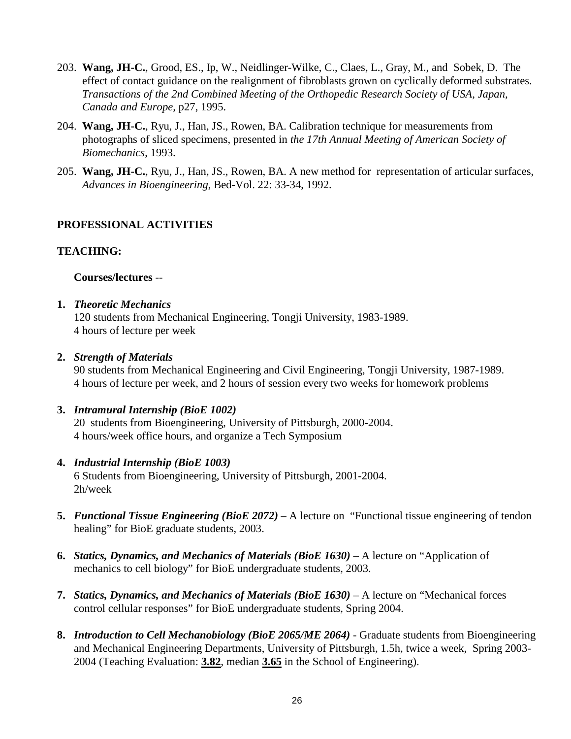203. **Wang, JH-C.**, Grood, ES., Ip, W., Neidlinger-Wilke, C., Claes, L., Gray, M., and Sobek, D. The effect of contact guidance on the realignment of fibroblasts grown on cyclically deformed substrates. *Transactions of the 2nd Combined Meeting of the Orthopedic Research Society of USA, Japan, Canada and Europe*, p27, 1995.

204. **Wang, JH-C.**, Ryu, J., Han, JS., Rowen, BA. Calibration technique for measurements from photographs of sliced specimens, presented in *the 17th Annual Meeting of American Society of Biomechanics*, 1993.

205. **Wang, JH-C.**, Ryu, J., Han, JS., Rowen, BA. A new method for representation of articular surfaces, *Advances in Bioengineering*, Bed-Vol. 22: 33-34, 1992.

## PROFESSIONAL ACTIVITIES

### TEACHING:

**Courses/lectures** --

**1.** ***Theoretic Mechanics***
120 students from Mechanical Engineering, Tongji University, 1983-1989.
4 hours of lecture per week

**2.** ***Strength of Materials***
90 students from Mechanical Engineering and Civil Engineering, Tongji University, 1987-1989.
4 hours of lecture per week, and 2 hours of session every two weeks for homework problems

**3.** ***Intramural Internship (BioE 1002)***
20 students from Bioengineering, University of Pittsburgh, 2000-2004.
4 hours/week office hours, and organize a Tech Symposium

**4.** ***Industrial Internship (BioE 1003)***
6 Students from Bioengineering, University of Pittsburgh, 2001-2004.
2h/week

**5.** ***Functional Tissue Engineering (BioE 2072)*** – A lecture on "Functional tissue engineering of tendon healing" for BioE graduate students, 2003.

**6.** ***Statics, Dynamics, and Mechanics of Materials (BioE 1630)*** – A lecture on "Application of mechanics to cell biology" for BioE undergraduate students, 2003.

**7.** ***Statics, Dynamics, and Mechanics of Materials (BioE 1630)*** – A lecture on "Mechanical forces control cellular responses" for BioE undergraduate students, Spring 2004.

**8.** ***Introduction to Cell Mechanobiology (BioE 2065/ME 2064)*** - Graduate students from Bioengineering and Mechanical Engineering Departments, University of Pittsburgh, 1.5h, twice a week, Spring 2003-2004 (Teaching Evaluation: **3.82**, median **3.65** in the School of Engineering).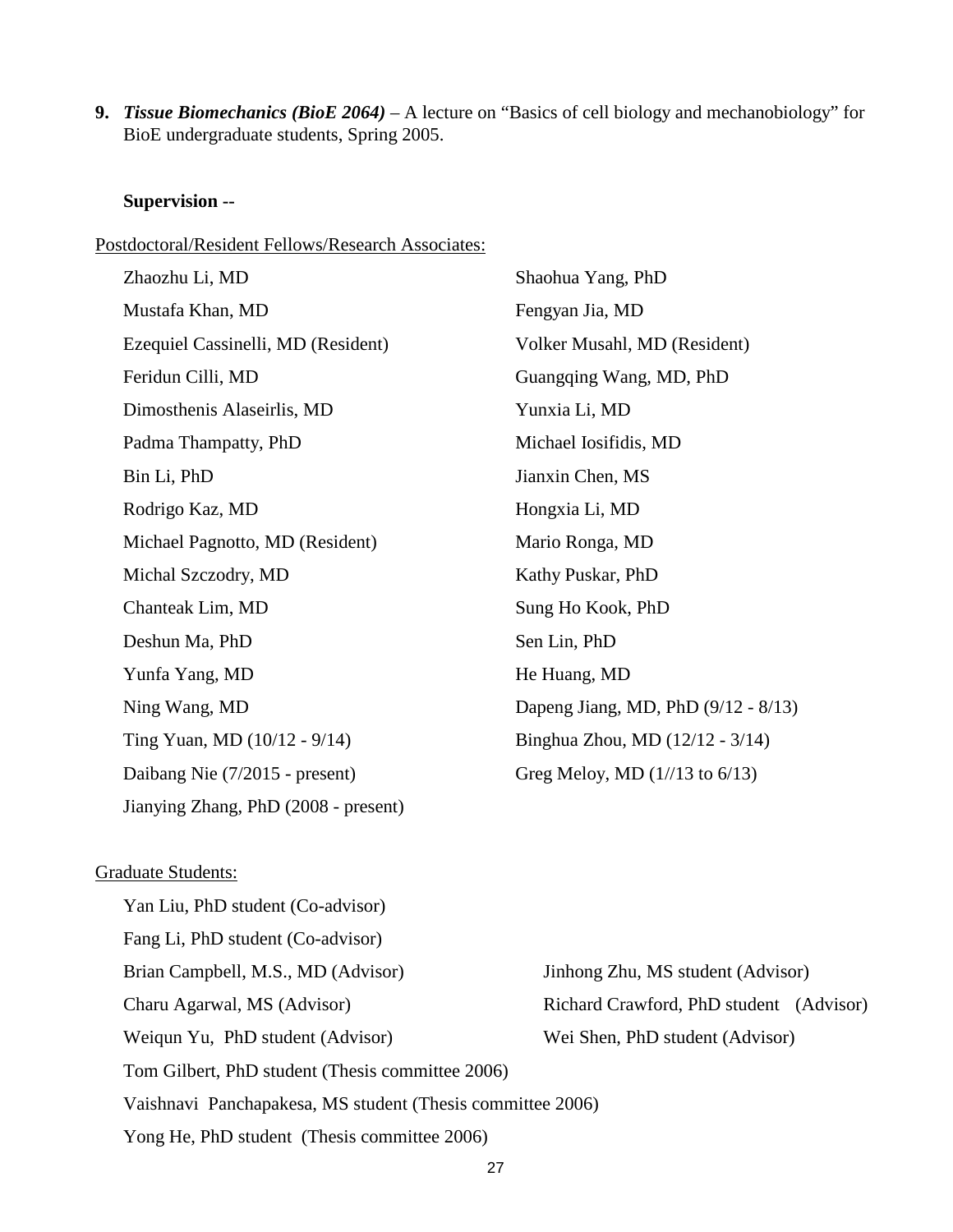**9.** ***Tissue Biomechanics (BioE 2064)*** – A lecture on "Basics of cell biology and mechanobiology" for BioE undergraduate students, Spring 2005.

**Supervision --**

Postdoctoral/Resident Fellows/Research Associates:

- Zhaozhu Li, MD
- Shaohua Yang, PhD
- Mustafa Khan, MD
- Fengyan Jia, MD
- Ezequiel Cassinelli, MD (Resident)
- Volker Musahl, MD (Resident)
- Feridun Cilli, MD
- Guangqing Wang, MD, PhD
- Dimosthenis Alaseirlis, MD
- Yunxia Li, MD
- Padma Thampatty, PhD
- Michael Iosifidis, MD
- Bin Li, PhD
- Jianxin Chen, MS
- Rodrigo Kaz, MD
- Hongxia Li, MD
- Michael Pagnotto, MD (Resident)
- Mario Ronga, MD
- Michal Szczodry, MD
- Kathy Puskar, PhD
- Chanteak Lim, MD
- Sung Ho Kook, PhD
- Deshun Ma, PhD
- Sen Lin, PhD
- Yunfa Yang, MD
- He Huang, MD
- Ning Wang, MD
- Dapeng Jiang, MD, PhD (9/12 - 8/13)
- Ting Yuan, MD (10/12 - 9/14)
- Binghua Zhou, MD (12/12 - 3/14)
- Daibang Nie (7/2015 - present)
- Greg Meloy, MD (1//13 to 6/13)
- Jianying Zhang, PhD (2008 - present)

Graduate Students:

- Yan Liu, PhD student (Co-advisor)
- Fang Li, PhD student (Co-advisor)
- Brian Campbell, M.S., MD (Advisor)
- Jinhong Zhu, MS student (Advisor)
- Charu Agarwal, MS (Advisor)
- Richard Crawford, PhD student (Advisor)
- Weiqun Yu, PhD student (Advisor)
- Wei Shen, PhD student (Advisor)
- Tom Gilbert, PhD student (Thesis committee 2006)
- Vaishnavi Panchapakesa, MS student (Thesis committee 2006)
- Yong He, PhD student (Thesis committee 2006)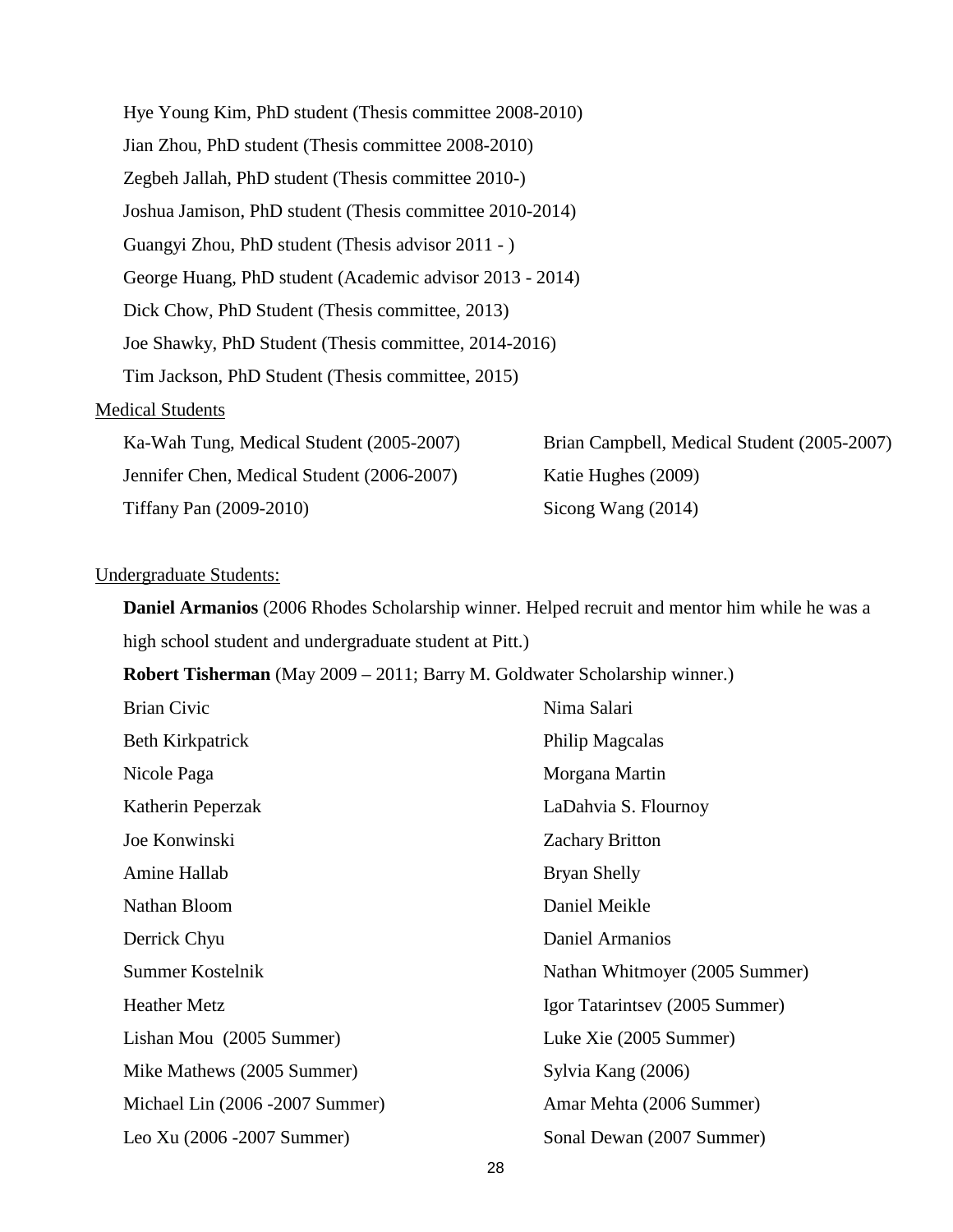Hye Young Kim, PhD student (Thesis committee 2008-2010)

Jian Zhou, PhD student (Thesis committee 2008-2010)

Zegbeh Jallah, PhD student (Thesis committee 2010-)

Joshua Jamison, PhD student (Thesis committee 2010-2014)

Guangyi Zhou, PhD student (Thesis advisor 2011 - )

George Huang, PhD student (Academic advisor 2013 - 2014)

Dick Chow, PhD Student (Thesis committee, 2013)

Joe Shawky, PhD Student (Thesis committee, 2014-2016)

Tim Jackson, PhD Student (Thesis committee, 2015)

<u>Medical Students</u>

Ka-Wah Tung, Medical Student (2005-2007)

Brian Campbell, Medical Student (2005-2007)

Jennifer Chen, Medical Student (2006-2007)

Katie Hughes (2009)

Tiffany Pan (2009-2010)

Sicong Wang (2014)

<u>Undergraduate Students:</u>

**Daniel Armanios** (2006 Rhodes Scholarship winner. Helped recruit and mentor him while he was a high school student and undergraduate student at Pitt.)

**Robert Tisherman** (May 2009 – 2011; Barry M. Goldwater Scholarship winner.)

Brian Civic

Nima Salari

Beth Kirkpatrick

Philip Magcalas

Nicole Paga

Morgana Martin

Katherin Peperzak

LaDahvia S. Flournoy

Joe Konwinski

Zachary Britton

Amine Hallab

Bryan Shelly

Nathan Bloom

Daniel Meikle

Derrick Chyu

Daniel Armanios

Summer Kostelnik

Nathan Whitmoyer (2005 Summer)

Heather Metz

Igor Tatarintsev (2005 Summer)

Lishan Mou (2005 Summer)

Luke Xie (2005 Summer)

Mike Mathews (2005 Summer)

Sylvia Kang (2006)

Michael Lin (2006 -2007 Summer)

Amar Mehta (2006 Summer)

Leo Xu (2006 -2007 Summer)

Sonal Dewan (2007 Summer)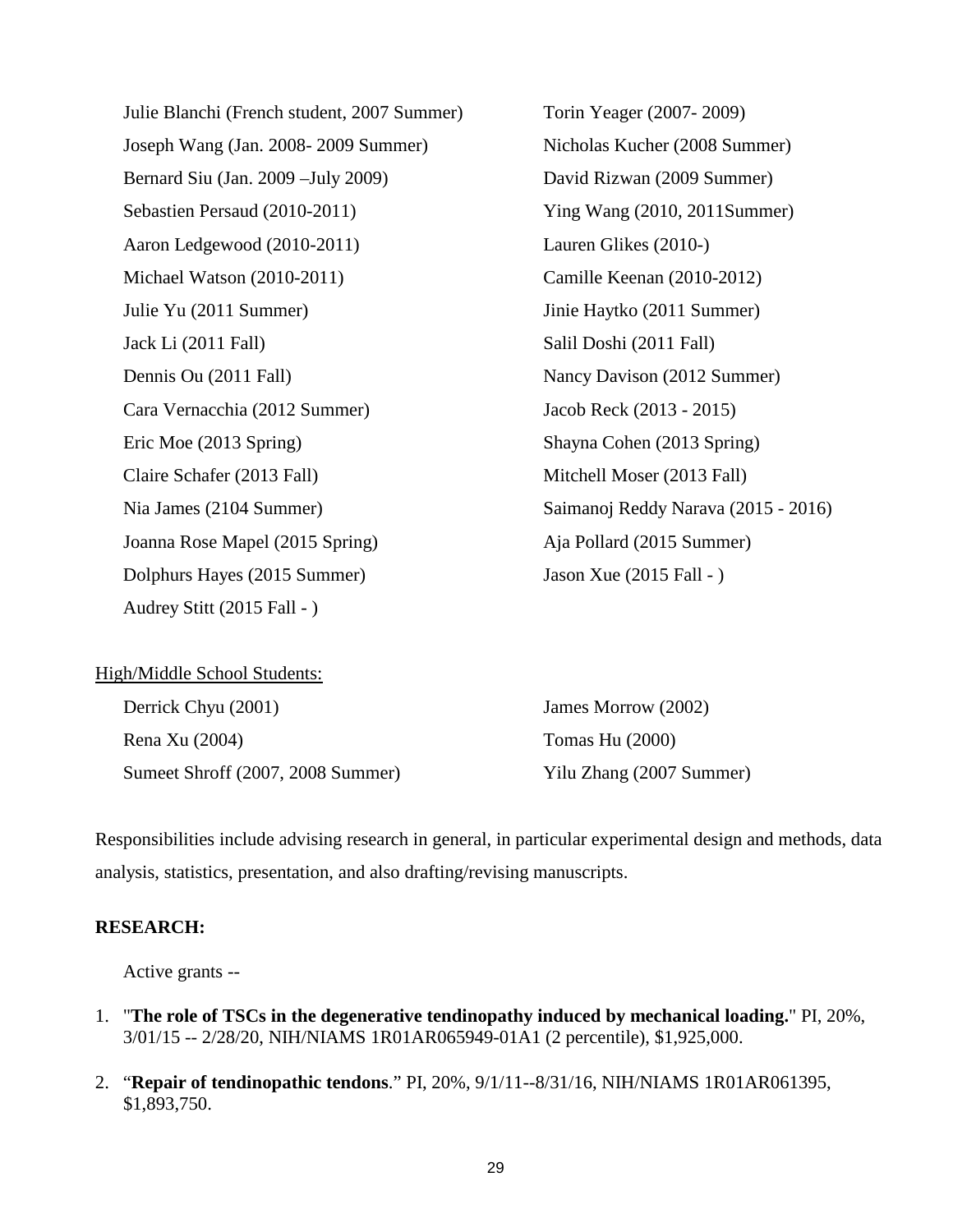Julie Blanchi (French student, 2007 Summer)
Torin Yeager (2007- 2009)
Joseph Wang (Jan. 2008- 2009 Summer)
Nicholas Kucher (2008 Summer)
Bernard Siu (Jan. 2009 –July 2009)
David Rizwan (2009 Summer)
Sebastien Persaud (2010-2011)
Ying Wang (2010, 2011Summer)
Aaron Ledgewood (2010-2011)
Lauren Glikes (2010-)
Michael Watson (2010-2011)
Camille Keenan (2010-2012)
Julie Yu (2011 Summer)
Jinie Haytko (2011 Summer)
Jack Li (2011 Fall)
Salil Doshi (2011 Fall)
Dennis Ou (2011 Fall)
Nancy Davison (2012 Summer)
Cara Vernacchia (2012 Summer)
Jacob Reck (2013 - 2015)
Eric Moe (2013 Spring)
Shayna Cohen (2013 Spring)
Claire Schafer (2013 Fall)
Mitchell Moser (2013 Fall)
Nia James (2104 Summer)
Saimanoj Reddy Narava (2015 - 2016)
Joanna Rose Mapel (2015 Spring)
Aja Pollard (2015 Summer)
Dolphurs Hayes (2015 Summer)
Jason Xue (2015 Fall - )
Audrey Stitt (2015 Fall - )

High/Middle School Students:

Derrick Chyu (2001)
James Morrow (2002)
Rena Xu (2004)
Tomas Hu (2000)
Sumeet Shroff (2007, 2008 Summer)
Yilu Zhang (2007 Summer)

Responsibilities include advising research in general, in particular experimental design and methods, data analysis, statistics, presentation, and also drafting/revising manuscripts.

**RESEARCH:**

Active grants --

1. "**The role of TSCs in the degenerative tendinopathy induced by mechanical loading.**" PI, 20%, 3/01/15 -- 2/28/20, NIH/NIAMS 1R01AR065949-01A1 (2 percentile), $1,925,000.

2. "**Repair of tendinopathic tendons**." PI, 20%, 9/1/11--8/31/16, NIH/NIAMS 1R01AR061395, $1,893,750.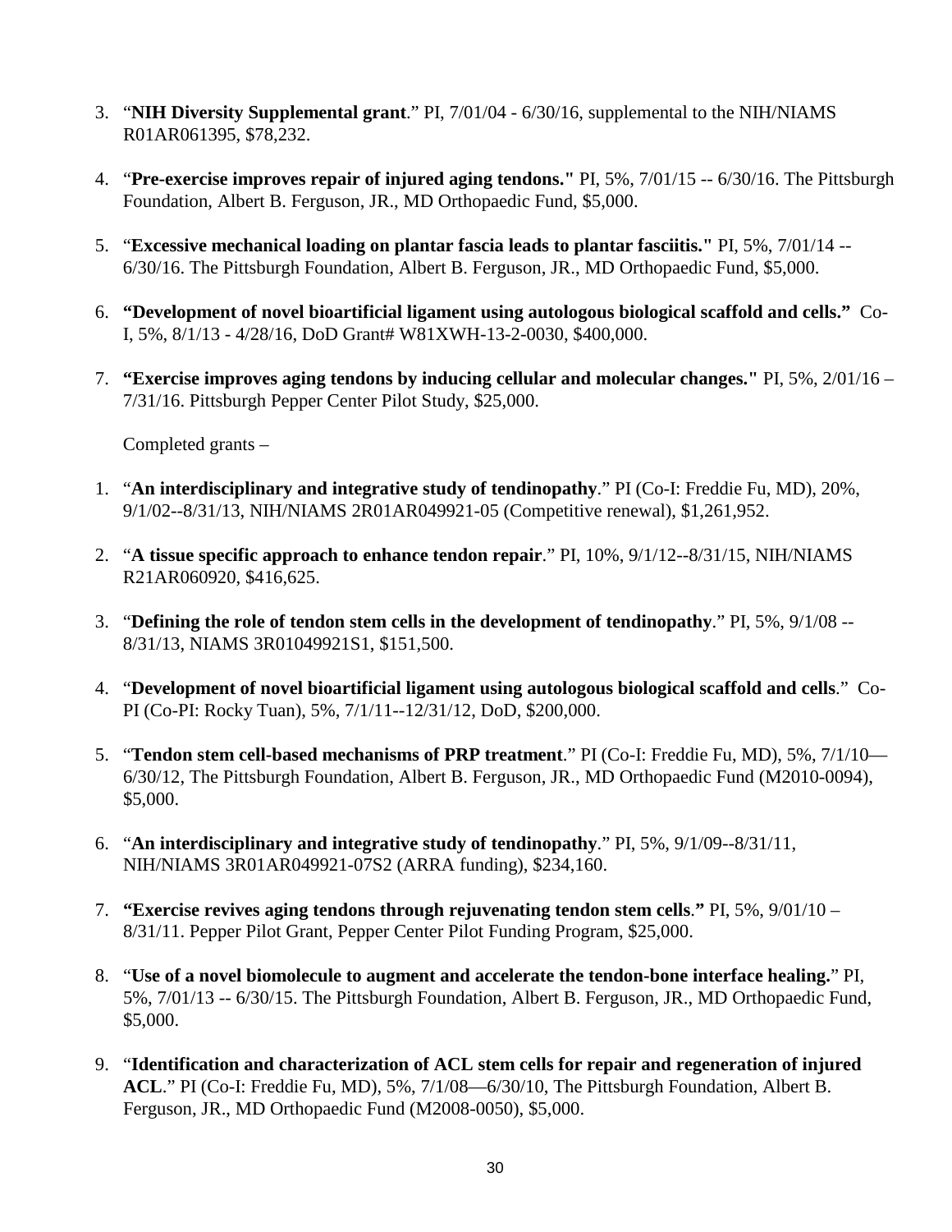3. "**NIH Diversity Supplemental grant**." PI, 7/01/04 - 6/30/16, supplemental to the NIH/NIAMS R01AR061395, $78,232.

4. "**Pre-exercise improves repair of injured aging tendons."** PI, 5%, 7/01/15 -- 6/30/16. The Pittsburgh Foundation, Albert B. Ferguson, JR., MD Orthopaedic Fund, $5,000.

5. "**Excessive mechanical loading on plantar fascia leads to plantar fasciitis."** PI, 5%, 7/01/14 -- 6/30/16. The Pittsburgh Foundation, Albert B. Ferguson, JR., MD Orthopaedic Fund, $5,000.

6. **"Development of novel bioartificial ligament using autologous biological scaffold and cells."** Co-I, 5%, 8/1/13 - 4/28/16, DoD Grant# W81XWH-13-2-0030, $400,000.

7. **"Exercise improves aging tendons by inducing cellular and molecular changes."** PI, 5%, 2/01/16 – 7/31/16. Pittsburgh Pepper Center Pilot Study, $25,000.

Completed grants –

1. "**An interdisciplinary and integrative study of tendinopathy**." PI (Co-I: Freddie Fu, MD), 20%, 9/1/02--8/31/13, NIH/NIAMS 2R01AR049921-05 (Competitive renewal), $1,261,952.

2. "**A tissue specific approach to enhance tendon repair**." PI, 10%, 9/1/12--8/31/15, NIH/NIAMS R21AR060920, $416,625.

3. "**Defining the role of tendon stem cells in the development of tendinopathy**." PI, 5%, 9/1/08 -- 8/31/13, NIAMS 3R01049921S1, $151,500.

4. "**Development of novel bioartificial ligament using autologous biological scaffold and cells**." Co-PI (Co-PI: Rocky Tuan), 5%, 7/1/11--12/31/12, DoD, $200,000.

5. "**Tendon stem cell-based mechanisms of PRP treatment**." PI (Co-I: Freddie Fu, MD), 5%, 7/1/10—6/30/12, The Pittsburgh Foundation, Albert B. Ferguson, JR., MD Orthopaedic Fund (M2010-0094), $5,000.

6. "**An interdisciplinary and integrative study of tendinopathy**." PI, 5%, 9/1/09--8/31/11, NIH/NIAMS 3R01AR049921-07S2 (ARRA funding), $234,160.

7. **"Exercise revives aging tendons through rejuvenating tendon stem cells."** PI, 5%, 9/01/10 – 8/31/11. Pepper Pilot Grant, Pepper Center Pilot Funding Program, $25,000.

8. "**Use of a novel biomolecule to augment and accelerate the tendon-bone interface healing.**" PI, 5%, 7/01/13 -- 6/30/15. The Pittsburgh Foundation, Albert B. Ferguson, JR., MD Orthopaedic Fund, $5,000.

9. "**Identification and characterization of ACL stem cells for repair and regeneration of injured ACL**." PI (Co-I: Freddie Fu, MD), 5%, 7/1/08—6/30/10, The Pittsburgh Foundation, Albert B. Ferguson, JR., MD Orthopaedic Fund (M2008-0050), $5,000.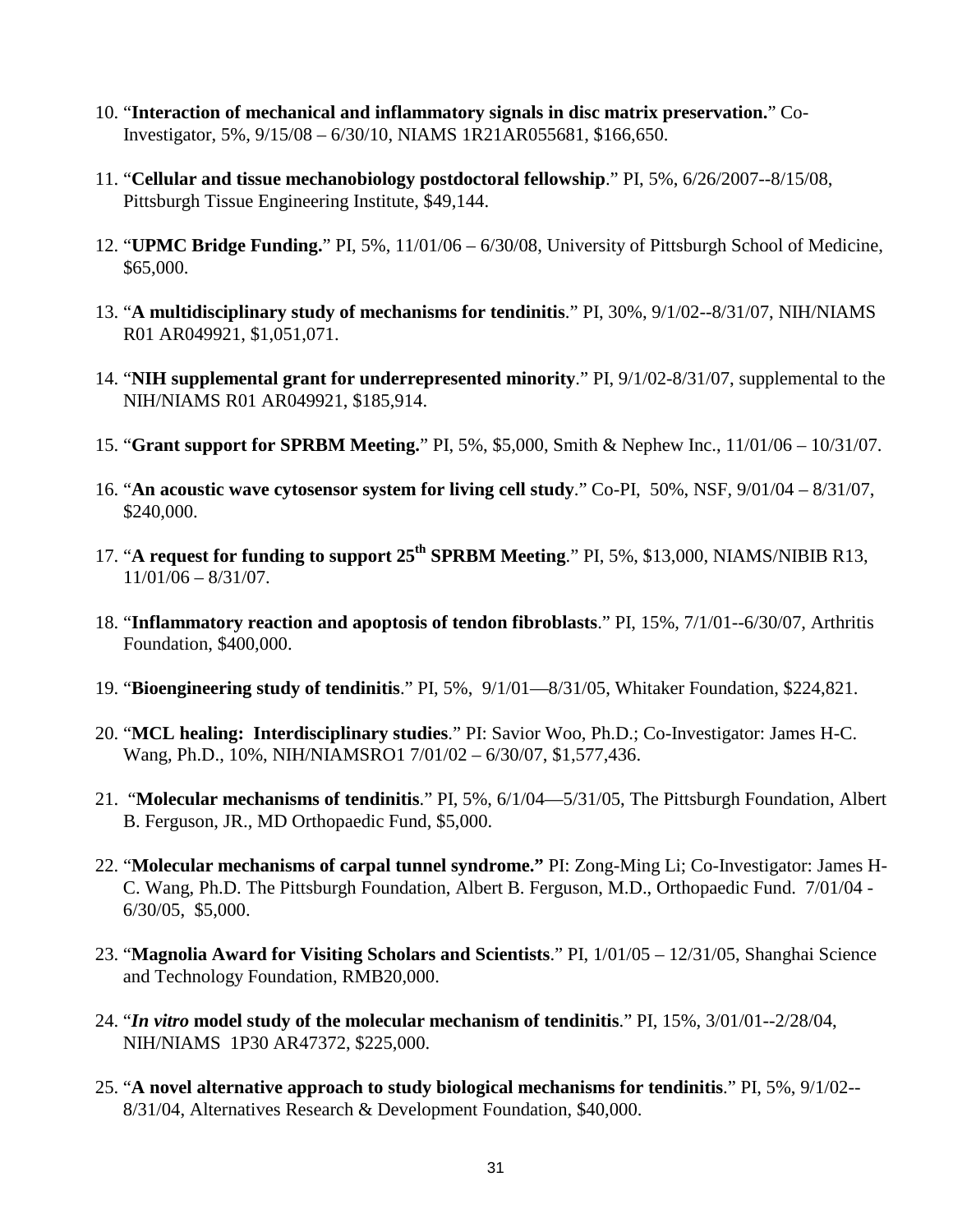10. "**Interaction of mechanical and inflammatory signals in disc matrix preservation.**" Co-Investigator, 5%, 9/15/08 – 6/30/10, NIAMS 1R21AR055681, $166,650.

11. "**Cellular and tissue mechanobiology postdoctoral fellowship**." PI, 5%, 6/26/2007--8/15/08, Pittsburgh Tissue Engineering Institute, $49,144.

12. "**UPMC Bridge Funding.**" PI, 5%, 11/01/06 – 6/30/08, University of Pittsburgh School of Medicine, $65,000.

13. "**A multidisciplinary study of mechanisms for tendinitis**." PI, 30%, 9/1/02--8/31/07, NIH/NIAMS R01 AR049921, $1,051,071.

14. "**NIH supplemental grant for underrepresented minority**." PI, 9/1/02-8/31/07, supplemental to the NIH/NIAMS R01 AR049921, $185,914.

15. "**Grant support for SPRBM Meeting.**" PI, 5%, $5,000, Smith & Nephew Inc., 11/01/06 – 10/31/07.

16. "**An acoustic wave cytosensor system for living cell study**." Co-PI, 50%, NSF, 9/01/04 – 8/31/07, $240,000.

17. "**A request for funding to support 25th SPRBM Meeting**." PI, 5%, $13,000, NIAMS/NIBIB R13, 11/01/06 – 8/31/07.

18. "**Inflammatory reaction and apoptosis of tendon fibroblasts**." PI, 15%, 7/1/01--6/30/07, Arthritis Foundation, $400,000.

19. "**Bioengineering study of tendinitis**." PI, 5%, 9/1/01—8/31/05, Whitaker Foundation, $224,821.

20. "**MCL healing: Interdisciplinary studies**." PI: Savior Woo, Ph.D.; Co-Investigator: James H-C. Wang, Ph.D., 10%, NIH/NIAMSRO1 7/01/02 – 6/30/07, $1,577,436.

21. "**Molecular mechanisms of tendinitis**." PI, 5%, 6/1/04—5/31/05, The Pittsburgh Foundation, Albert B. Ferguson, JR., MD Orthopaedic Fund, $5,000.

22. "**Molecular mechanisms of carpal tunnel syndrome."** PI: Zong-Ming Li; Co-Investigator: James H-C. Wang, Ph.D. The Pittsburgh Foundation, Albert B. Ferguson, M.D., Orthopaedic Fund. 7/01/04 - 6/30/05, $5,000.

23. "**Magnolia Award for Visiting Scholars and Scientists**." PI, 1/01/05 – 12/31/05, Shanghai Science and Technology Foundation, RMB20,000.

24. "***In vitro* model study of the molecular mechanism of tendinitis**." PI, 15%, 3/01/01--2/28/04, NIH/NIAMS 1P30 AR47372, $225,000.

25. "**A novel alternative approach to study biological mechanisms for tendinitis**." PI, 5%, 9/1/02--8/31/04, Alternatives Research & Development Foundation, $40,000.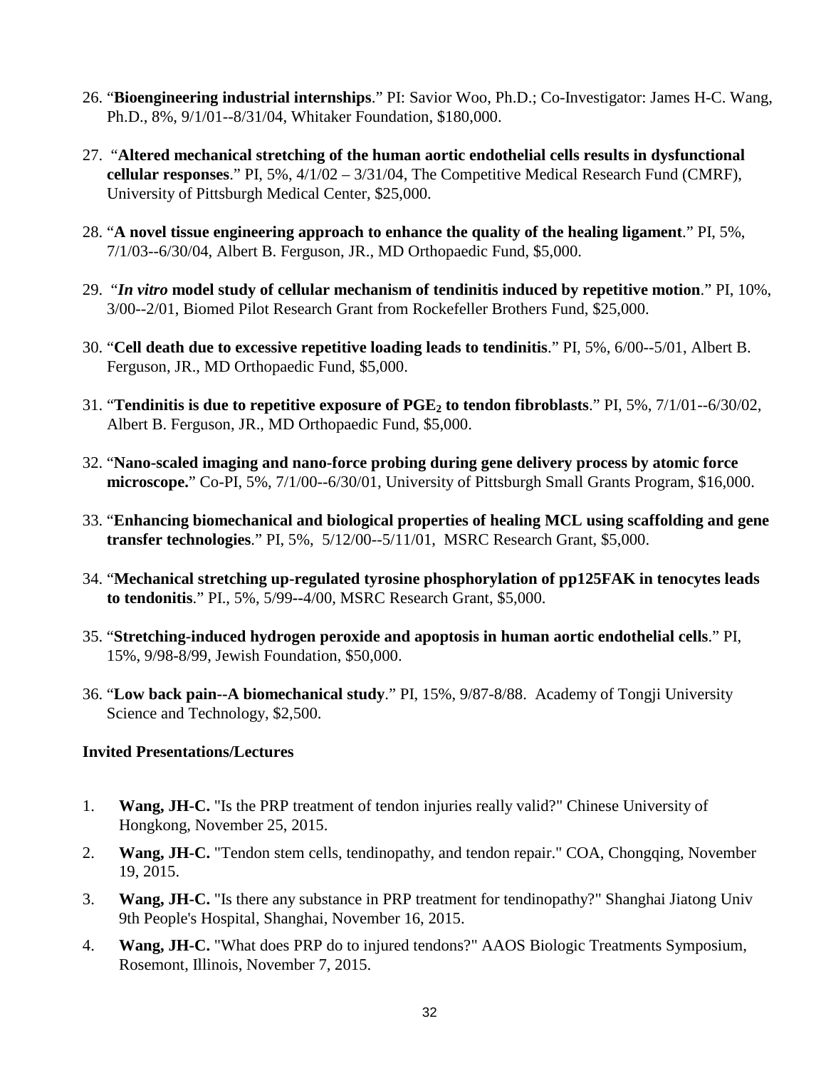26. "**Bioengineering industrial internships**." PI: Savior Woo, Ph.D.; Co-Investigator: James H-C. Wang, Ph.D., 8%, 9/1/01--8/31/04, Whitaker Foundation, $180,000.

27. "**Altered mechanical stretching of the human aortic endothelial cells results in dysfunctional cellular responses**." PI, 5%, 4/1/02 – 3/31/04, The Competitive Medical Research Fund (CMRF), University of Pittsburgh Medical Center, $25,000.

28. "**A novel tissue engineering approach to enhance the quality of the healing ligament**." PI, 5%, 7/1/03--6/30/04, Albert B. Ferguson, JR., MD Orthopaedic Fund, $5,000.

29. "***In vitro* model study of cellular mechanism of tendinitis induced by repetitive motion**." PI, 10%, 3/00--2/01, Biomed Pilot Research Grant from Rockefeller Brothers Fund, $25,000.

30. "**Cell death due to excessive repetitive loading leads to tendinitis**." PI, 5%, 6/00--5/01, Albert B. Ferguson, JR., MD Orthopaedic Fund, $5,000.

31. "**Tendinitis is due to repetitive exposure of $PGE_2$ to tendon fibroblasts**." PI, 5%, 7/1/01--6/30/02, Albert B. Ferguson, JR., MD Orthopaedic Fund, $5,000.

32. "**Nano-scaled imaging and nano-force probing during gene delivery process by atomic force microscope.**" Co-PI, 5%, 7/1/00--6/30/01, University of Pittsburgh Small Grants Program, $16,000.

33. "**Enhancing biomechanical and biological properties of healing MCL using scaffolding and gene transfer technologies**." PI, 5%, 5/12/00--5/11/01, MSRC Research Grant, $5,000.

34. "**Mechanical stretching up-regulated tyrosine phosphorylation of pp125FAK in tenocytes leads to tendonitis**." PI., 5%, 5/99--4/00, MSRC Research Grant, $5,000.

35. "**Stretching-induced hydrogen peroxide and apoptosis in human aortic endothelial cells**." PI, 15%, 9/98-8/99, Jewish Foundation, $50,000.

36. "**Low back pain--A biomechanical study**." PI, 15%, 9/87-8/88. Academy of Tongji University Science and Technology, $2,500.

### Invited Presentations/Lectures

1. **Wang, JH-C.** "Is the PRP treatment of tendon injuries really valid?" Chinese University of Hongkong, November 25, 2015.
2. **Wang, JH-C.** "Tendon stem cells, tendinopathy, and tendon repair." COA, Chongqing, November 19, 2015.
3. **Wang, JH-C.** "Is there any substance in PRP treatment for tendinopathy?" Shanghai Jiatong Univ 9th People's Hospital, Shanghai, November 16, 2015.
4. **Wang, JH-C.** "What does PRP do to injured tendons?" AAOS Biologic Treatments Symposium, Rosemont, Illinois, November 7, 2015.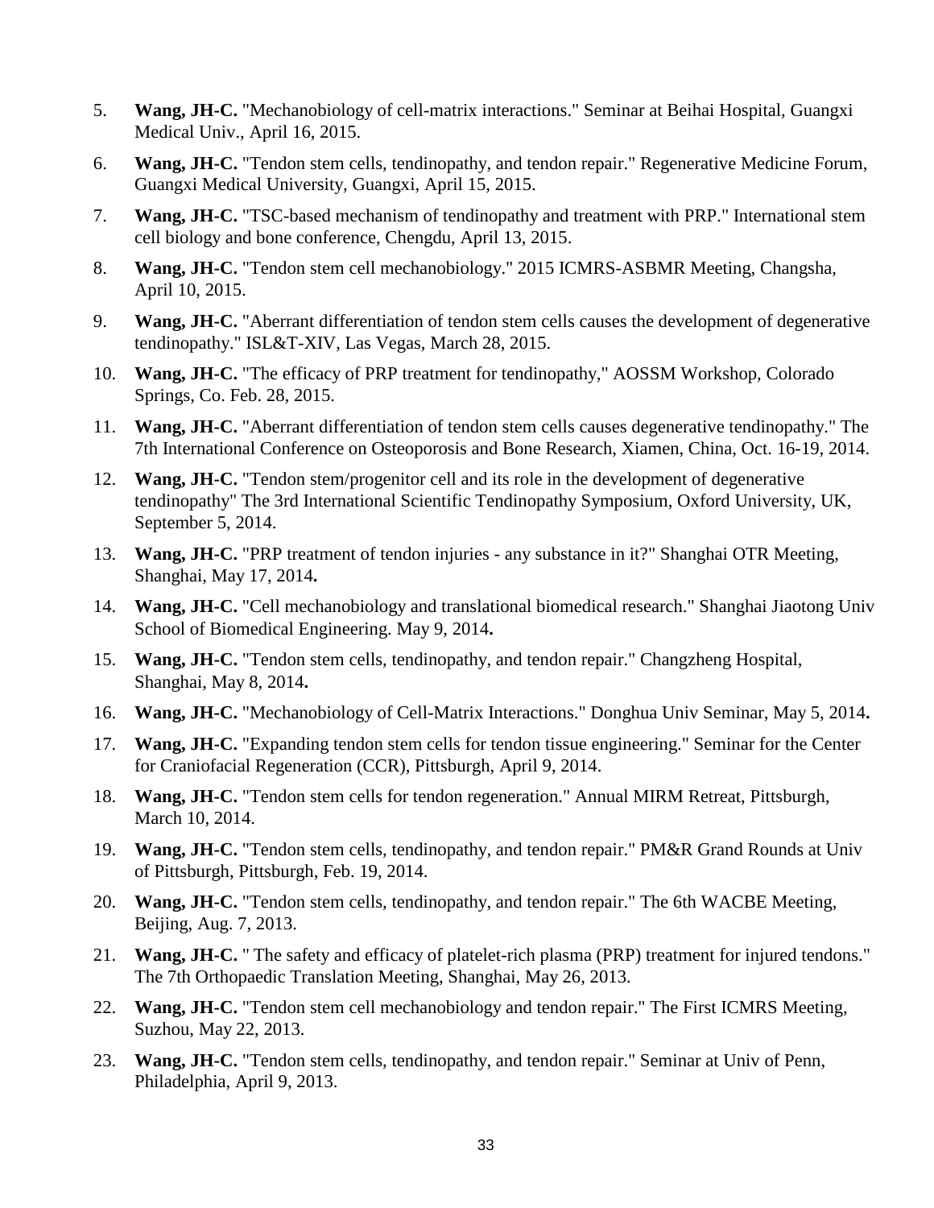5. **Wang, JH-C.** "Mechanobiology of cell-matrix interactions." Seminar at Beihai Hospital, Guangxi Medical Univ., April 16, 2015.
6. **Wang, JH-C.** "Tendon stem cells, tendinopathy, and tendon repair." Regenerative Medicine Forum, Guangxi Medical University, Guangxi, April 15, 2015.
7. **Wang, JH-C.** "TSC-based mechanism of tendinopathy and treatment with PRP." International stem cell biology and bone conference, Chengdu, April 13, 2015.
8. **Wang, JH-C.** "Tendon stem cell mechanobiology." 2015 ICMRS-ASBMR Meeting, Changsha, April 10, 2015.
9. **Wang, JH-C.** "Aberrant differentiation of tendon stem cells causes the development of degenerative tendinopathy." ISL&T-XIV, Las Vegas, March 28, 2015.
10. **Wang, JH-C.** "The efficacy of PRP treatment for tendinopathy," AOSSM Workshop, Colorado Springs, Co. Feb. 28, 2015.
11. **Wang, JH-C.** "Aberrant differentiation of tendon stem cells causes degenerative tendinopathy." The 7th International Conference on Osteoporosis and Bone Research, Xiamen, China, Oct. 16-19, 2014.
12. **Wang, JH-C.** "Tendon stem/progenitor cell and its role in the development of degenerative tendinopathy" The 3rd International Scientific Tendinopathy Symposium, Oxford University, UK, September 5, 2014.
13. **Wang, JH-C.** "PRP treatment of tendon injuries - any substance in it?" Shanghai OTR Meeting, Shanghai, May 17, 2014**.**
14. **Wang, JH-C.** "Cell mechanobiology and translational biomedical research." Shanghai Jiaotong Univ School of Biomedical Engineering. May 9, 2014**.**
15. **Wang, JH-C.** "Tendon stem cells, tendinopathy, and tendon repair." Changzheng Hospital, Shanghai, May 8, 2014**.**
16. **Wang, JH-C.** "Mechanobiology of Cell-Matrix Interactions." Donghua Univ Seminar, May 5, 2014**.**
17. **Wang, JH-C.** "Expanding tendon stem cells for tendon tissue engineering." Seminar for the Center for Craniofacial Regeneration (CCR), Pittsburgh, April 9, 2014.
18. **Wang, JH-C.** "Tendon stem cells for tendon regeneration." Annual MIRM Retreat, Pittsburgh, March 10, 2014.
19. **Wang, JH-C.** "Tendon stem cells, tendinopathy, and tendon repair." PM&R Grand Rounds at Univ of Pittsburgh, Pittsburgh, Feb. 19, 2014.
20. **Wang, JH-C.** "Tendon stem cells, tendinopathy, and tendon repair." The 6th WACBE Meeting, Beijing, Aug. 7, 2013.
21. **Wang, JH-C.** " The safety and efficacy of platelet-rich plasma (PRP) treatment for injured tendons." The 7th Orthopaedic Translation Meeting, Shanghai, May 26, 2013.
22. **Wang, JH-C.** "Tendon stem cell mechanobiology and tendon repair." The First ICMRS Meeting, Suzhou, May 22, 2013.
23. **Wang, JH-C.** "Tendon stem cells, tendinopathy, and tendon repair." Seminar at Univ of Penn, Philadelphia, April 9, 2013.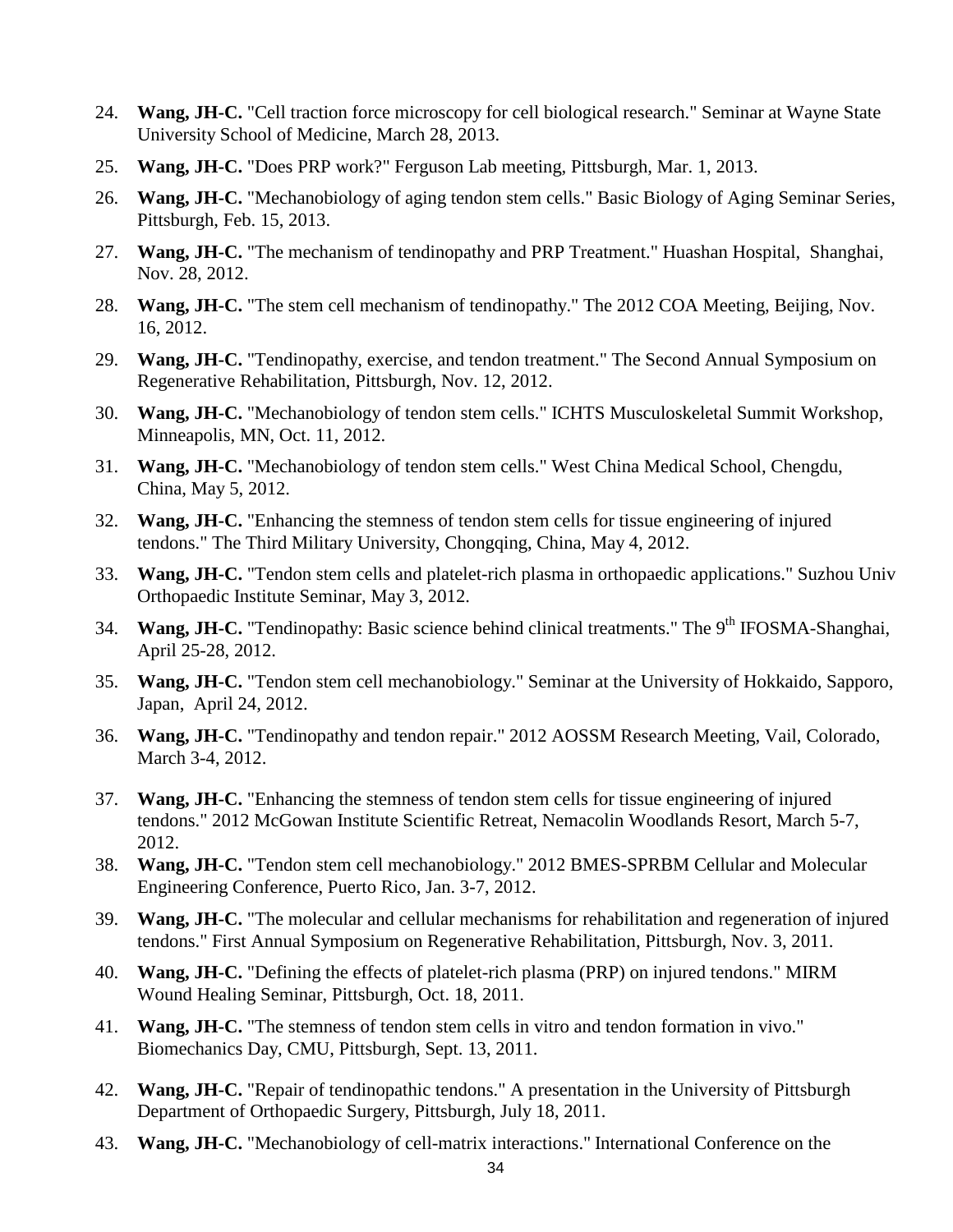24. **Wang, JH-C.** "Cell traction force microscopy for cell biological research." Seminar at Wayne State University School of Medicine, March 28, 2013.
25. **Wang, JH-C.** "Does PRP work?" Ferguson Lab meeting, Pittsburgh, Mar. 1, 2013.
26. **Wang, JH-C.** "Mechanobiology of aging tendon stem cells." Basic Biology of Aging Seminar Series, Pittsburgh, Feb. 15, 2013.
27. **Wang, JH-C.** "The mechanism of tendinopathy and PRP Treatment." Huashan Hospital, Shanghai, Nov. 28, 2012.
28. **Wang, JH-C.** "The stem cell mechanism of tendinopathy." The 2012 COA Meeting, Beijing, Nov. 16, 2012.
29. **Wang, JH-C.** "Tendinopathy, exercise, and tendon treatment." The Second Annual Symposium on Regenerative Rehabilitation, Pittsburgh, Nov. 12, 2012.
30. **Wang, JH-C.** "Mechanobiology of tendon stem cells." ICHTS Musculoskeletal Summit Workshop, Minneapolis, MN, Oct. 11, 2012.
31. **Wang, JH-C.** "Mechanobiology of tendon stem cells." West China Medical School, Chengdu, China, May 5, 2012.
32. **Wang, JH-C.** "Enhancing the stemness of tendon stem cells for tissue engineering of injured tendons." The Third Military University, Chongqing, China, May 4, 2012.
33. **Wang, JH-C.** "Tendon stem cells and platelet-rich plasma in orthopaedic applications." Suzhou Univ Orthopaedic Institute Seminar, May 3, 2012.
34. **Wang, JH-C.** "Tendinopathy: Basic science behind clinical treatments." The 9th IFOSMA-Shanghai, April 25-28, 2012.
35. **Wang, JH-C.** "Tendon stem cell mechanobiology." Seminar at the University of Hokkaido, Sapporo, Japan, April 24, 2012.
36. **Wang, JH-C.** "Tendinopathy and tendon repair." 2012 AOSSM Research Meeting, Vail, Colorado, March 3-4, 2012.
37. **Wang, JH-C.** "Enhancing the stemness of tendon stem cells for tissue engineering of injured tendons." 2012 McGowan Institute Scientific Retreat, Nemacolin Woodlands Resort, March 5-7, 2012.
38. **Wang, JH-C.** "Tendon stem cell mechanobiology." 2012 BMES-SPRBM Cellular and Molecular Engineering Conference, Puerto Rico, Jan. 3-7, 2012.
39. **Wang, JH-C.** "The molecular and cellular mechanisms for rehabilitation and regeneration of injured tendons." First Annual Symposium on Regenerative Rehabilitation, Pittsburgh, Nov. 3, 2011.
40. **Wang, JH-C.** "Defining the effects of platelet-rich plasma (PRP) on injured tendons." MIRM Wound Healing Seminar, Pittsburgh, Oct. 18, 2011.
41. **Wang, JH-C.** "The stemness of tendon stem cells in vitro and tendon formation in vivo." Biomechanics Day, CMU, Pittsburgh, Sept. 13, 2011.
42. **Wang, JH-C.** "Repair of tendinopathic tendons." A presentation in the University of Pittsburgh Department of Orthopaedic Surgery, Pittsburgh, July 18, 2011.
43. **Wang, JH-C.** "Mechanobiology of cell-matrix interactions." International Conference on the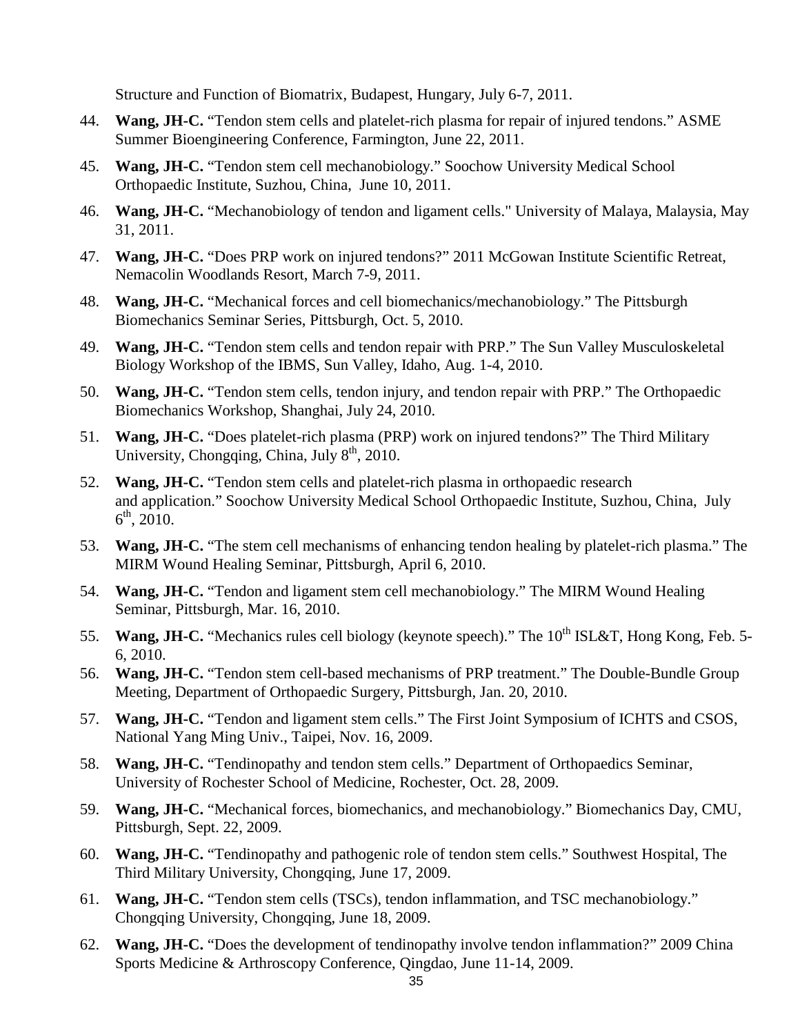Structure and Function of Biomatrix, Budapest, Hungary, July 6-7, 2011.

44. **Wang, JH-C.** "Tendon stem cells and platelet-rich plasma for repair of injured tendons." ASME Summer Bioengineering Conference, Farmington, June 22, 2011.

45. **Wang, JH-C.** "Tendon stem cell mechanobiology." Soochow University Medical School Orthopaedic Institute, Suzhou, China, June 10, 2011.

46. **Wang, JH-C.** "Mechanobiology of tendon and ligament cells." University of Malaya, Malaysia, May 31, 2011.

47. **Wang, JH-C.** "Does PRP work on injured tendons?" 2011 McGowan Institute Scientific Retreat, Nemacolin Woodlands Resort, March 7-9, 2011.

48. **Wang, JH-C.** "Mechanical forces and cell biomechanics/mechanobiology." The Pittsburgh Biomechanics Seminar Series, Pittsburgh, Oct. 5, 2010.

49. **Wang, JH-C.** "Tendon stem cells and tendon repair with PRP." The Sun Valley Musculoskeletal Biology Workshop of the IBMS, Sun Valley, Idaho, Aug. 1-4, 2010.

50. **Wang, JH-C.** "Tendon stem cells, tendon injury, and tendon repair with PRP." The Orthopaedic Biomechanics Workshop, Shanghai, July 24, 2010.

51. **Wang, JH-C.** "Does platelet-rich plasma (PRP) work on injured tendons?" The Third Military University, Chongqing, China, July 8th, 2010.

52. **Wang, JH-C.** "Tendon stem cells and platelet-rich plasma in orthopaedic research and application." Soochow University Medical School Orthopaedic Institute, Suzhou, China, July 6th, 2010.

53. **Wang, JH-C.** "The stem cell mechanisms of enhancing tendon healing by platelet-rich plasma." The MIRM Wound Healing Seminar, Pittsburgh, April 6, 2010.

54. **Wang, JH-C.** "Tendon and ligament stem cell mechanobiology." The MIRM Wound Healing Seminar, Pittsburgh, Mar. 16, 2010.

55. **Wang, JH-C.** "Mechanics rules cell biology (keynote speech)." The 10th ISL&T, Hong Kong, Feb. 5-6, 2010.

56. **Wang, JH-C.** "Tendon stem cell-based mechanisms of PRP treatment." The Double-Bundle Group Meeting, Department of Orthopaedic Surgery, Pittsburgh, Jan. 20, 2010.

57. **Wang, JH-C.** "Tendon and ligament stem cells." The First Joint Symposium of ICHTS and CSOS, National Yang Ming Univ., Taipei, Nov. 16, 2009.

58. **Wang, JH-C.** "Tendinopathy and tendon stem cells." Department of Orthopaedics Seminar, University of Rochester School of Medicine, Rochester, Oct. 28, 2009.

59. **Wang, JH-C.** "Mechanical forces, biomechanics, and mechanobiology." Biomechanics Day, CMU, Pittsburgh, Sept. 22, 2009.

60. **Wang, JH-C.** "Tendinopathy and pathogenic role of tendon stem cells." Southwest Hospital, The Third Military University, Chongqing, June 17, 2009.

61. **Wang, JH-C.** "Tendon stem cells (TSCs), tendon inflammation, and TSC mechanobiology." Chongqing University, Chongqing, June 18, 2009.

62. **Wang, JH-C.** "Does the development of tendinopathy involve tendon inflammation?" 2009 China Sports Medicine & Arthroscopy Conference, Qingdao, June 11-14, 2009.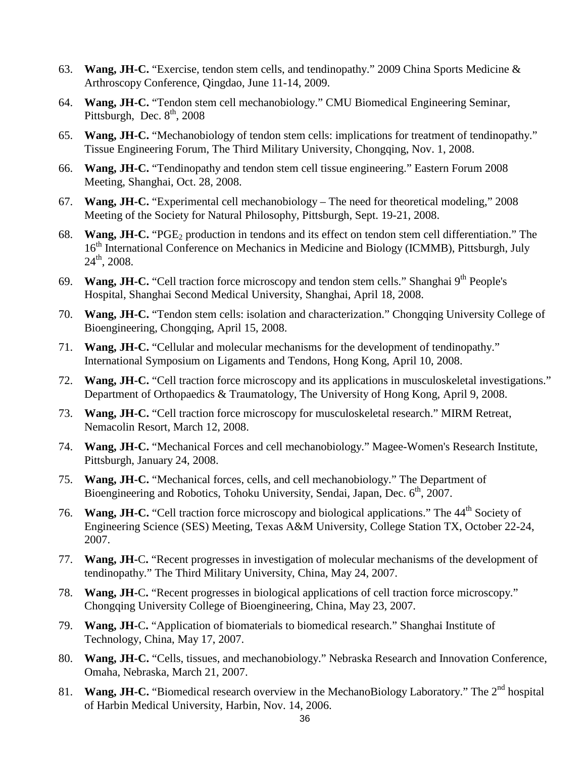63. **Wang, JH-C.** “Exercise, tendon stem cells, and tendinopathy.” 2009 China Sports Medicine & Arthroscopy Conference, Qingdao, June 11-14, 2009.

64. **Wang, JH-C.** “Tendon stem cell mechanobiology.” CMU Biomedical Engineering Seminar, Pittsburgh, Dec. 8th, 2008

65. **Wang, JH-C.** “Mechanobiology of tendon stem cells: implications for treatment of tendinopathy.” Tissue Engineering Forum, The Third Military University, Chongqing, Nov. 1, 2008.

66. **Wang, JH-C.** “Tendinopathy and tendon stem cell tissue engineering.” Eastern Forum 2008 Meeting, Shanghai, Oct. 28, 2008.

67. **Wang, JH-C.** “Experimental cell mechanobiology – The need for theoretical modeling,” 2008 Meeting of the Society for Natural Philosophy, Pittsburgh, Sept. 19-21, 2008.

68. **Wang, JH-C.** “$PGE_2$ production in tendons and its effect on tendon stem cell differentiation.” The 16th International Conference on Mechanics in Medicine and Biology (ICMMB), Pittsburgh, July 24th, 2008.

69. **Wang, JH-C.** “Cell traction force microscopy and tendon stem cells.” Shanghai 9th People's Hospital, Shanghai Second Medical University, Shanghai, April 18, 2008.

70. **Wang, JH-C.** “Tendon stem cells: isolation and characterization.” Chongqing University College of Bioengineering, Chongqing, April 15, 2008.

71. **Wang, JH-C.** “Cellular and molecular mechanisms for the development of tendinopathy.” International Symposium on Ligaments and Tendons, Hong Kong, April 10, 2008.

72. **Wang, JH-C.** “Cell traction force microscopy and its applications in musculoskeletal investigations.” Department of Orthopaedics & Traumatology, The University of Hong Kong, April 9, 2008.

73. **Wang, JH-C.** “Cell traction force microscopy for musculoskeletal research.” MIRM Retreat, Nemacolin Resort, March 12, 2008.

74. **Wang, JH-C.** “Mechanical Forces and cell mechanobiology.” Magee-Women's Research Institute, Pittsburgh, January 24, 2008.

75. **Wang, JH-C.** “Mechanical forces, cells, and cell mechanobiology.” The Department of Bioengineering and Robotics, Tohoku University, Sendai, Japan, Dec. 6th, 2007.

76. **Wang, JH-C.** “Cell traction force microscopy and biological applications.” The 44th Society of Engineering Science (SES) Meeting, Texas A&M University, College Station TX, October 22-24, 2007.

77. **Wang, JH**-C**.** “Recent progresses in investigation of molecular mechanisms of the development of tendinopathy.” The Third Military University, China, May 24, 2007.

78. **Wang, JH**-C**.** “Recent progresses in biological applications of cell traction force microscopy.” Chongqing University College of Bioengineering, China, May 23, 2007.

79. **Wang, JH**-C**.** “Application of biomaterials to biomedical research.” Shanghai Institute of Technology, China, May 17, 2007.

80. **Wang, JH-C.** “Cells, tissues, and mechanobiology.” Nebraska Research and Innovation Conference, Omaha, Nebraska, March 21, 2007.

81. **Wang, JH-C.** “Biomedical research overview in the MechanoBiology Laboratory.” The 2nd hospital of Harbin Medical University, Harbin, Nov. 14, 2006.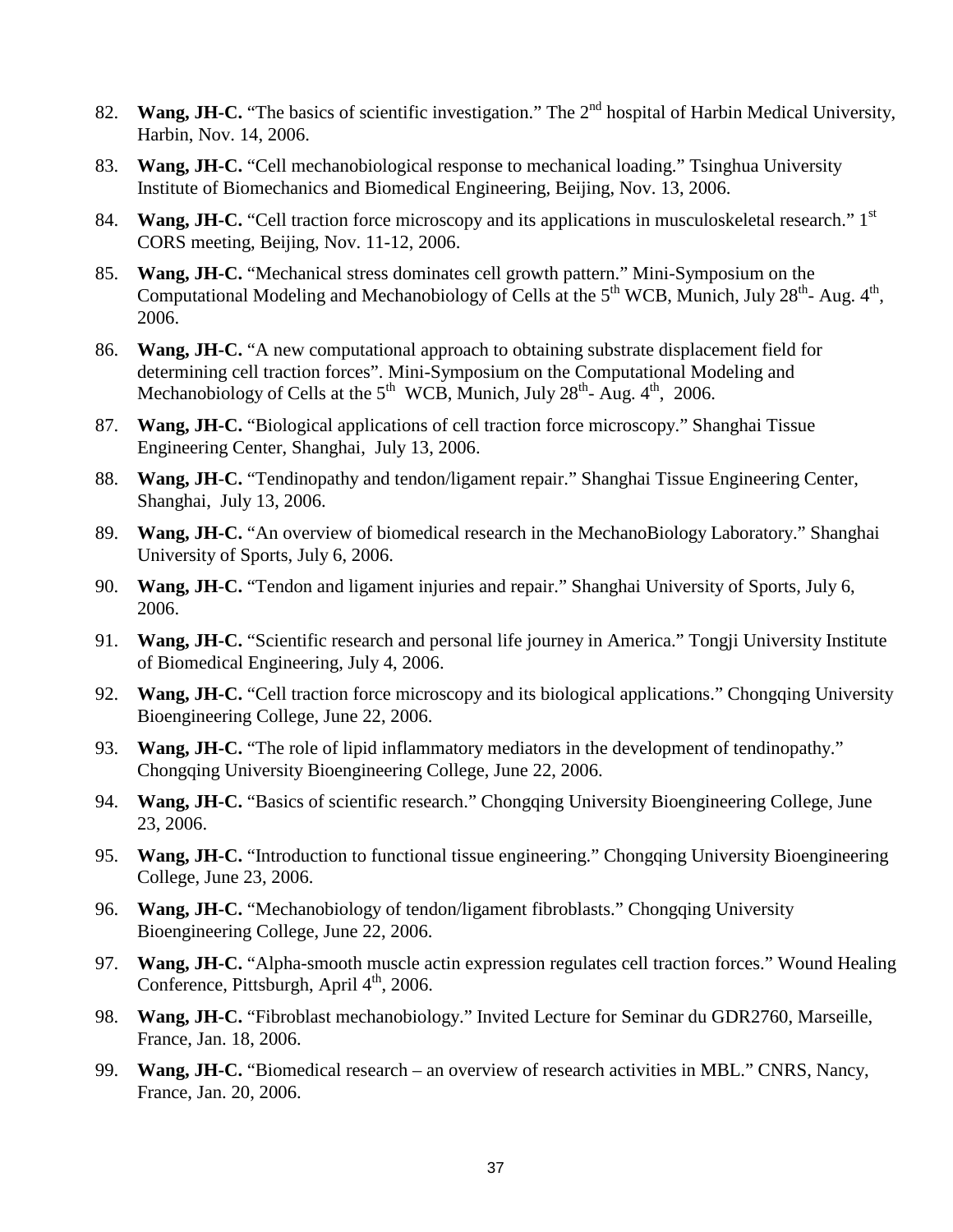82. **Wang, JH-C.** "The basics of scientific investigation." The 2nd hospital of Harbin Medical University, Harbin, Nov. 14, 2006.

83. **Wang, JH-C.** "Cell mechanobiological response to mechanical loading." Tsinghua University Institute of Biomechanics and Biomedical Engineering, Beijing, Nov. 13, 2006.

84. **Wang, JH-C.** "Cell traction force microscopy and its applications in musculoskeletal research." 1st CORS meeting, Beijing, Nov. 11-12, 2006.

85. **Wang, JH-C.** "Mechanical stress dominates cell growth pattern." Mini-Symposium on the Computational Modeling and Mechanobiology of Cells at the 5th WCB, Munich, July 28th- Aug. 4th, 2006.

86. **Wang, JH-C.** "A new computational approach to obtaining substrate displacement field for determining cell traction forces". Mini-Symposium on the Computational Modeling and Mechanobiology of Cells at the 5th WCB, Munich, July 28th- Aug. 4th, 2006.

87. **Wang, JH-C.** "Biological applications of cell traction force microscopy." Shanghai Tissue Engineering Center, Shanghai, July 13, 2006.

88. **Wang, JH-C.** "Tendinopathy and tendon/ligament repair." Shanghai Tissue Engineering Center, Shanghai, July 13, 2006.

89. **Wang, JH-C.** "An overview of biomedical research in the MechanoBiology Laboratory." Shanghai University of Sports, July 6, 2006.

90. **Wang, JH-C.** "Tendon and ligament injuries and repair." Shanghai University of Sports, July 6, 2006.

91. **Wang, JH-C.** "Scientific research and personal life journey in America." Tongji University Institute of Biomedical Engineering, July 4, 2006.

92. **Wang, JH-C.** "Cell traction force microscopy and its biological applications." Chongqing University Bioengineering College, June 22, 2006.

93. **Wang, JH-C.** "The role of lipid inflammatory mediators in the development of tendinopathy." Chongqing University Bioengineering College, June 22, 2006.

94. **Wang, JH-C.** "Basics of scientific research." Chongqing University Bioengineering College, June 23, 2006.

95. **Wang, JH-C.** "Introduction to functional tissue engineering." Chongqing University Bioengineering College, June 23, 2006.

96. **Wang, JH-C.** "Mechanobiology of tendon/ligament fibroblasts." Chongqing University Bioengineering College, June 22, 2006.

97. **Wang, JH-C.** "Alpha-smooth muscle actin expression regulates cell traction forces." Wound Healing Conference, Pittsburgh, April 4th, 2006.

98. **Wang, JH-C.** "Fibroblast mechanobiology." Invited Lecture for Seminar du GDR2760, Marseille, France, Jan. 18, 2006.

99. **Wang, JH-C.** "Biomedical research – an overview of research activities in MBL." CNRS, Nancy, France, Jan. 20, 2006.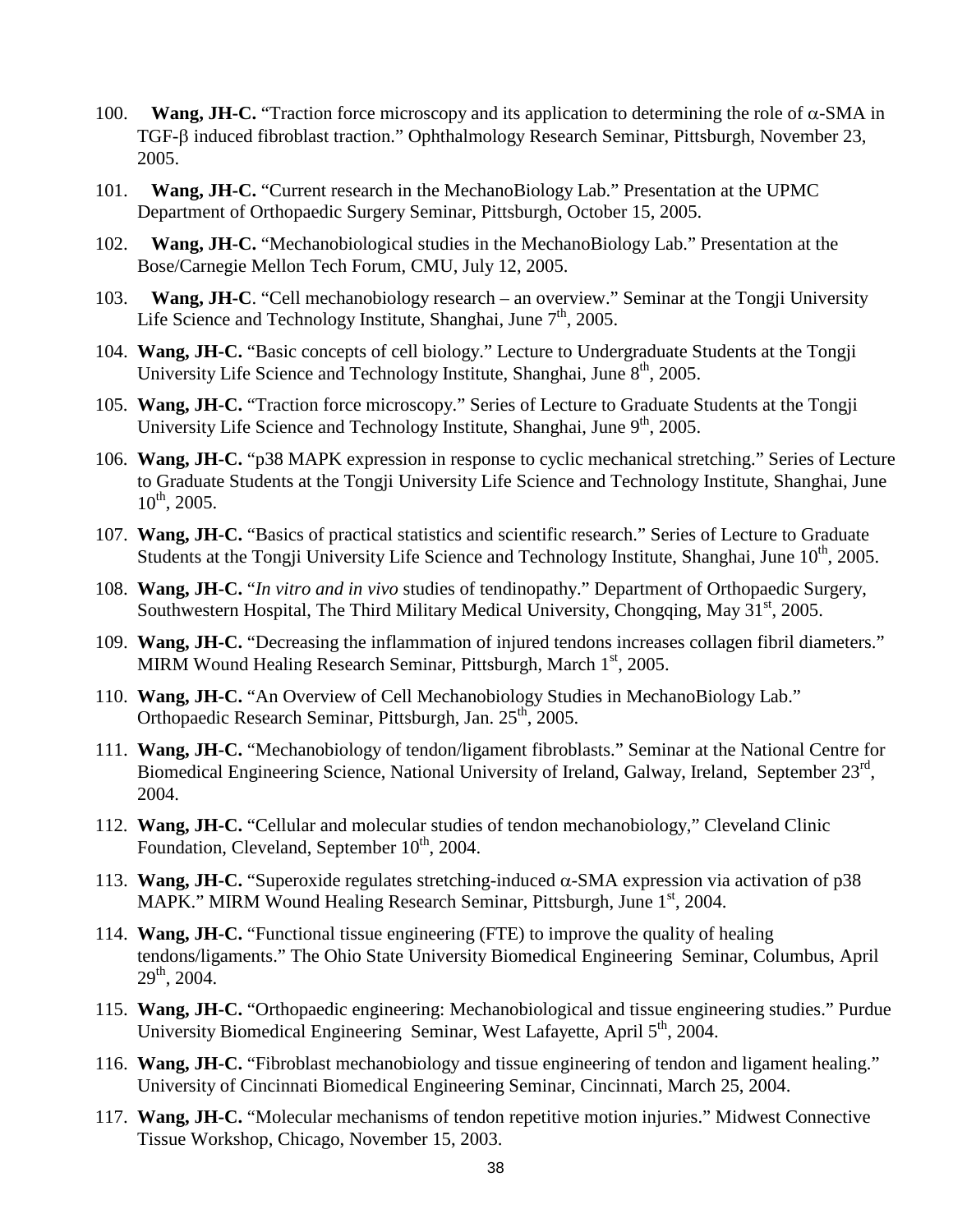100. **Wang, JH-C.** "Traction force microscopy and its application to determining the role of $\alpha$-SMA in TGF-$\beta$ induced fibroblast traction." Ophthalmology Research Seminar, Pittsburgh, November 23, 2005.

101. **Wang, JH-C.** "Current research in the MechanoBiology Lab." Presentation at the UPMC Department of Orthopaedic Surgery Seminar, Pittsburgh, October 15, 2005.

102. **Wang, JH-C.** "Mechanobiological studies in the MechanoBiology Lab." Presentation at the Bose/Carnegie Mellon Tech Forum, CMU, July 12, 2005.

103. **Wang, JH-C**. "Cell mechanobiology research – an overview." Seminar at the Tongji University Life Science and Technology Institute, Shanghai, June 7th, 2005.

104. **Wang, JH-C.** "Basic concepts of cell biology." Lecture to Undergraduate Students at the Tongji University Life Science and Technology Institute, Shanghai, June 8th, 2005.

105. **Wang, JH-C.** "Traction force microscopy." Series of Lecture to Graduate Students at the Tongji University Life Science and Technology Institute, Shanghai, June 9th, 2005.

106. **Wang, JH-C.** "p38 MAPK expression in response to cyclic mechanical stretching." Series of Lecture to Graduate Students at the Tongji University Life Science and Technology Institute, Shanghai, June 10th, 2005.

107. **Wang, JH-C.** "Basics of practical statistics and scientific research." Series of Lecture to Graduate Students at the Tongji University Life Science and Technology Institute, Shanghai, June 10th, 2005.

108. **Wang, JH-C.** "*In vitro and in vivo* studies of tendinopathy." Department of Orthopaedic Surgery, Southwestern Hospital, The Third Military Medical University, Chongqing, May 31st, 2005.

109. **Wang, JH-C.** "Decreasing the inflammation of injured tendons increases collagen fibril diameters." MIRM Wound Healing Research Seminar, Pittsburgh, March 1st, 2005.

110. **Wang, JH-C.** "An Overview of Cell Mechanobiology Studies in MechanoBiology Lab." Orthopaedic Research Seminar, Pittsburgh, Jan. 25th, 2005.

111. **Wang, JH-C.** "Mechanobiology of tendon/ligament fibroblasts." Seminar at the National Centre for Biomedical Engineering Science, National University of Ireland, Galway, Ireland, September 23rd, 2004.

112. **Wang, JH-C.** "Cellular and molecular studies of tendon mechanobiology," Cleveland Clinic Foundation, Cleveland, September 10th, 2004.

113. **Wang, JH-C.** "Superoxide regulates stretching-induced $\alpha$-SMA expression via activation of p38 MAPK." MIRM Wound Healing Research Seminar, Pittsburgh, June 1st, 2004.

114. **Wang, JH-C.** "Functional tissue engineering (FTE) to improve the quality of healing tendons/ligaments." The Ohio State University Biomedical Engineering Seminar, Columbus, April 29th, 2004.

115. **Wang, JH-C.** "Orthopaedic engineering: Mechanobiological and tissue engineering studies." Purdue University Biomedical Engineering Seminar, West Lafayette, April 5th, 2004.

116. **Wang, JH-C.** "Fibroblast mechanobiology and tissue engineering of tendon and ligament healing." University of Cincinnati Biomedical Engineering Seminar, Cincinnati, March 25, 2004.

117. **Wang, JH-C.** "Molecular mechanisms of tendon repetitive motion injuries." Midwest Connective Tissue Workshop, Chicago, November 15, 2003.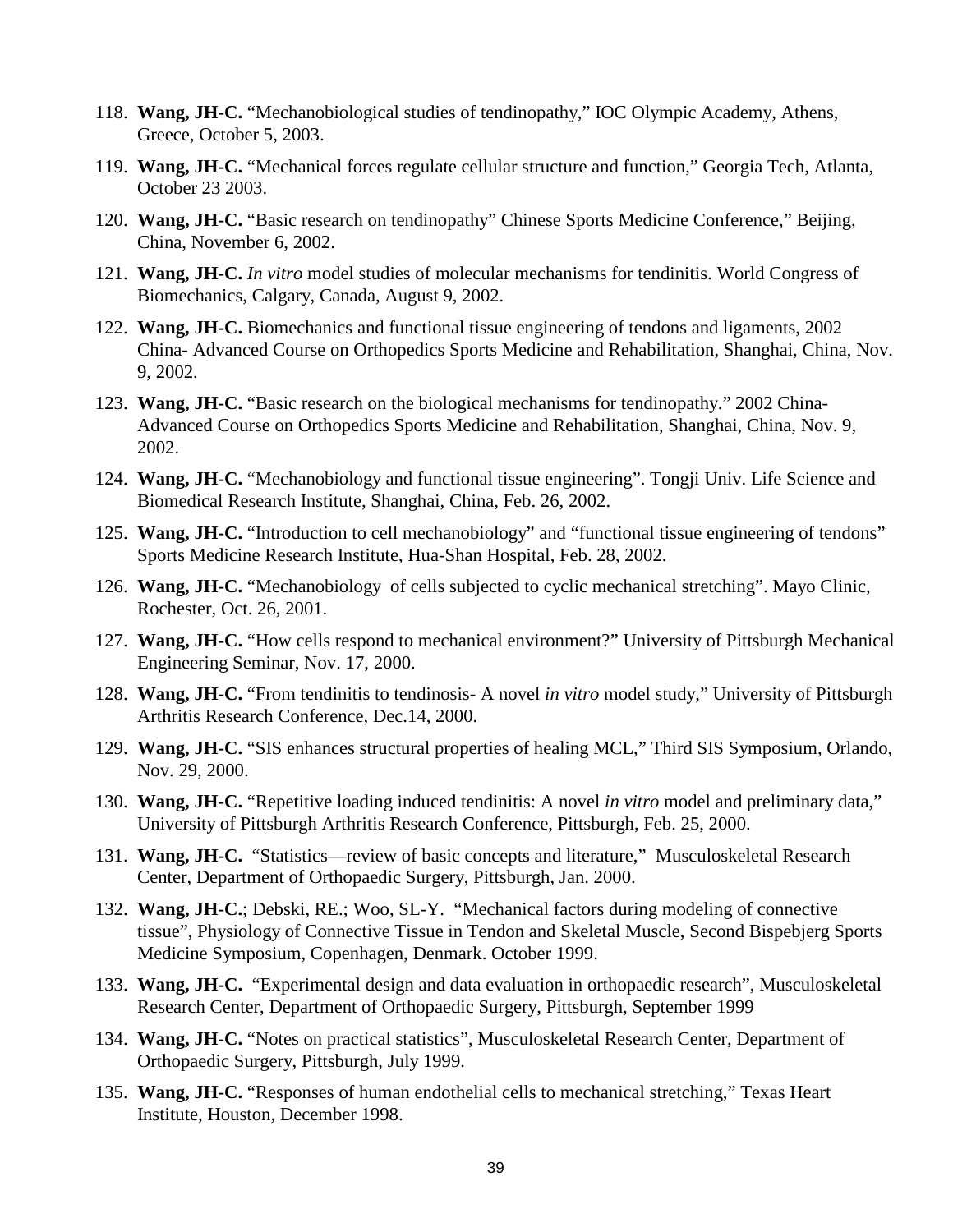118. **Wang, JH-C.** “Mechanobiological studies of tendinopathy,” IOC Olympic Academy, Athens, Greece, October 5, 2003.

119. **Wang, JH-C.** “Mechanical forces regulate cellular structure and function,” Georgia Tech, Atlanta, October 23 2003.

120. **Wang, JH-C.** “Basic research on tendinopathy” Chinese Sports Medicine Conference,” Beijing, China, November 6, 2002.

121. **Wang, JH-C.** *In vitro* model studies of molecular mechanisms for tendinitis. World Congress of Biomechanics, Calgary, Canada, August 9, 2002.

122. **Wang, JH-C.** Biomechanics and functional tissue engineering of tendons and ligaments, 2002 China- Advanced Course on Orthopedics Sports Medicine and Rehabilitation, Shanghai, China, Nov. 9, 2002.

123. **Wang, JH-C.** “Basic research on the biological mechanisms for tendinopathy.” 2002 China- Advanced Course on Orthopedics Sports Medicine and Rehabilitation, Shanghai, China, Nov. 9, 2002.

124. **Wang, JH-C.** “Mechanobiology and functional tissue engineering”. Tongji Univ. Life Science and Biomedical Research Institute, Shanghai, China, Feb. 26, 2002.

125. **Wang, JH-C.** “Introduction to cell mechanobiology” and “functional tissue engineering of tendons” Sports Medicine Research Institute, Hua-Shan Hospital, Feb. 28, 2002.

126. **Wang, JH-C.** “Mechanobiology of cells subjected to cyclic mechanical stretching”. Mayo Clinic, Rochester, Oct. 26, 2001.

127. **Wang, JH-C.** “How cells respond to mechanical environment?” University of Pittsburgh Mechanical Engineering Seminar, Nov. 17, 2000.

128. **Wang, JH-C.** “From tendinitis to tendinosis- A novel *in vitro* model study,” University of Pittsburgh Arthritis Research Conference, Dec.14, 2000.

129. **Wang, JH-C.** “SIS enhances structural properties of healing MCL,” Third SIS Symposium, Orlando, Nov. 29, 2000.

130. **Wang, JH-C.** “Repetitive loading induced tendinitis: A novel *in vitro* model and preliminary data,” University of Pittsburgh Arthritis Research Conference, Pittsburgh, Feb. 25, 2000.

131. **Wang, JH-C.** “Statistics—review of basic concepts and literature,” Musculoskeletal Research Center, Department of Orthopaedic Surgery, Pittsburgh, Jan. 2000.

132. **Wang, JH-C.**; Debski, RE.; Woo, SL-Y. “Mechanical factors during modeling of connective tissue”, Physiology of Connective Tissue in Tendon and Skeletal Muscle, Second Bispebjerg Sports Medicine Symposium, Copenhagen, Denmark. October 1999.

133. **Wang, JH-C.** “Experimental design and data evaluation in orthopaedic research”, Musculoskeletal Research Center, Department of Orthopaedic Surgery, Pittsburgh, September 1999

134. **Wang, JH-C.** “Notes on practical statistics”, Musculoskeletal Research Center, Department of Orthopaedic Surgery, Pittsburgh, July 1999.

135. **Wang, JH-C.** “Responses of human endothelial cells to mechanical stretching,” Texas Heart Institute, Houston, December 1998.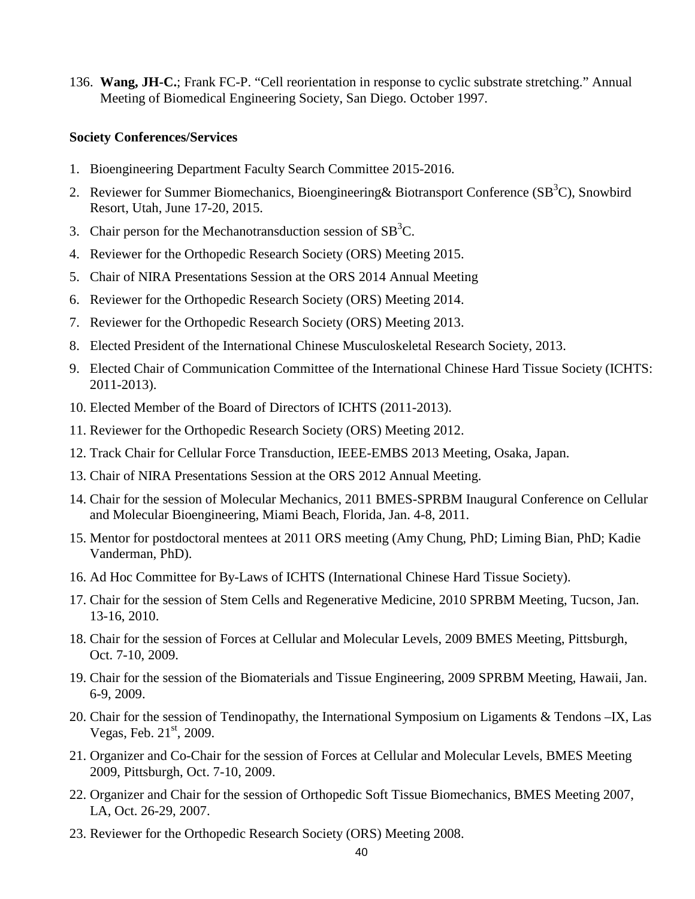136. **Wang, JH-C.**; Frank FC-P. "Cell reorientation in response to cyclic substrate stretching." Annual Meeting of Biomedical Engineering Society, San Diego. October 1997.

**Society Conferences/Services**

1. Bioengineering Department Faculty Search Committee 2015-2016.
2. Reviewer for Summer Biomechanics, Bioengineering& Biotransport Conference ($SB^3C$), Snowbird Resort, Utah, June 17-20, 2015.
3. Chair person for the Mechanotransduction session of $SB^3C$.
4. Reviewer for the Orthopedic Research Society (ORS) Meeting 2015.
5. Chair of NIRA Presentations Session at the ORS 2014 Annual Meeting
6. Reviewer for the Orthopedic Research Society (ORS) Meeting 2014.
7. Reviewer for the Orthopedic Research Society (ORS) Meeting 2013.
8. Elected President of the International Chinese Musculoskeletal Research Society, 2013.
9. Elected Chair of Communication Committee of the International Chinese Hard Tissue Society (ICHTS: 2011-2013).
10. Elected Member of the Board of Directors of ICHTS (2011-2013).
11. Reviewer for the Orthopedic Research Society (ORS) Meeting 2012.
12. Track Chair for Cellular Force Transduction, IEEE-EMBS 2013 Meeting, Osaka, Japan.
13. Chair of NIRA Presentations Session at the ORS 2012 Annual Meeting.
14. Chair for the session of Molecular Mechanics, 2011 BMES-SPRBM Inaugural Conference on Cellular and Molecular Bioengineering, Miami Beach, Florida, Jan. 4-8, 2011.
15. Mentor for postdoctoral mentees at 2011 ORS meeting (Amy Chung, PhD; Liming Bian, PhD; Kadie Vanderman, PhD).
16. Ad Hoc Committee for By-Laws of ICHTS (International Chinese Hard Tissue Society).
17. Chair for the session of Stem Cells and Regenerative Medicine, 2010 SPRBM Meeting, Tucson, Jan. 13-16, 2010.
18. Chair for the session of Forces at Cellular and Molecular Levels, 2009 BMES Meeting, Pittsburgh, Oct. 7-10, 2009.
19. Chair for the session of the Biomaterials and Tissue Engineering, 2009 SPRBM Meeting, Hawaii, Jan. 6-9, 2009.
20. Chair for the session of Tendinopathy, the International Symposium on Ligaments & Tendons –IX, Las Vegas, Feb. 21st, 2009.
21. Organizer and Co-Chair for the session of Forces at Cellular and Molecular Levels, BMES Meeting 2009, Pittsburgh, Oct. 7-10, 2009.
22. Organizer and Chair for the session of Orthopedic Soft Tissue Biomechanics, BMES Meeting 2007, LA, Oct. 26-29, 2007.
23. Reviewer for the Orthopedic Research Society (ORS) Meeting 2008.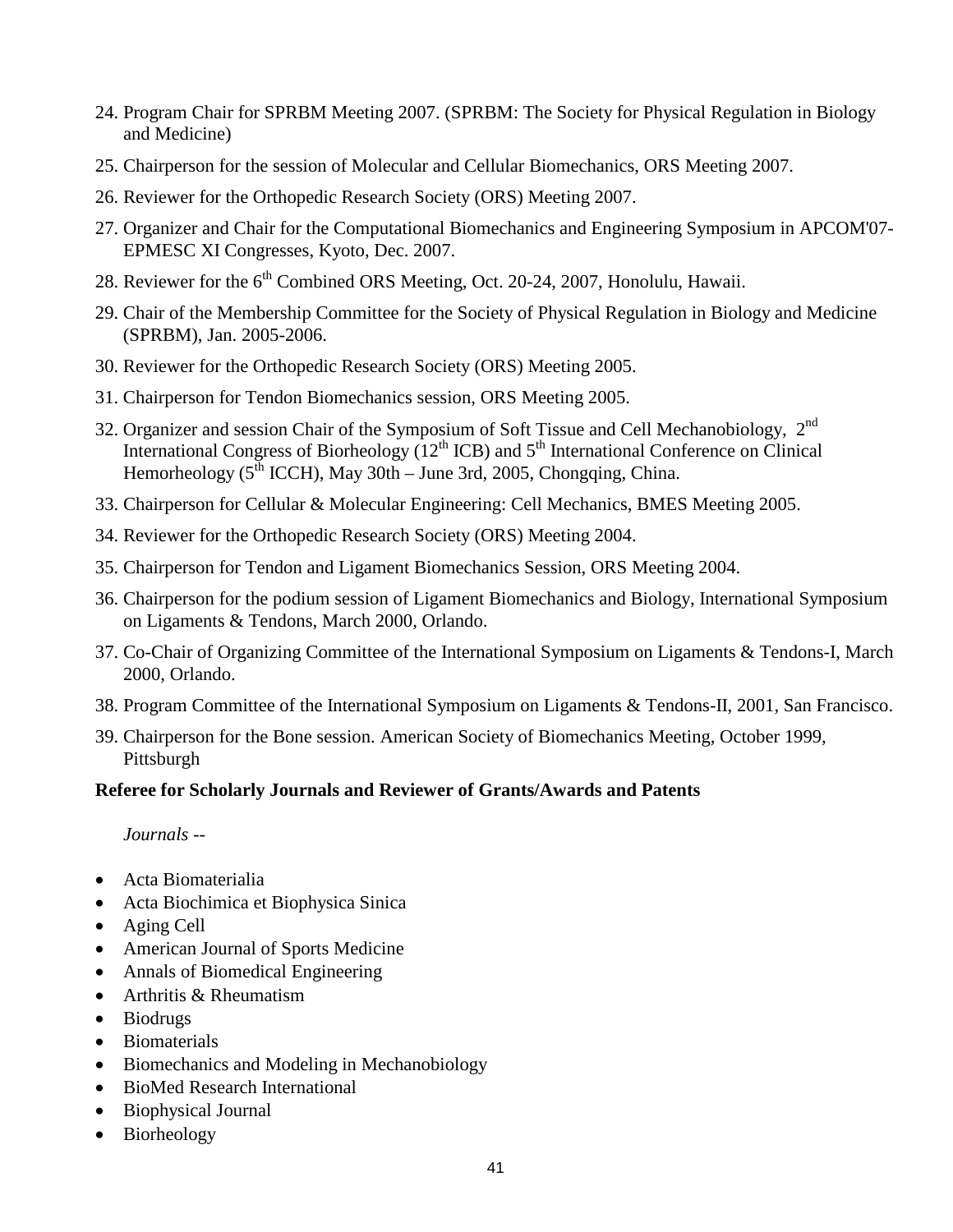24. Program Chair for SPRBM Meeting 2007. (SPRBM: The Society for Physical Regulation in Biology and Medicine)
25. Chairperson for the session of Molecular and Cellular Biomechanics, ORS Meeting 2007.
26. Reviewer for the Orthopedic Research Society (ORS) Meeting 2007.
27. Organizer and Chair for the Computational Biomechanics and Engineering Symposium in APCOM'07-EPMESC XI Congresses, Kyoto, Dec. 2007.
28. Reviewer for the 6th Combined ORS Meeting, Oct. 20-24, 2007, Honolulu, Hawaii.
29. Chair of the Membership Committee for the Society of Physical Regulation in Biology and Medicine (SPRBM), Jan. 2005-2006.
30. Reviewer for the Orthopedic Research Society (ORS) Meeting 2005.
31. Chairperson for Tendon Biomechanics session, ORS Meeting 2005.
32. Organizer and session Chair of the Symposium of Soft Tissue and Cell Mechanobiology, 2nd International Congress of Biorheology (12th ICB) and 5th International Conference on Clinical Hemorheology (5th ICCH), May 30th – June 3rd, 2005, Chongqing, China.
33. Chairperson for Cellular & Molecular Engineering: Cell Mechanics, BMES Meeting 2005.
34. Reviewer for the Orthopedic Research Society (ORS) Meeting 2004.
35. Chairperson for Tendon and Ligament Biomechanics Session, ORS Meeting 2004.
36. Chairperson for the podium session of Ligament Biomechanics and Biology, International Symposium on Ligaments & Tendons, March 2000, Orlando.
37. Co-Chair of Organizing Committee of the International Symposium on Ligaments & Tendons-I, March 2000, Orlando.
38. Program Committee of the International Symposium on Ligaments & Tendons-II, 2001, San Francisco.
39. Chairperson for the Bone session. American Society of Biomechanics Meeting, October 1999, Pittsburgh

**Referee for Scholarly Journals and Reviewer of Grants/Awards and Patents**

*Journals --*

- Acta Biomaterialia
- Acta Biochimica et Biophysica Sinica
- Aging Cell
- American Journal of Sports Medicine
- Annals of Biomedical Engineering
- Arthritis & Rheumatism
- Biodrugs
- Biomaterials
- Biomechanics and Modeling in Mechanobiology
- BioMed Research International
- Biophysical Journal
- Biorheology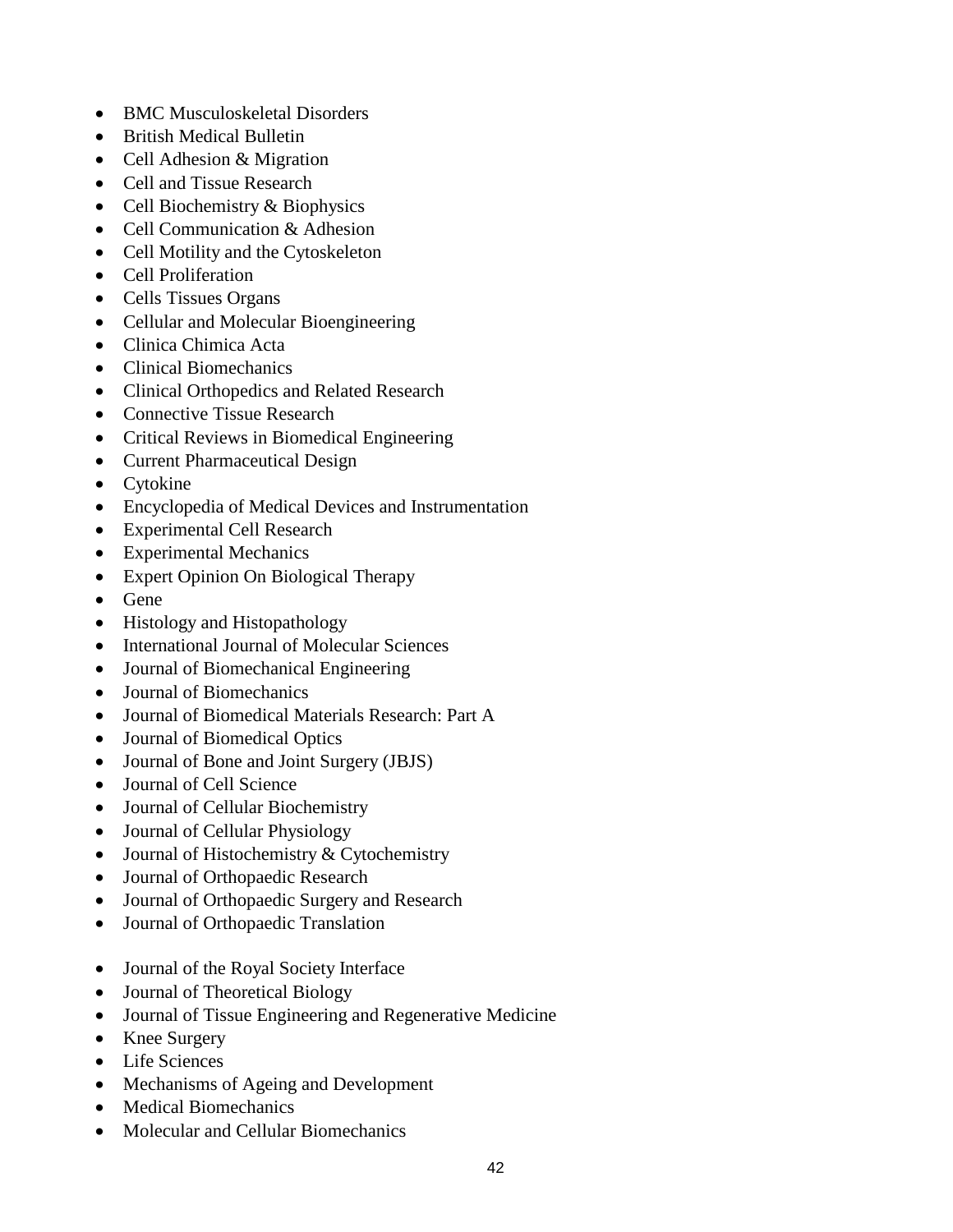- BMC Musculoskeletal Disorders
- British Medical Bulletin
- Cell Adhesion & Migration
- Cell and Tissue Research
- Cell Biochemistry & Biophysics
- Cell Communication & Adhesion
- Cell Motility and the Cytoskeleton
- Cell Proliferation
- Cells Tissues Organs
- Cellular and Molecular Bioengineering
- Clinica Chimica Acta
- Clinical Biomechanics
- Clinical Orthopedics and Related Research
- Connective Tissue Research
- Critical Reviews in Biomedical Engineering
- Current Pharmaceutical Design
- Cytokine
- Encyclopedia of Medical Devices and Instrumentation
- Experimental Cell Research
- Experimental Mechanics
- Expert Opinion On Biological Therapy
- Gene
- Histology and Histopathology
- International Journal of Molecular Sciences
- Journal of Biomechanical Engineering
- Journal of Biomechanics
- Journal of Biomedical Materials Research: Part A
- Journal of Biomedical Optics
- Journal of Bone and Joint Surgery (JBJS)
- Journal of Cell Science
- Journal of Cellular Biochemistry
- Journal of Cellular Physiology
- Journal of Histochemistry & Cytochemistry
- Journal of Orthopaedic Research
- Journal of Orthopaedic Surgery and Research
- Journal of Orthopaedic Translation
- Journal of the Royal Society Interface
- Journal of Theoretical Biology
- Journal of Tissue Engineering and Regenerative Medicine
- Knee Surgery
- Life Sciences
- Mechanisms of Ageing and Development
- Medical Biomechanics
- Molecular and Cellular Biomechanics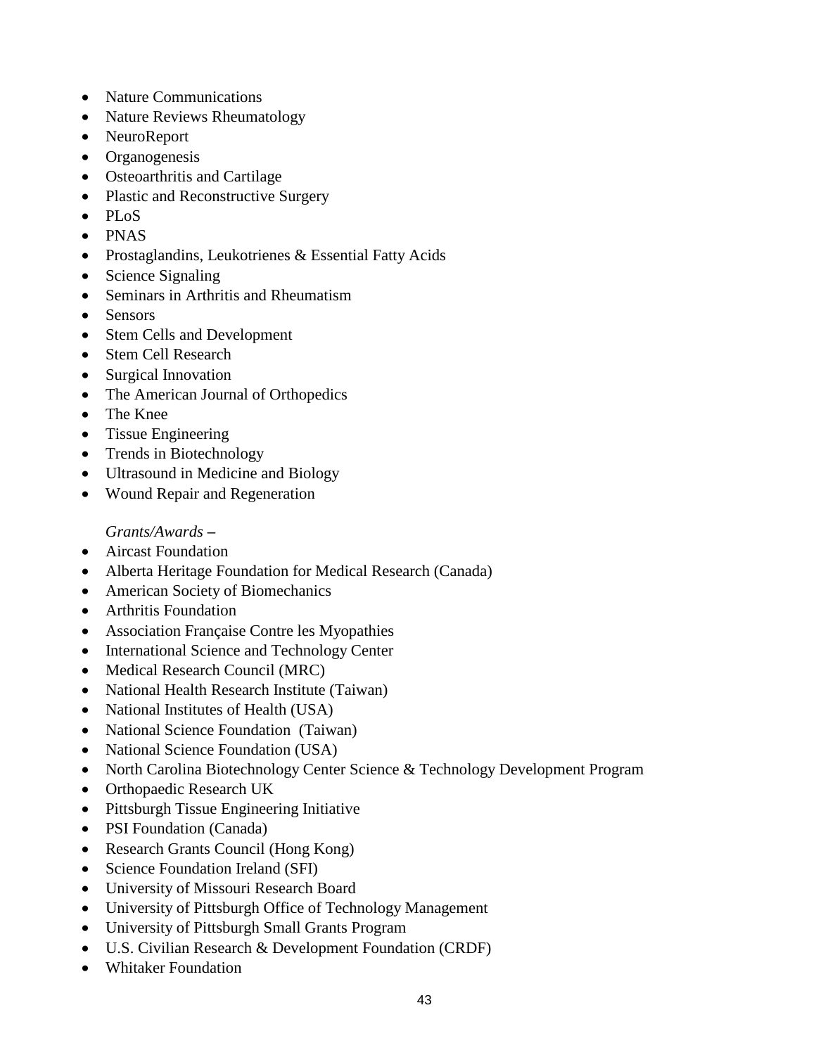- Nature Communications
- Nature Reviews Rheumatology
- NeuroReport
- Organogenesis
- Osteoarthritis and Cartilage
- Plastic and Reconstructive Surgery
- PLoS
- PNAS
- Prostaglandins, Leukotrienes & Essential Fatty Acids
- Science Signaling
- Seminars in Arthritis and Rheumatism
- Sensors
- Stem Cells and Development
- Stem Cell Research
- Surgical Innovation
- The American Journal of Orthopedics
- The Knee
- Tissue Engineering
- Trends in Biotechnology
- Ultrasound in Medicine and Biology
- Wound Repair and Regeneration

*Grants/Awards* **–**

- Aircast Foundation
- Alberta Heritage Foundation for Medical Research (Canada)
- American Society of Biomechanics
- Arthritis Foundation
- Association Française Contre les Myopathies
- International Science and Technology Center
- Medical Research Council (MRC)
- National Health Research Institute (Taiwan)
- National Institutes of Health (USA)
- National Science Foundation (Taiwan)
- National Science Foundation (USA)
- North Carolina Biotechnology Center Science & Technology Development Program
- Orthopaedic Research UK
- Pittsburgh Tissue Engineering Initiative
- PSI Foundation (Canada)
- Research Grants Council (Hong Kong)
- Science Foundation Ireland (SFI)
- University of Missouri Research Board
- University of Pittsburgh Office of Technology Management
- University of Pittsburgh Small Grants Program
- U.S. Civilian Research & Development Foundation (CRDF)
- Whitaker Foundation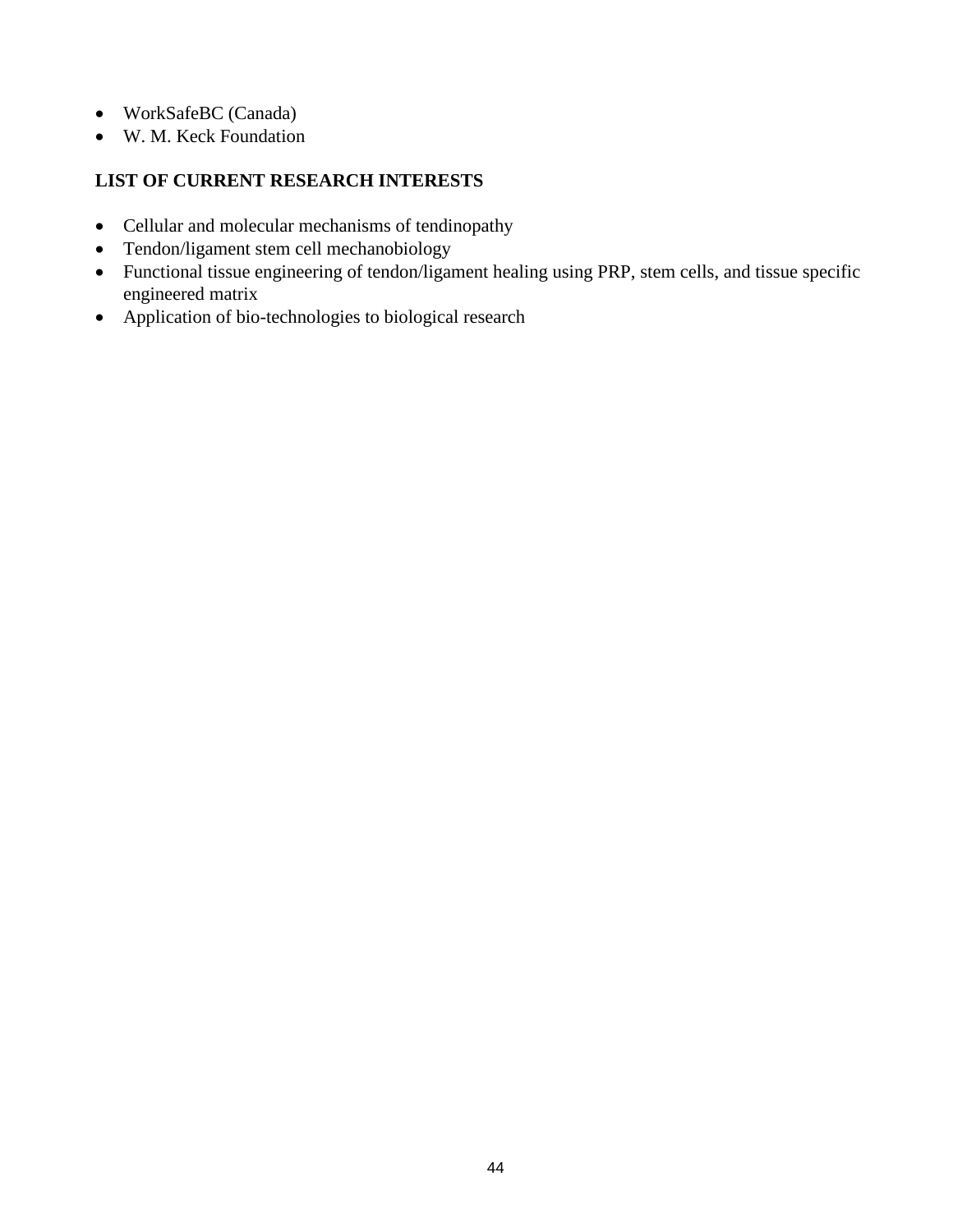- WorkSafeBC (Canada)
- W. M. Keck Foundation

**LIST OF CURRENT RESEARCH INTERESTS**

- Cellular and molecular mechanisms of tendinopathy
- Tendon/ligament stem cell mechanobiology
- Functional tissue engineering of tendon/ligament healing using PRP, stem cells, and tissue specific engineered matrix
- Application of bio-technologies to biological research